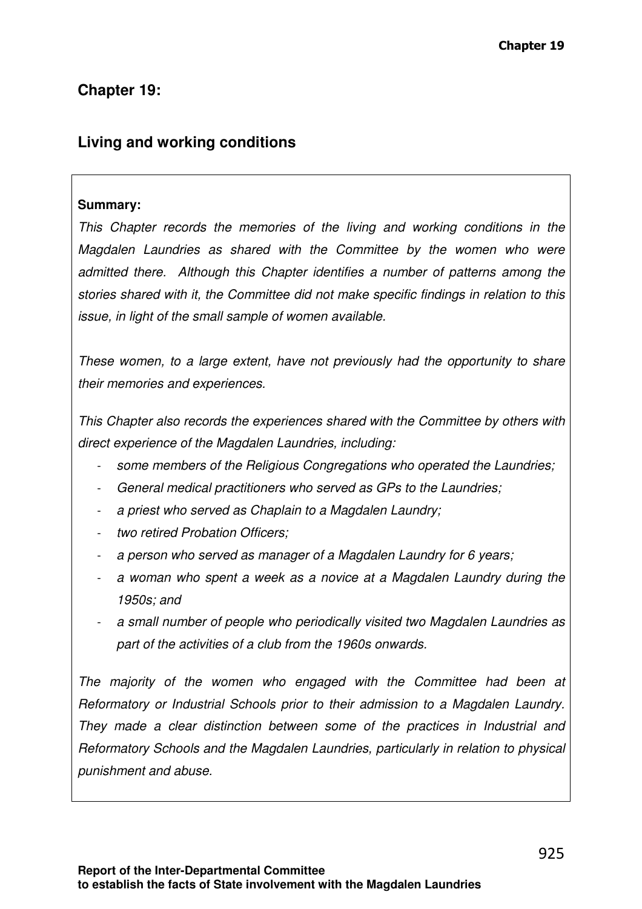# Chapter 19:

## Living and working conditions

**Summary:**

*This Chapter records the memories of the living and working conditions in the Magdalen Laundries as shared with the Committee by the women who were admitted there. Although this Chapter identifies a number of patterns among the stories shared with it, the Committee did not make specific findings in relation to this issue, in light of the small sample of women available.*

*These women, to a large extent, have not previously had the opportunity to share their memories and experiences.*

*This Chapter also records the experiences shared with the Committee by others with direct experience of the Magdalen Laundries, including:*

- *some members of the Religious Congregations who operated the Laundries;*
- *General medical practitioners who served as GPs to the Laundries;*
- *a priest who served as Chaplain to a Magdalen Laundry;*
- *two retired Probation Officers;*
- *a person who served as manager of a Magdalen Laundry for 6 years;*
- *a woman who spent a week as a novice at a Magdalen Laundry during the 1950s; and*
- *a small number of people who periodically visited two Magdalen Laundries as part of the activities of a club from the 1960s onwards.*

*The majority of the women who engaged with the Committee had been at Reformatory or Industrial Schools prior to their admission to a Magdalen Laundry. They made a clear distinction between some of the practices in Industrial and Reformatory Schools and the Magdalen Laundries, particularly in relation to physical punishment and abuse.*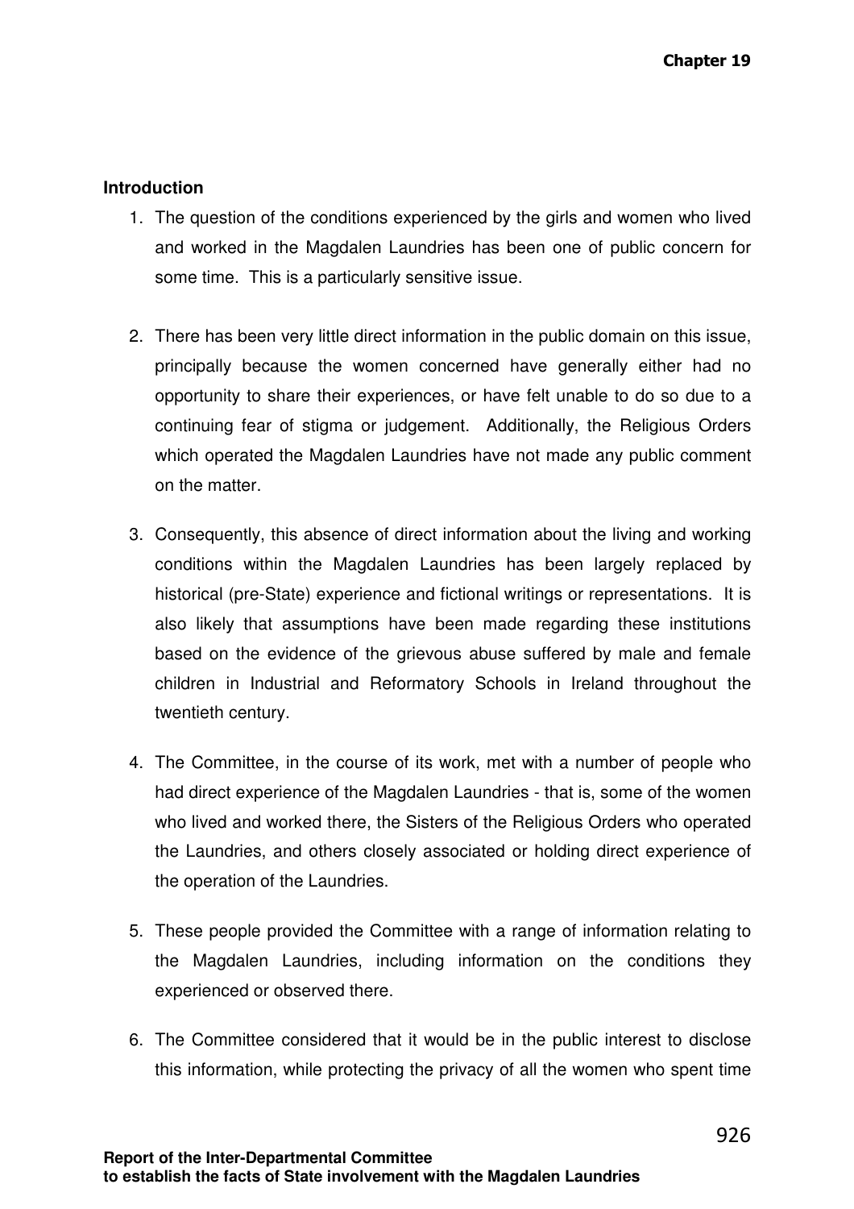## Introduction

1. The question of the conditions experienced by the girls and women who lived and worked in the Magdalen Laundries has been one of public concern for some time. This is a particularly sensitive issue.

2. There has been very little direct information in the public domain on this issue, principally because the women concerned have generally either had no opportunity to share their experiences, or have felt unable to do so due to a continuing fear of stigma or judgement. Additionally, the Religious Orders which operated the Magdalen Laundries have not made any public comment on the matter.

3. Consequently, this absence of direct information about the living and working conditions within the Magdalen Laundries has been largely replaced by historical (pre-State) experience and fictional writings or representations. It is also likely that assumptions have been made regarding these institutions based on the evidence of the grievous abuse suffered by male and female children in Industrial and Reformatory Schools in Ireland throughout the twentieth century.

4. The Committee, in the course of its work, met with a number of people who had direct experience of the Magdalen Laundries - that is, some of the women who lived and worked there, the Sisters of the Religious Orders who operated the Laundries, and others closely associated or holding direct experience of the operation of the Laundries.

5. These people provided the Committee with a range of information relating to the Magdalen Laundries, including information on the conditions they experienced or observed there.

6. The Committee considered that it would be in the public interest to disclose this information, while protecting the privacy of all the women who spent time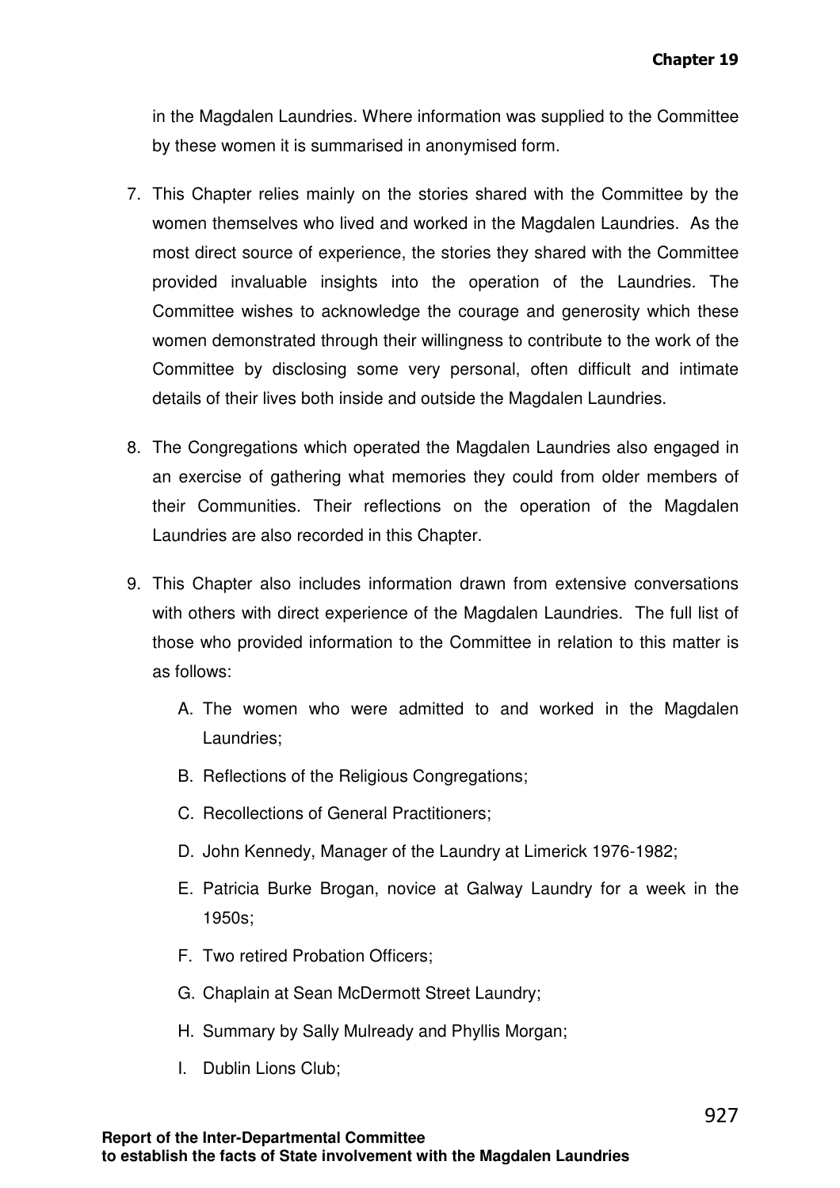in the Magdalen Laundries. Where information was supplied to the Committee by these women it is summarised in anonymised form.

7. This Chapter relies mainly on the stories shared with the Committee by the women themselves who lived and worked in the Magdalen Laundries. As the most direct source of experience, the stories they shared with the Committee provided invaluable insights into the operation of the Laundries. The Committee wishes to acknowledge the courage and generosity which these women demonstrated through their willingness to contribute to the work of the Committee by disclosing some very personal, often difficult and intimate details of their lives both inside and outside the Magdalen Laundries.

8. The Congregations which operated the Magdalen Laundries also engaged in an exercise of gathering what memories they could from older members of their Communities. Their reflections on the operation of the Magdalen Laundries are also recorded in this Chapter.

9. This Chapter also includes information drawn from extensive conversations with others with direct experience of the Magdalen Laundries. The full list of those who provided information to the Committee in relation to this matter is as follows:

   A. The women who were admitted to and worked in the Magdalen Laundries;

   B. Reflections of the Religious Congregations;

   C. Recollections of General Practitioners;

   D. John Kennedy, Manager of the Laundry at Limerick 1976-1982;

   E. Patricia Burke Brogan, novice at Galway Laundry for a week in the 1950s;

   F. Two retired Probation Officers;

   G. Chaplain at Sean McDermott Street Laundry;

   H. Summary by Sally Mulready and Phyllis Morgan;

   I. Dublin Lions Club;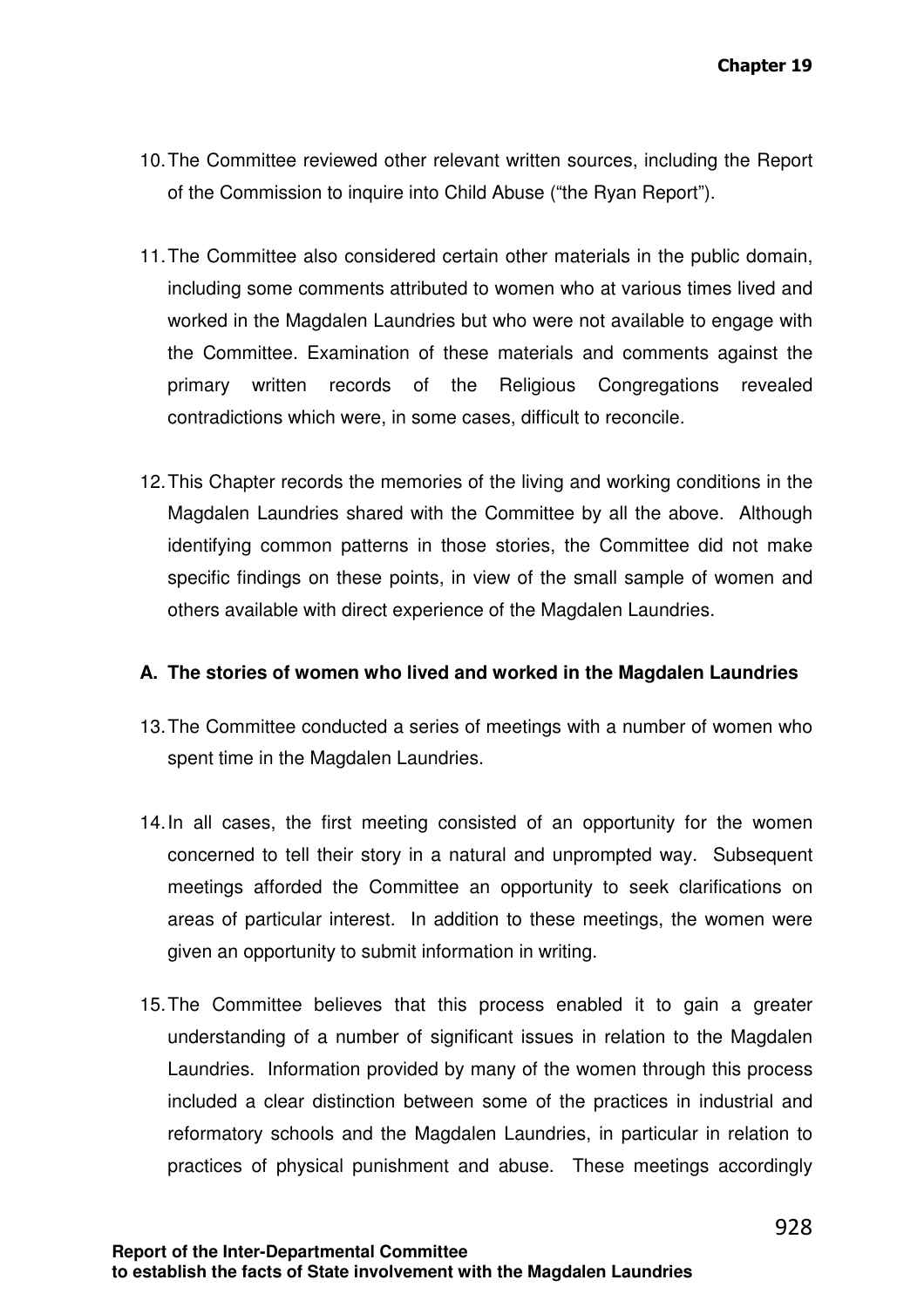10. The Committee reviewed other relevant written sources, including the Report of the Commission to inquire into Child Abuse ("the Ryan Report").

11. The Committee also considered certain other materials in the public domain, including some comments attributed to women who at various times lived and worked in the Magdalen Laundries but who were not available to engage with the Committee. Examination of these materials and comments against the primary written records of the Religious Congregations revealed contradictions which were, in some cases, difficult to reconcile.

12. This Chapter records the memories of the living and working conditions in the Magdalen Laundries shared with the Committee by all the above. Although identifying common patterns in those stories, the Committee did not make specific findings on these points, in view of the small sample of women and others available with direct experience of the Magdalen Laundries.

### A. The stories of women who lived and worked in the Magdalen Laundries

13. The Committee conducted a series of meetings with a number of women who spent time in the Magdalen Laundries.

14. In all cases, the first meeting consisted of an opportunity for the women concerned to tell their story in a natural and unprompted way. Subsequent meetings afforded the Committee an opportunity to seek clarifications on areas of particular interest. In addition to these meetings, the women were given an opportunity to submit information in writing.

15. The Committee believes that this process enabled it to gain a greater understanding of a number of significant issues in relation to the Magdalen Laundries. Information provided by many of the women through this process included a clear distinction between some of the practices in industrial and reformatory schools and the Magdalen Laundries, in particular in relation to practices of physical punishment and abuse. These meetings accordingly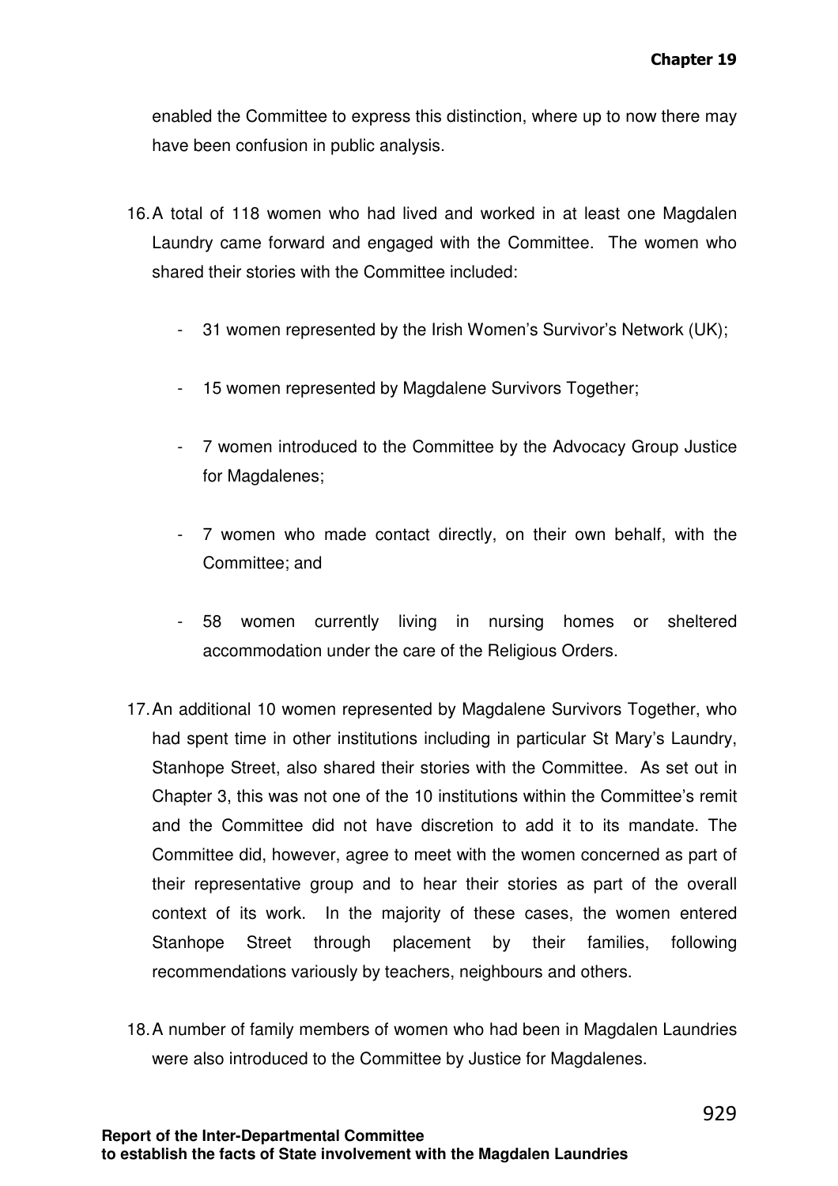enabled the Committee to express this distinction, where up to now there may have been confusion in public analysis.

16. A total of 118 women who had lived and worked in at least one Magdalen Laundry came forward and engaged with the Committee. The women who shared their stories with the Committee included:

    - 31 women represented by the Irish Women's Survivor's Network (UK);
    - 15 women represented by Magdalene Survivors Together;
    - 7 women introduced to the Committee by the Advocacy Group Justice for Magdalenes;
    - 7 women who made contact directly, on their own behalf, with the Committee; and
    - 58 women currently living in nursing homes or sheltered accommodation under the care of the Religious Orders.

17. An additional 10 women represented by Magdalene Survivors Together, who had spent time in other institutions including in particular St Mary's Laundry, Stanhope Street, also shared their stories with the Committee. As set out in Chapter 3, this was not one of the 10 institutions within the Committee's remit and the Committee did not have discretion to add it to its mandate. The Committee did, however, agree to meet with the women concerned as part of their representative group and to hear their stories as part of the overall context of its work. In the majority of these cases, the women entered Stanhope Street through placement by their families, following recommendations variously by teachers, neighbours and others.

18. A number of family members of women who had been in Magdalen Laundries were also introduced to the Committee by Justice for Magdalenes.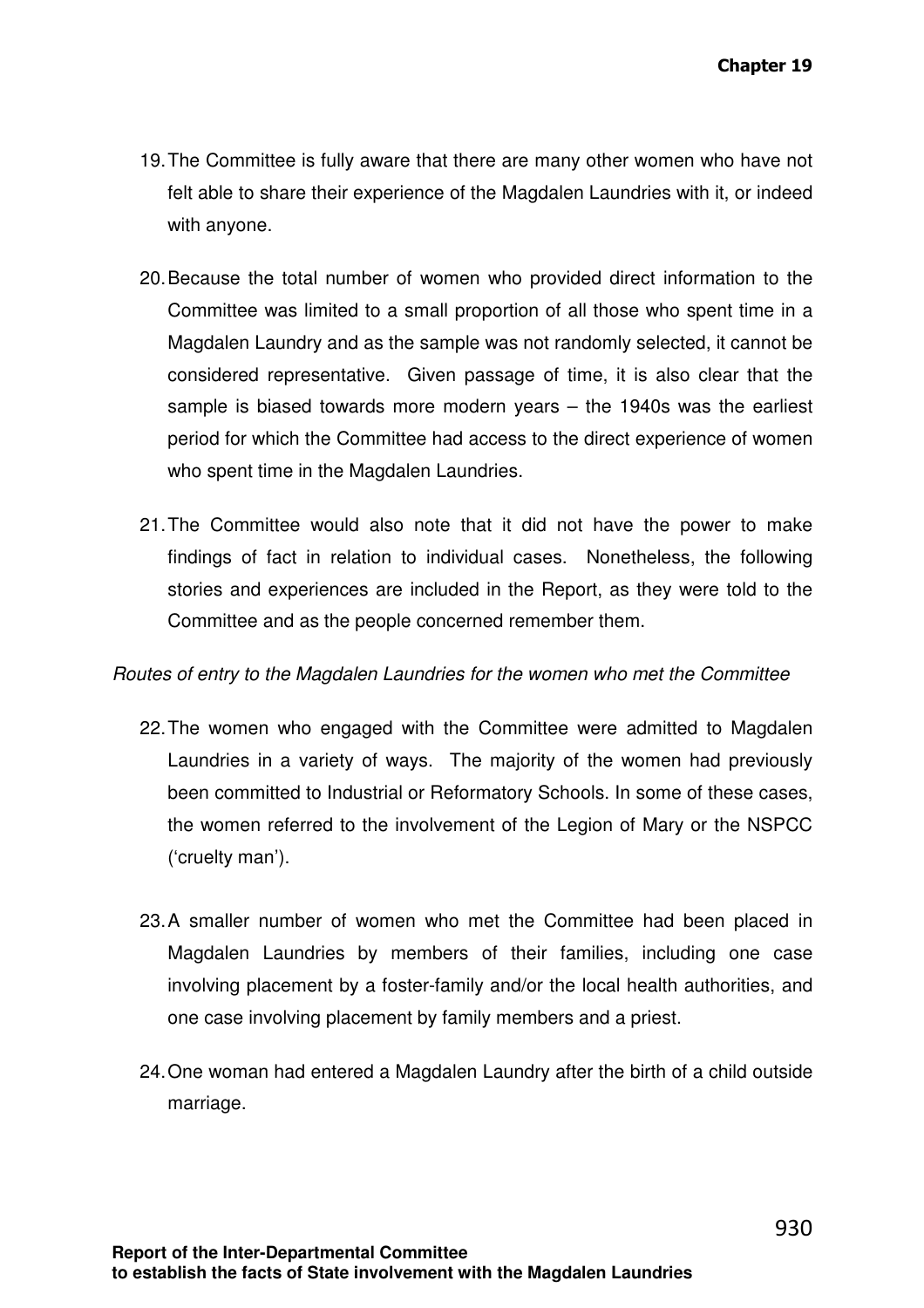19. The Committee is fully aware that there are many other women who have not felt able to share their experience of the Magdalen Laundries with it, or indeed with anyone.

20. Because the total number of women who provided direct information to the Committee was limited to a small proportion of all those who spent time in a Magdalen Laundry and as the sample was not randomly selected, it cannot be considered representative. Given passage of time, it is also clear that the sample is biased towards more modern years – the 1940s was the earliest period for which the Committee had access to the direct experience of women who spent time in the Magdalen Laundries.

21. The Committee would also note that it did not have the power to make findings of fact in relation to individual cases. Nonetheless, the following stories and experiences are included in the Report, as they were told to the Committee and as the people concerned remember them.

*Routes of entry to the Magdalen Laundries for the women who met the Committee*

22. The women who engaged with the Committee were admitted to Magdalen Laundries in a variety of ways. The majority of the women had previously been committed to Industrial or Reformatory Schools. In some of these cases, the women referred to the involvement of the Legion of Mary or the NSPCC ('cruelty man').

23. A smaller number of women who met the Committee had been placed in Magdalen Laundries by members of their families, including one case involving placement by a foster-family and/or the local health authorities, and one case involving placement by family members and a priest.

24. One woman had entered a Magdalen Laundry after the birth of a child outside marriage.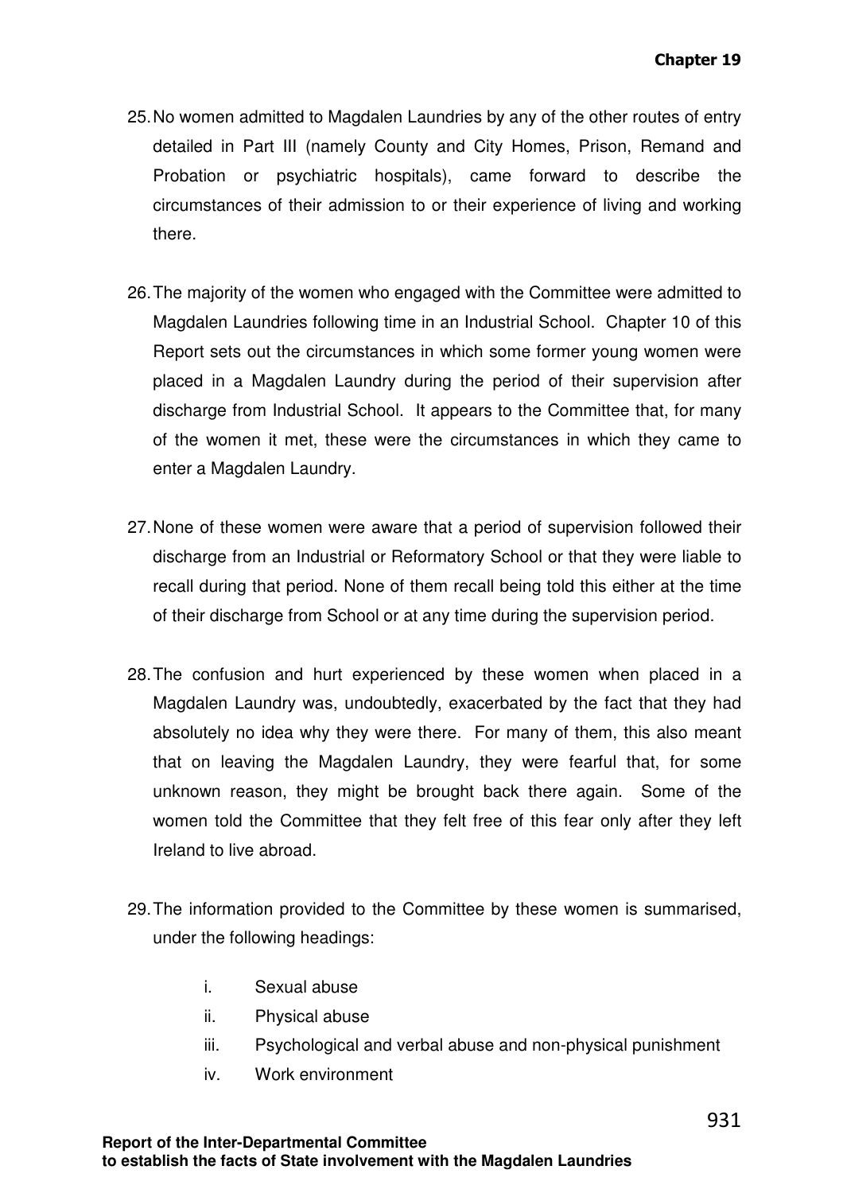25. No women admitted to Magdalen Laundries by any of the other routes of entry detailed in Part III (namely County and City Homes, Prison, Remand and Probation or psychiatric hospitals), came forward to describe the circumstances of their admission to or their experience of living and working there.

26. The majority of the women who engaged with the Committee were admitted to Magdalen Laundries following time in an Industrial School. Chapter 10 of this Report sets out the circumstances in which some former young women were placed in a Magdalen Laundry during the period of their supervision after discharge from Industrial School. It appears to the Committee that, for many of the women it met, these were the circumstances in which they came to enter a Magdalen Laundry.

27. None of these women were aware that a period of supervision followed their discharge from an Industrial or Reformatory School or that they were liable to recall during that period. None of them recall being told this either at the time of their discharge from School or at any time during the supervision period.

28. The confusion and hurt experienced by these women when placed in a Magdalen Laundry was, undoubtedly, exacerbated by the fact that they had absolutely no idea why they were there. For many of them, this also meant that on leaving the Magdalen Laundry, they were fearful that, for some unknown reason, they might be brought back there again. Some of the women told the Committee that they felt free of this fear only after they left Ireland to live abroad.

29. The information provided to the Committee by these women is summarised, under the following headings:

    i. Sexual abuse
    ii. Physical abuse
    iii. Psychological and verbal abuse and non-physical punishment
    iv. Work environment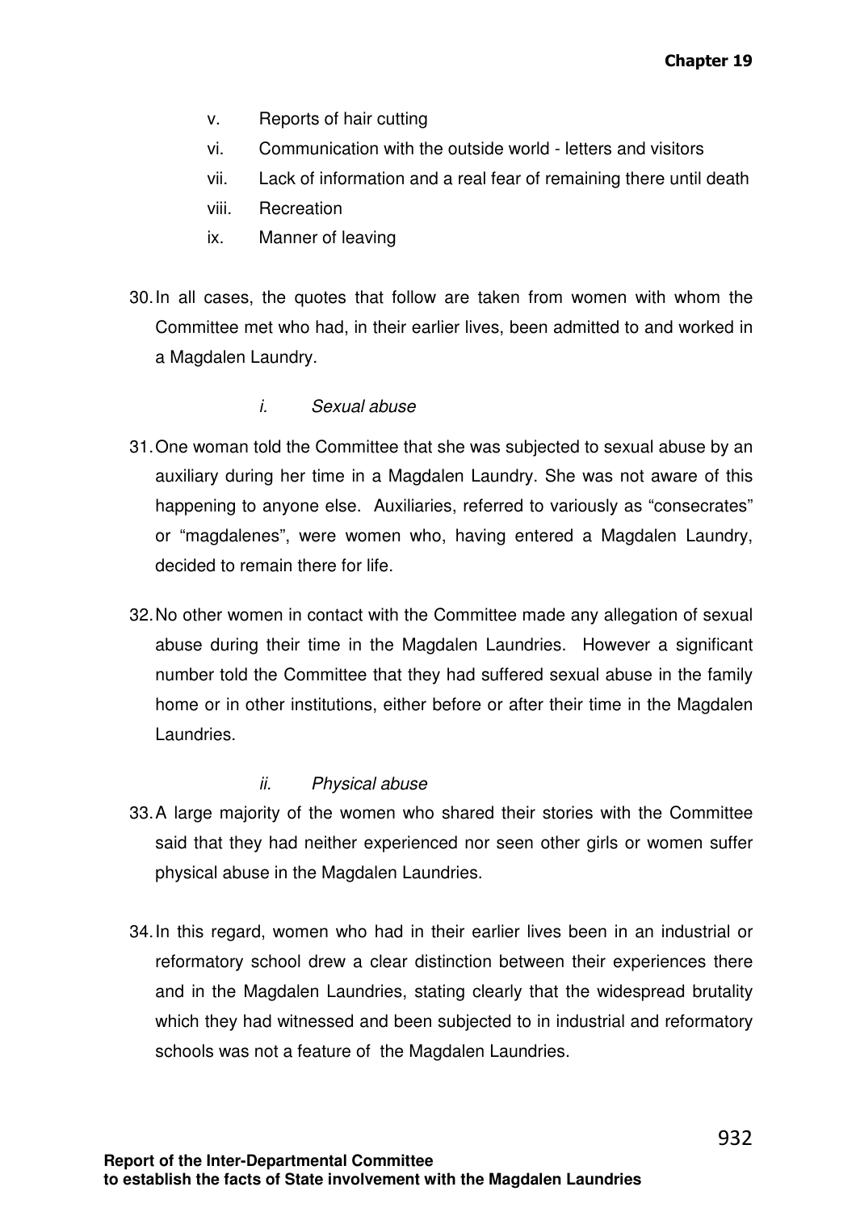v. Reports of hair cutting

vi. Communication with the outside world - letters and visitors

vii. Lack of information and a real fear of remaining there until death

viii. Recreation

ix. Manner of leaving

30. In all cases, the quotes that follow are taken from women with whom the Committee met who had, in their earlier lives, been admitted to and worked in a Magdalen Laundry.

*i. Sexual abuse*

31. One woman told the Committee that she was subjected to sexual abuse by an auxiliary during her time in a Magdalen Laundry. She was not aware of this happening to anyone else. Auxiliaries, referred to variously as "consecrates" or "magdalenes", were women who, having entered a Magdalen Laundry, decided to remain there for life.

32. No other women in contact with the Committee made any allegation of sexual abuse during their time in the Magdalen Laundries. However a significant number told the Committee that they had suffered sexual abuse in the family home or in other institutions, either before or after their time in the Magdalen Laundries.

*ii. Physical abuse*

33. A large majority of the women who shared their stories with the Committee said that they had neither experienced nor seen other girls or women suffer physical abuse in the Magdalen Laundries.

34. In this regard, women who had in their earlier lives been in an industrial or reformatory school drew a clear distinction between their experiences there and in the Magdalen Laundries, stating clearly that the widespread brutality which they had witnessed and been subjected to in industrial and reformatory schools was not a feature of the Magdalen Laundries.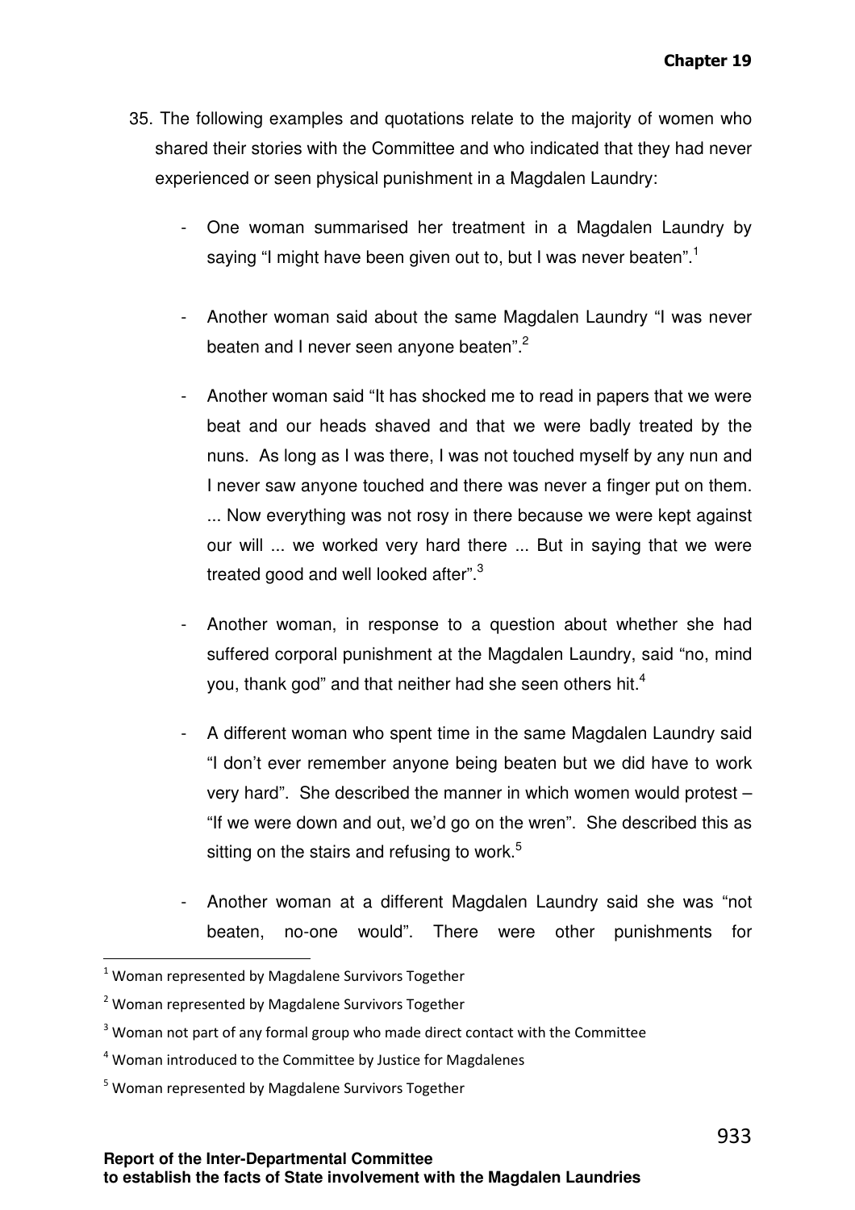35. The following examples and quotations relate to the majority of women who shared their stories with the Committee and who indicated that they had never experienced or seen physical punishment in a Magdalen Laundry:

   - One woman summarised her treatment in a Magdalen Laundry by saying "I might have been given out to, but I was never beaten".[1]

   - Another woman said about the same Magdalen Laundry "I was never beaten and I never seen anyone beaten".[2]

   - Another woman said "It has shocked me to read in papers that we were beat and our heads shaved and that we were badly treated by the nuns. As long as I was there, I was not touched myself by any nun and I never saw anyone touched and there was never a finger put on them. ... Now everything was not rosy in there because we were kept against our will ... we worked very hard there ... But in saying that we were treated good and well looked after".[3]

   - Another woman, in response to a question about whether she had suffered corporal punishment at the Magdalen Laundry, said "no, mind you, thank god" and that neither had she seen others hit.[4]

   - A different woman who spent time in the same Magdalen Laundry said "I don't ever remember anyone being beaten but we did have to work very hard". She described the manner in which women would protest – "If we were down and out, we'd go on the wren". She described this as sitting on the stairs and refusing to work.[5]

   - Another woman at a different Magdalen Laundry said she was "not beaten, no-one would". There were other punishments for

[1] Woman represented by Magdalene Survivors Together

[2] Woman represented by Magdalene Survivors Together

[3] Woman not part of any formal group who made direct contact with the Committee

[4] Woman introduced to the Committee by Justice for Magdalenes

[5] Woman represented by Magdalene Survivors Together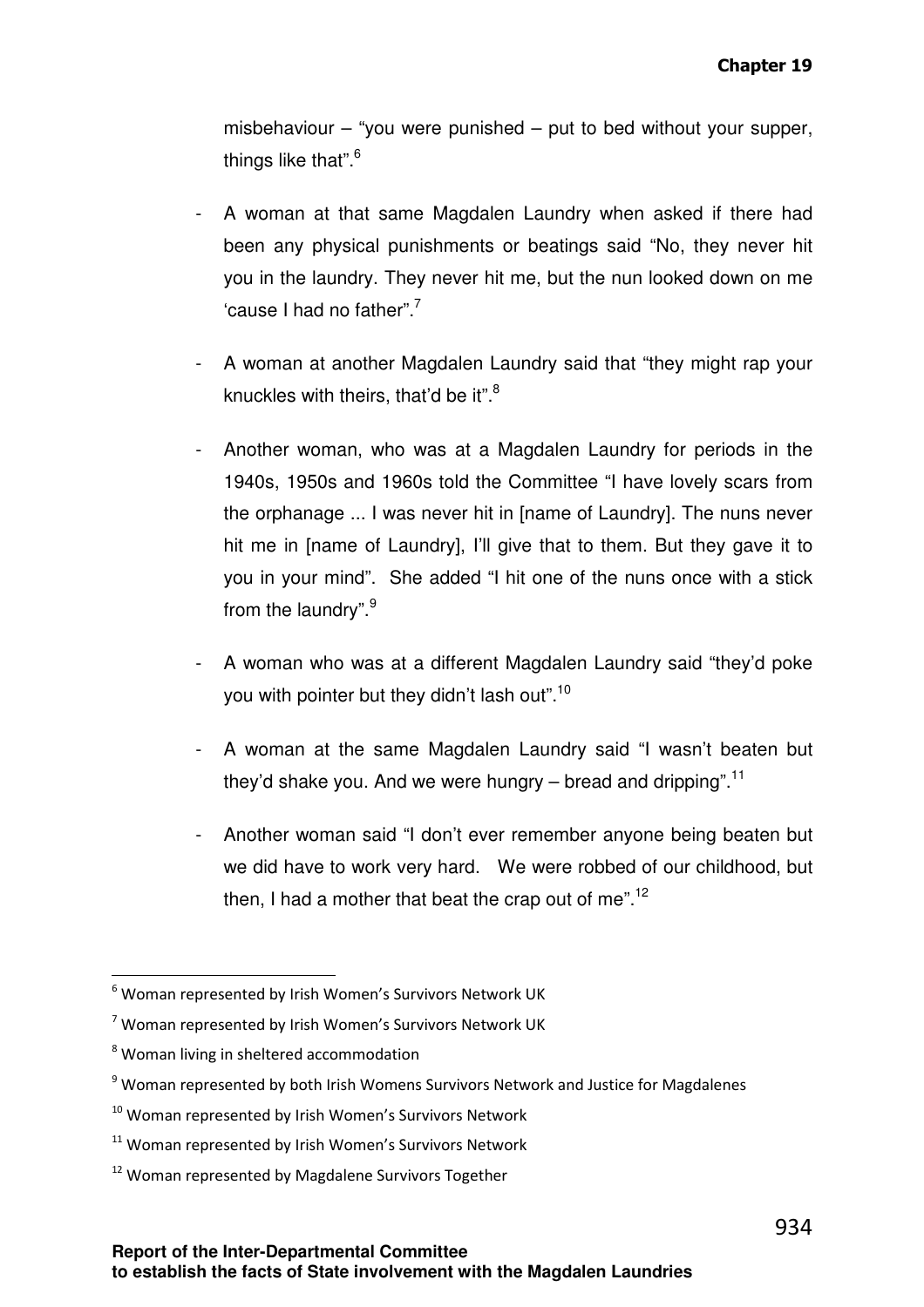misbehaviour – "you were punished – put to bed without your supper, things like that".[6]

- A woman at that same Magdalen Laundry when asked if there had been any physical punishments or beatings said "No, they never hit you in the laundry. They never hit me, but the nun looked down on me 'cause I had no father".[7]

- A woman at another Magdalen Laundry said that "they might rap your knuckles with theirs, that'd be it".[8]

- Another woman, who was at a Magdalen Laundry for periods in the 1940s, 1950s and 1960s told the Committee "I have lovely scars from the orphanage ... I was never hit in [name of Laundry]. The nuns never hit me in [name of Laundry], I'll give that to them. But they gave it to you in your mind". She added "I hit one of the nuns once with a stick from the laundry".[9]

- A woman who was at a different Magdalen Laundry said "they'd poke you with pointer but they didn't lash out".[10]

- A woman at the same Magdalen Laundry said "I wasn't beaten but they'd shake you. And we were hungry – bread and dripping".[11]

- Another woman said "I don't ever remember anyone being beaten but we did have to work very hard. We were robbed of our childhood, but then, I had a mother that beat the crap out of me".[12]

---

[6] Woman represented by Irish Women's Survivors Network UK

[7] Woman represented by Irish Women's Survivors Network UK

[8] Woman living in sheltered accommodation

[9] Woman represented by both Irish Womens Survivors Network and Justice for Magdalenes

[10] Woman represented by Irish Women's Survivors Network

[11] Woman represented by Irish Women's Survivors Network

[12] Woman represented by Magdalene Survivors Together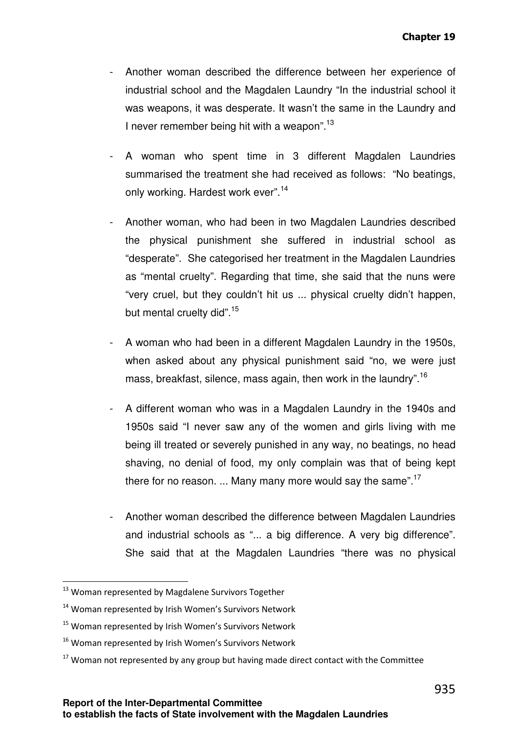- Another woman described the difference between her experience of industrial school and the Magdalen Laundry "In the industrial school it was weapons, it was desperate. It wasn't the same in the Laundry and I never remember being hit with a weapon".[13]

- A woman who spent time in 3 different Magdalen Laundries summarised the treatment she had received as follows: "No beatings, only working. Hardest work ever".[14]

- Another woman, who had been in two Magdalen Laundries described the physical punishment she suffered in industrial school as "desperate". She categorised her treatment in the Magdalen Laundries as "mental cruelty". Regarding that time, she said that the nuns were "very cruel, but they couldn't hit us ... physical cruelty didn't happen, but mental cruelty did".[15]

- A woman who had been in a different Magdalen Laundry in the 1950s, when asked about any physical punishment said "no, we were just mass, breakfast, silence, mass again, then work in the laundry".[16]

- A different woman who was in a Magdalen Laundry in the 1940s and 1950s said "I never saw any of the women and girls living with me being ill treated or severely punished in any way, no beatings, no head shaving, no denial of food, my only complain was that of being kept there for no reason. ... Many many more would say the same".[17]

- Another woman described the difference between Magdalen Laundries and industrial schools as "... a big difference. A very big difference". She said that at the Magdalen Laundries "there was no physical

[13] Woman represented by Magdalene Survivors Together

[14] Woman represented by Irish Women's Survivors Network

[15] Woman represented by Irish Women's Survivors Network

[16] Woman represented by Irish Women's Survivors Network

[17] Woman not represented by any group but having made direct contact with the Committee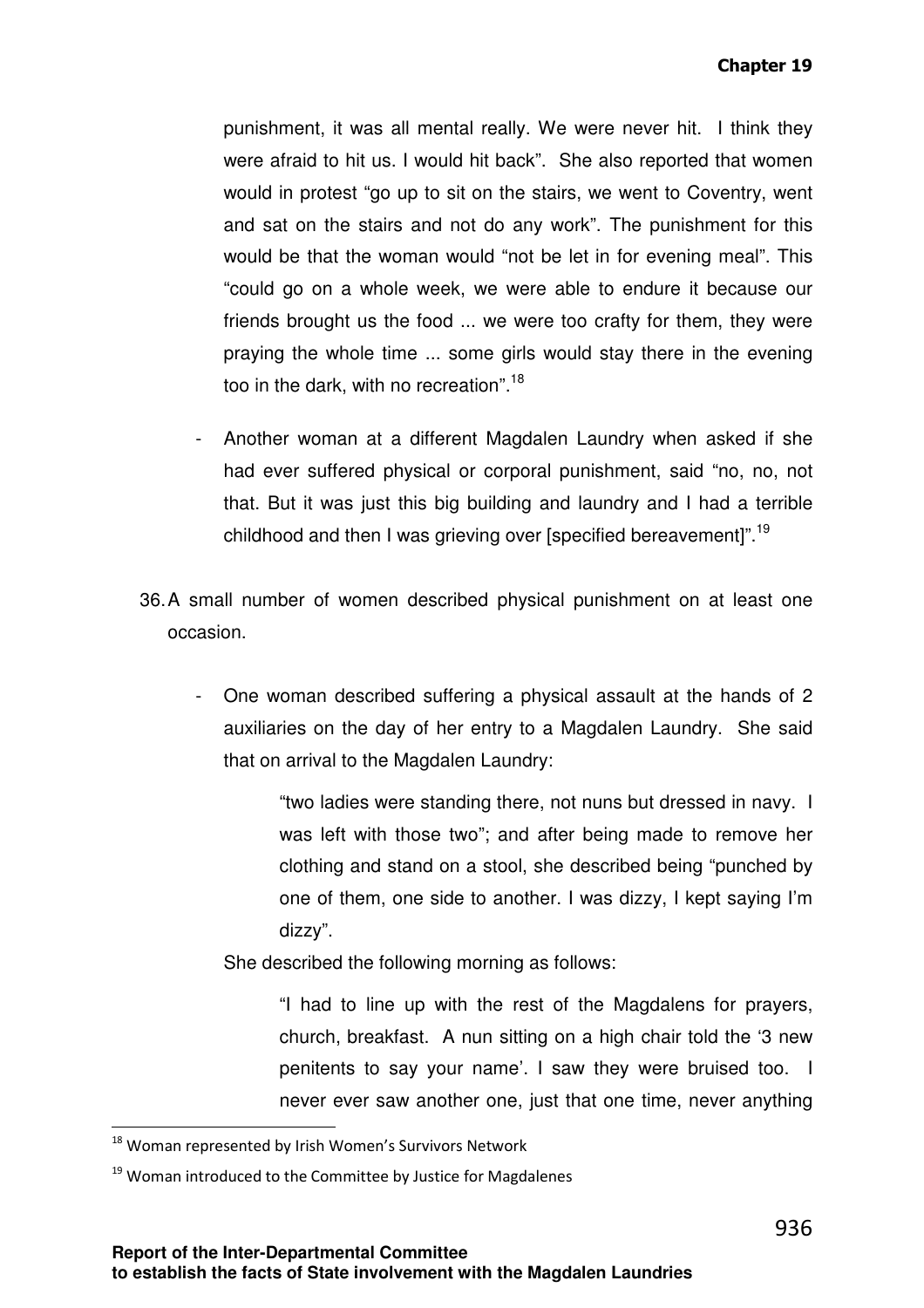punishment, it was all mental really. We were never hit. I think they were afraid to hit us. I would hit back". She also reported that women would in protest "go up to sit on the stairs, we went to Coventry, went and sat on the stairs and not do any work". The punishment for this would be that the woman would "not be let in for evening meal". This "could go on a whole week, we were able to endure it because our friends brought us the food ... we were too crafty for them, they were praying the whole time ... some girls would stay there in the evening too in the dark, with no recreation".[18]

- Another woman at a different Magdalen Laundry when asked if she had ever suffered physical or corporal punishment, said "no, no, not that. But it was just this big building and laundry and I had a terrible childhood and then I was grieving over [specified bereavement]".[19]

36. A small number of women described physical punishment on at least one occasion.

   - One woman described suffering a physical assault at the hands of 2 auxiliaries on the day of her entry to a Magdalen Laundry. She said that on arrival to the Magdalen Laundry:

     > "two ladies were standing there, not nuns but dressed in navy. I was left with those two"; and after being made to remove her clothing and stand on a stool, she described being "punched by one of them, one side to another. I was dizzy, I kept saying I'm dizzy".

     She described the following morning as follows:

     > "I had to line up with the rest of the Magdalens for prayers, church, breakfast. A nun sitting on a high chair told the '3 new penitents to say your name'. I saw they were bruised too. I never ever saw another one, just that one time, never anything

[18] Woman represented by Irish Women's Survivors Network

[19] Woman introduced to the Committee by Justice for Magdalenes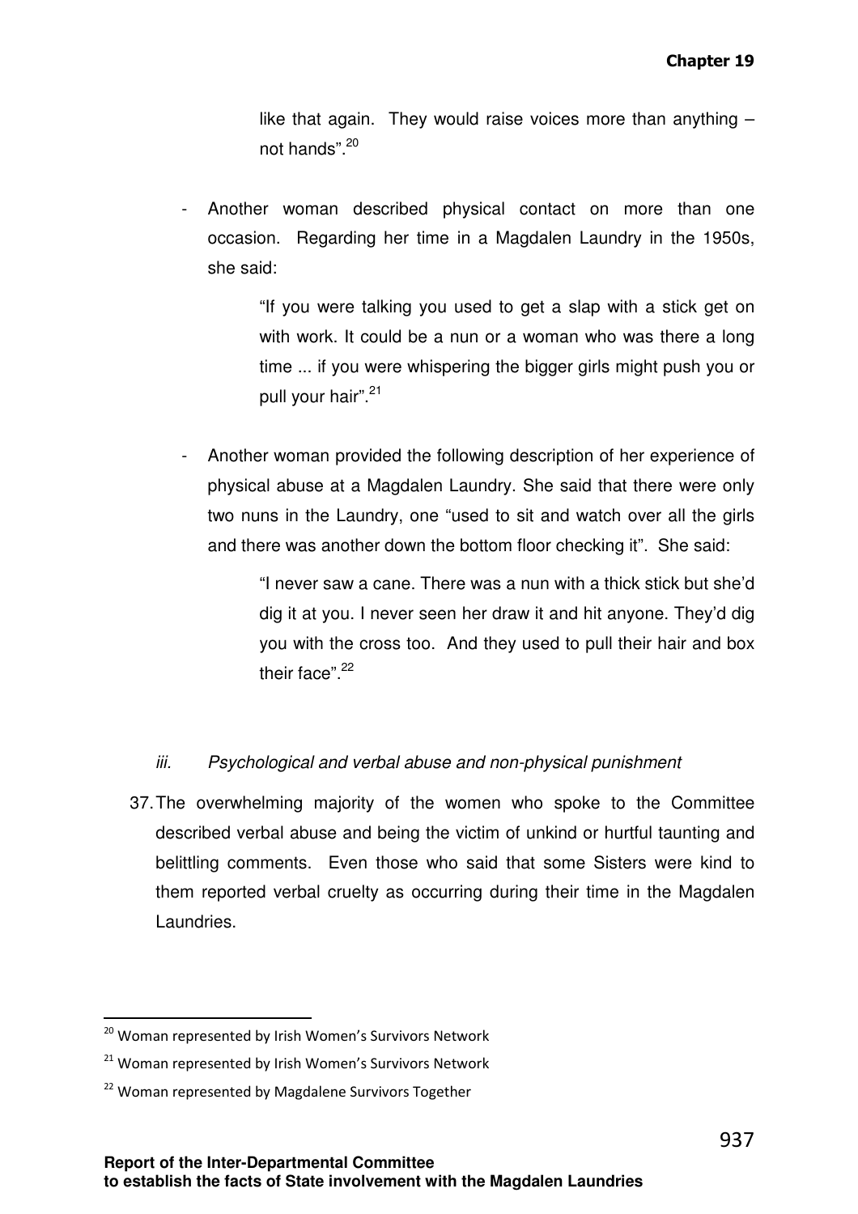like that again. They would raise voices more than anything – not hands".[20]

- Another woman described physical contact on more than one occasion. Regarding her time in a Magdalen Laundry in the 1950s, she said:

  "If you were talking you used to get a slap with a stick get on with work. It could be a nun or a woman who was there a long time ... if you were whispering the bigger girls might push you or pull your hair".[21]

- Another woman provided the following description of her experience of physical abuse at a Magdalen Laundry. She said that there were only two nuns in the Laundry, one "used to sit and watch over all the girls and there was another down the bottom floor checking it". She said:

  "I never saw a cane. There was a nun with a thick stick but she'd dig it at you. I never seen her draw it and hit anyone. They'd dig you with the cross too. And they used to pull their hair and box their face".[22]

*iii. Psychological and verbal abuse and non-physical punishment*

37. The overwhelming majority of the women who spoke to the Committee described verbal abuse and being the victim of unkind or hurtful taunting and belittling comments. Even those who said that some Sisters were kind to them reported verbal cruelty as occurring during their time in the Magdalen Laundries.

---

[20] Woman represented by Irish Women's Survivors Network

[21] Woman represented by Irish Women's Survivors Network

[22] Woman represented by Magdalene Survivors Together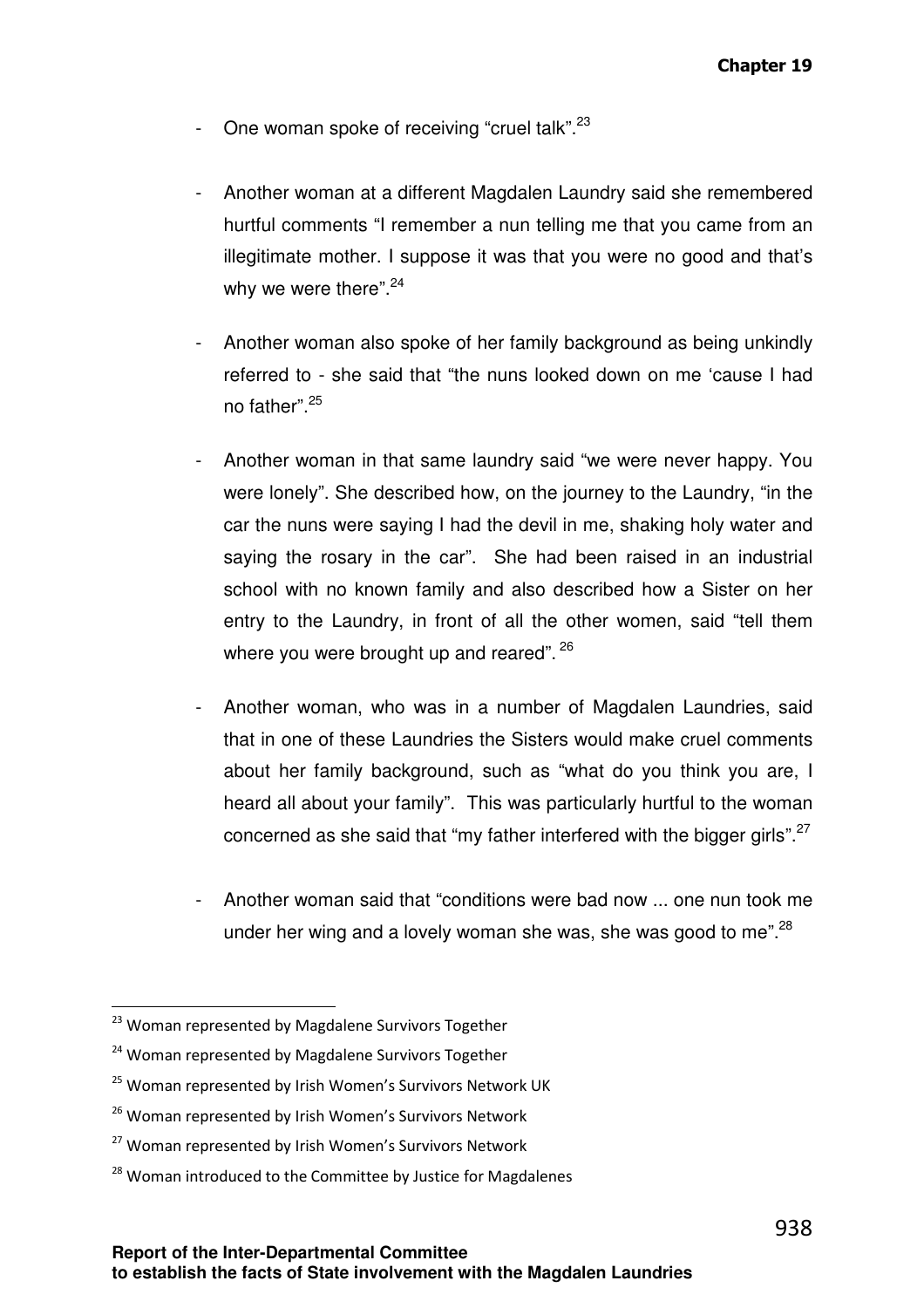- One woman spoke of receiving "cruel talk".[23]

- Another woman at a different Magdalen Laundry said she remembered hurtful comments "I remember a nun telling me that you came from an illegitimate mother. I suppose it was that you were no good and that's why we were there".[24]

- Another woman also spoke of her family background as being unkindly referred to - she said that "the nuns looked down on me 'cause I had no father".[25]

- Another woman in that same laundry said "we were never happy. You were lonely". She described how, on the journey to the Laundry, "in the car the nuns were saying I had the devil in me, shaking holy water and saying the rosary in the car". She had been raised in an industrial school with no known family and also described how a Sister on her entry to the Laundry, in front of all the other women, said "tell them where you were brought up and reared".[26]

- Another woman, who was in a number of Magdalen Laundries, said that in one of these Laundries the Sisters would make cruel comments about her family background, such as "what do you think you are, I heard all about your family". This was particularly hurtful to the woman concerned as she said that "my father interfered with the bigger girls".[27]

- Another woman said that "conditions were bad now ... one nun took me under her wing and a lovely woman she was, she was good to me".[28]

---

[23] Woman represented by Magdalene Survivors Together

[24] Woman represented by Magdalene Survivors Together

[25] Woman represented by Irish Women's Survivors Network UK

[26] Woman represented by Irish Women's Survivors Network

[27] Woman represented by Irish Women's Survivors Network

[28] Woman introduced to the Committee by Justice for Magdalenes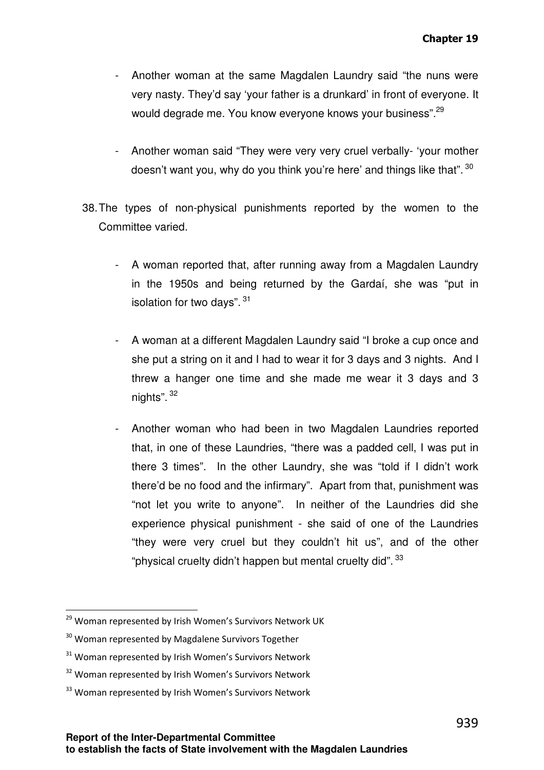- Another woman at the same Magdalen Laundry said "the nuns were very nasty. They'd say 'your father is a drunkard' in front of everyone. It would degrade me. You know everyone knows your business".[29]

- Another woman said "They were very very cruel verbally- 'your mother doesn't want you, why do you think you're here' and things like that".[30]

38. The types of non-physical punishments reported by the women to the Committee varied.

- A woman reported that, after running away from a Magdalen Laundry in the 1950s and being returned by the Gardaí, she was "put in isolation for two days".[31]

- A woman at a different Magdalen Laundry said "I broke a cup once and she put a string on it and I had to wear it for 3 days and 3 nights. And I threw a hanger one time and she made me wear it 3 days and 3 nights".[32]

- Another woman who had been in two Magdalen Laundries reported that, in one of these Laundries, "there was a padded cell, I was put in there 3 times". In the other Laundry, she was "told if I didn't work there'd be no food and the infirmary". Apart from that, punishment was "not let you write to anyone". In neither of the Laundries did she experience physical punishment - she said of one of the Laundries "they were very cruel but they couldn't hit us", and of the other "physical cruelty didn't happen but mental cruelty did".[33]

---

[29] Woman represented by Irish Women's Survivors Network UK

[30] Woman represented by Magdalene Survivors Together

[31] Woman represented by Irish Women's Survivors Network

[32] Woman represented by Irish Women's Survivors Network

[33] Woman represented by Irish Women's Survivors Network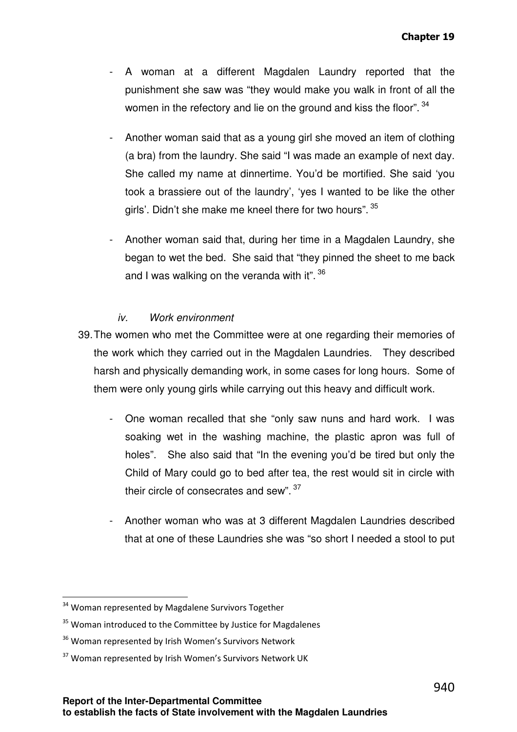- A woman at a different Magdalen Laundry reported that the punishment she saw was "they would make you walk in front of all the women in the refectory and lie on the ground and kiss the floor". [34]

- Another woman said that as a young girl she moved an item of clothing (a bra) from the laundry. She said "I was made an example of next day. She called my name at dinnertime. You'd be mortified. She said 'you took a brassiere out of the laundry', 'yes I wanted to be like the other girls'. Didn't she make me kneel there for two hours". [35]

- Another woman said that, during her time in a Magdalen Laundry, she began to wet the bed. She said that "they pinned the sheet to me back and I was walking on the veranda with it". [36]

*iv. Work environment*

39. The women who met the Committee were at one regarding their memories of the work which they carried out in the Magdalen Laundries. They described harsh and physically demanding work, in some cases for long hours. Some of them were only young girls while carrying out this heavy and difficult work.

- One woman recalled that she "only saw nuns and hard work. I was soaking wet in the washing machine, the plastic apron was full of holes". She also said that "In the evening you'd be tired but only the Child of Mary could go to bed after tea, the rest would sit in circle with their circle of consecrates and sew". [37]

- Another woman who was at 3 different Magdalen Laundries described that at one of these Laundries she was "so short I needed a stool to put

---

[34] Woman represented by Magdalene Survivors Together

[35] Woman introduced to the Committee by Justice for Magdalenes

[36] Woman represented by Irish Women's Survivors Network

[37] Woman represented by Irish Women's Survivors Network UK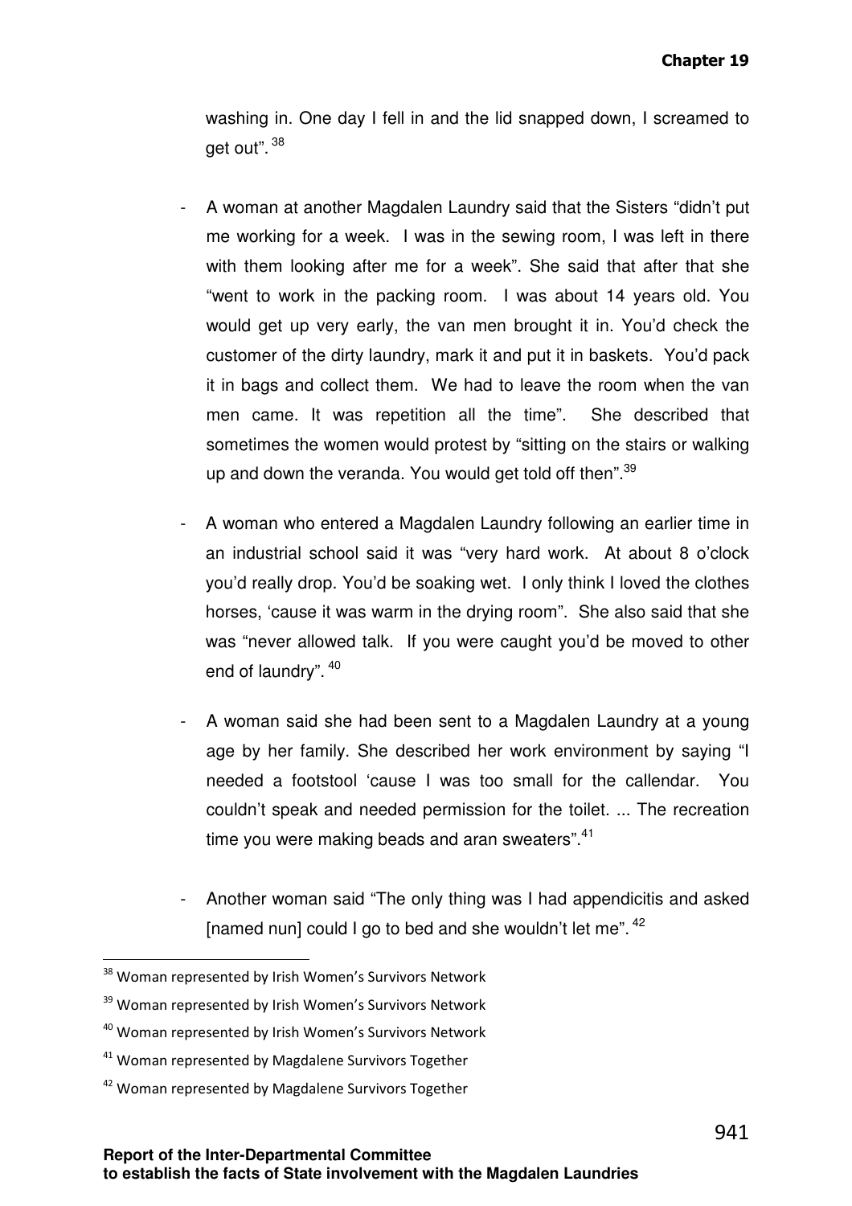washing in. One day I fell in and the lid snapped down, I screamed to get out".[38]

- A woman at another Magdalen Laundry said that the Sisters "didn't put me working for a week. I was in the sewing room, I was left in there with them looking after me for a week". She said that after that she "went to work in the packing room. I was about 14 years old. You would get up very early, the van men brought it in. You'd check the customer of the dirty laundry, mark it and put it in baskets. You'd pack it in bags and collect them. We had to leave the room when the van men came. It was repetition all the time". She described that sometimes the women would protest by "sitting on the stairs or walking up and down the veranda. You would get told off then".[39]

- A woman who entered a Magdalen Laundry following an earlier time in an industrial school said it was "very hard work. At about 8 o'clock you'd really drop. You'd be soaking wet. I only think I loved the clothes horses, 'cause it was warm in the drying room". She also said that she was "never allowed talk. If you were caught you'd be moved to other end of laundry".[40]

- A woman said she had been sent to a Magdalen Laundry at a young age by her family. She described her work environment by saying "I needed a footstool 'cause I was too small for the callendar. You couldn't speak and needed permission for the toilet. ... The recreation time you were making beads and aran sweaters".[41]

- Another woman said "The only thing was I had appendicitis and asked [named nun] could I go to bed and she wouldn't let me".[42]

---

[38] Woman represented by Irish Women's Survivors Network

[39] Woman represented by Irish Women's Survivors Network

[40] Woman represented by Irish Women's Survivors Network

[41] Woman represented by Magdalene Survivors Together

[42] Woman represented by Magdalene Survivors Together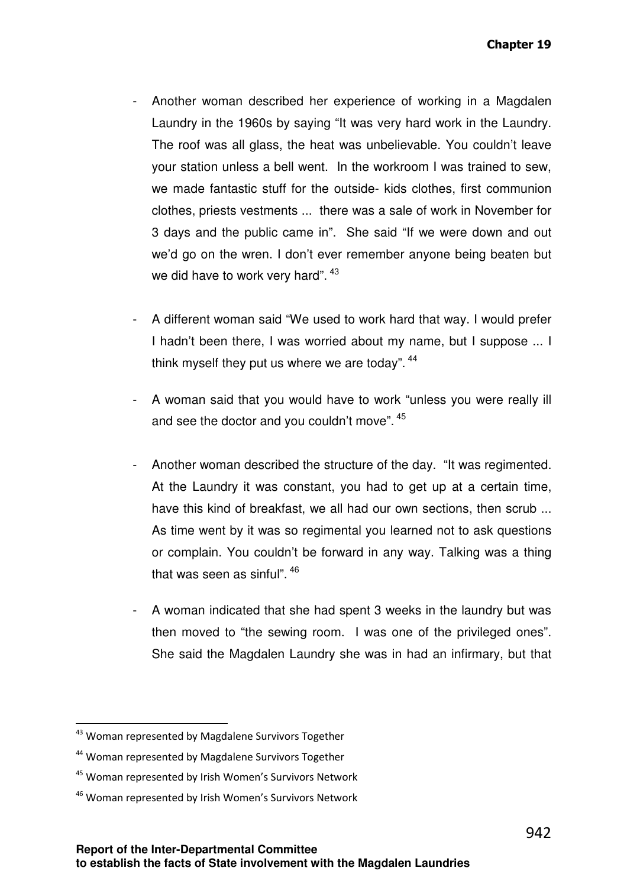- Another woman described her experience of working in a Magdalen Laundry in the 1960s by saying "It was very hard work in the Laundry. The roof was all glass, the heat was unbelievable. You couldn't leave your station unless a bell went. In the workroom I was trained to sew, we made fantastic stuff for the outside- kids clothes, first communion clothes, priests vestments ... there was a sale of work in November for 3 days and the public came in". She said "If we were down and out we'd go on the wren. I don't ever remember anyone being beaten but we did have to work very hard". [43]

- A different woman said "We used to work hard that way. I would prefer I hadn't been there, I was worried about my name, but I suppose ... I think myself they put us where we are today". [44]

- A woman said that you would have to work "unless you were really ill and see the doctor and you couldn't move". [45]

- Another woman described the structure of the day. "It was regimented. At the Laundry it was constant, you had to get up at a certain time, have this kind of breakfast, we all had our own sections, then scrub ... As time went by it was so regimental you learned not to ask questions or complain. You couldn't be forward in any way. Talking was a thing that was seen as sinful". [46]

- A woman indicated that she had spent 3 weeks in the laundry but was then moved to "the sewing room. I was one of the privileged ones". She said the Magdalen Laundry she was in had an infirmary, but that

---

[43] Woman represented by Magdalene Survivors Together

[44] Woman represented by Magdalene Survivors Together

[45] Woman represented by Irish Women's Survivors Network

[46] Woman represented by Irish Women's Survivors Network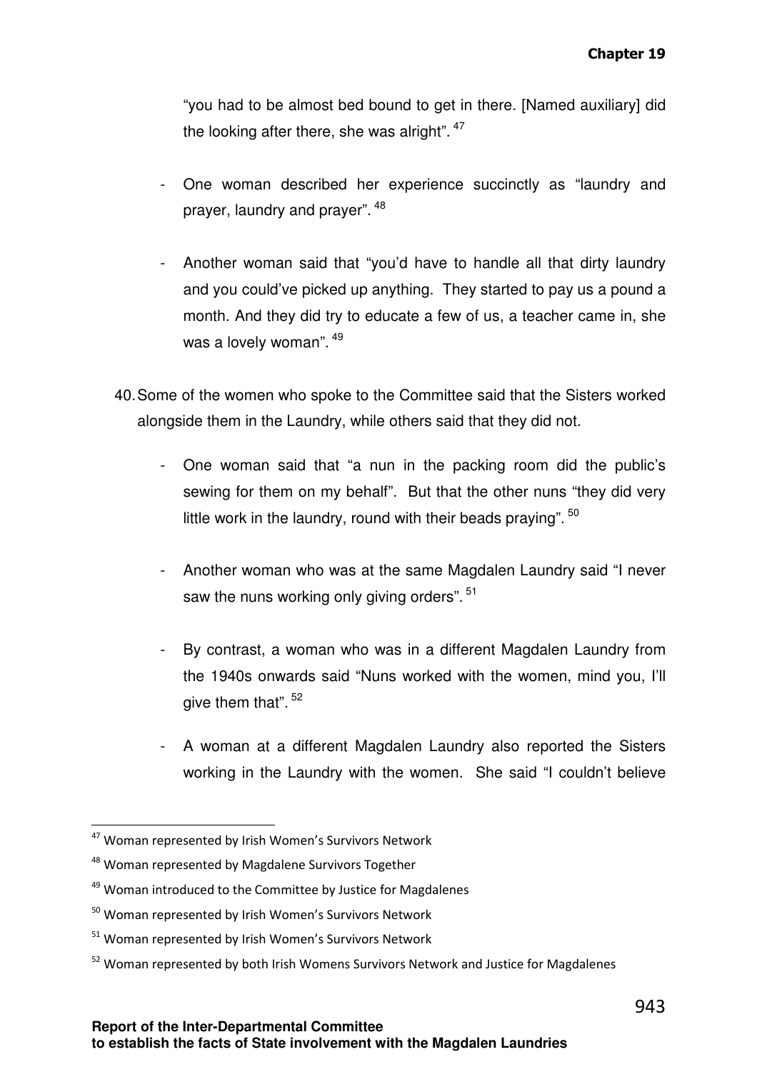"you had to be almost bed bound to get in there. [Named auxiliary] did the looking after there, she was alright". [47]

- One woman described her experience succinctly as "laundry and prayer, laundry and prayer". [48]

- Another woman said that "you'd have to handle all that dirty laundry and you could've picked up anything. They started to pay us a pound a month. And they did try to educate a few of us, a teacher came in, she was a lovely woman". [49]

40. Some of the women who spoke to the Committee said that the Sisters worked alongside them in the Laundry, while others said that they did not.

- One woman said that "a nun in the packing room did the public's sewing for them on my behalf". But that the other nuns "they did very little work in the laundry, round with their beads praying". [50]

- Another woman who was at the same Magdalen Laundry said "I never saw the nuns working only giving orders". [51]

- By contrast, a woman who was in a different Magdalen Laundry from the 1940s onwards said "Nuns worked with the women, mind you, I'll give them that". [52]

- A woman at a different Magdalen Laundry also reported the Sisters working in the Laundry with the women. She said "I couldn't believe

---

[47] Woman represented by Irish Women's Survivors Network

[48] Woman represented by Magdalene Survivors Together

[49] Woman introduced to the Committee by Justice for Magdalenes

[50] Woman represented by Irish Women's Survivors Network

[51] Woman represented by Irish Women's Survivors Network

[52] Woman represented by both Irish Womens Survivors Network and Justice for Magdalenes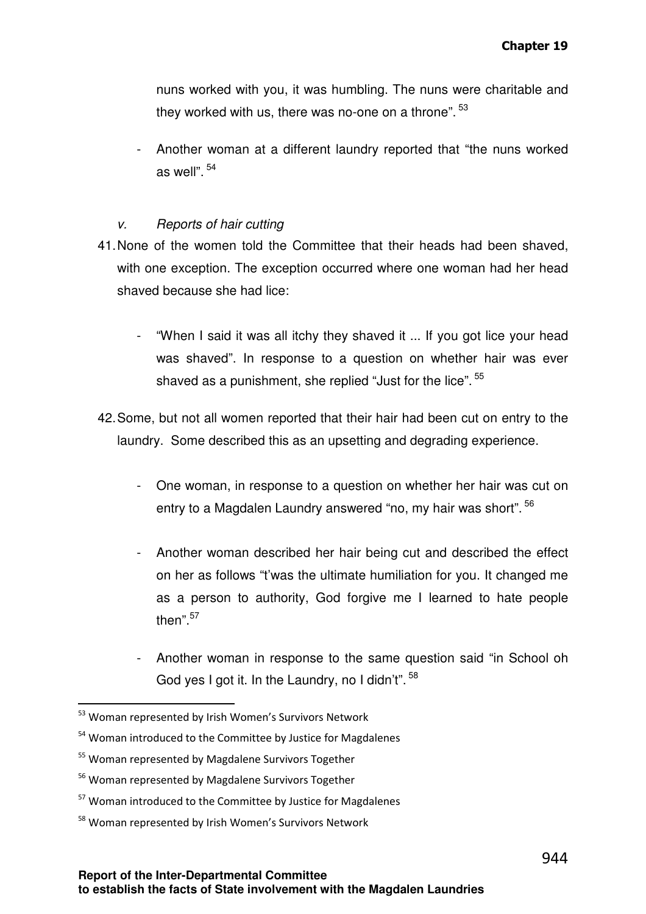nuns worked with you, it was humbling. The nuns were charitable and they worked with us, there was no-one on a throne".[53]

- Another woman at a different laundry reported that "the nuns worked as well".[54]

*v. Reports of hair cutting*

41. None of the women told the Committee that their heads had been shaved, with one exception. The exception occurred where one woman had her head shaved because she had lice:

    - "When I said it was all itchy they shaved it ... If you got lice your head was shaved". In response to a question on whether hair was ever shaved as a punishment, she replied "Just for the lice".[55]

42. Some, but not all women reported that their hair had been cut on entry to the laundry. Some described this as an upsetting and degrading experience.

    - One woman, in response to a question on whether her hair was cut on entry to a Magdalen Laundry answered "no, my hair was short".[56]

    - Another woman described her hair being cut and described the effect on her as follows "t'was the ultimate humiliation for you. It changed me as a person to authority, God forgive me I learned to hate people then".[57]

    - Another woman in response to the same question said "in School oh God yes I got it. In the Laundry, no I didn't".[58]

---

[53] Woman represented by Irish Women's Survivors Network

[54] Woman introduced to the Committee by Justice for Magdalenes

[55] Woman represented by Magdalene Survivors Together

[56] Woman represented by Magdalene Survivors Together

[57] Woman introduced to the Committee by Justice for Magdalenes

[58] Woman represented by Irish Women's Survivors Network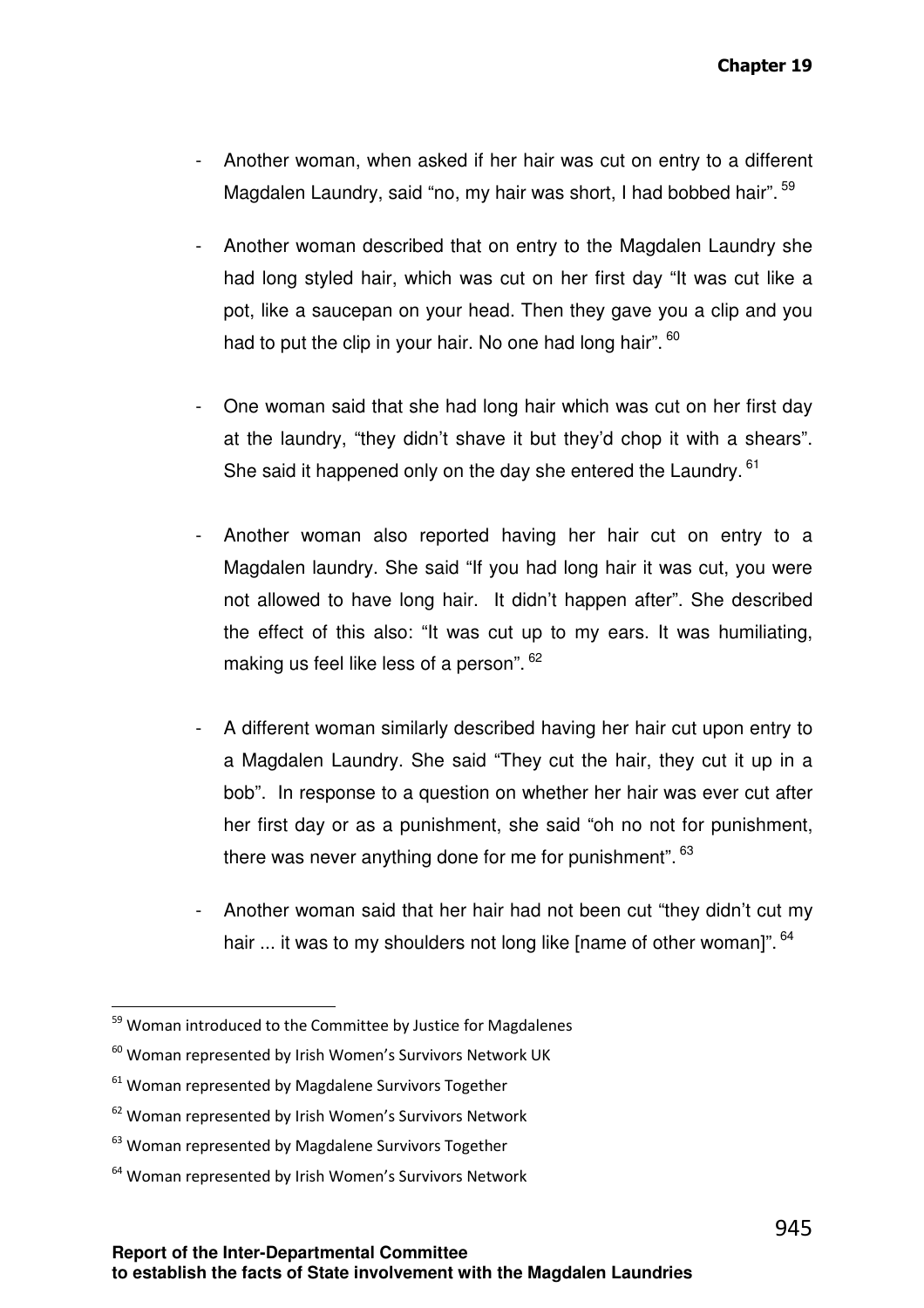- Another woman, when asked if her hair was cut on entry to a different Magdalen Laundry, said "no, my hair was short, I had bobbed hair". [59]

- Another woman described that on entry to the Magdalen Laundry she had long styled hair, which was cut on her first day "It was cut like a pot, like a saucepan on your head. Then they gave you a clip and you had to put the clip in your hair. No one had long hair". [60]

- One woman said that she had long hair which was cut on her first day at the laundry, "they didn't shave it but they'd chop it with a shears". She said it happened only on the day she entered the Laundry. [61]

- Another woman also reported having her hair cut on entry to a Magdalen laundry. She said "If you had long hair it was cut, you were not allowed to have long hair. It didn't happen after". She described the effect of this also: "It was cut up to my ears. It was humiliating, making us feel like less of a person". [62]

- A different woman similarly described having her hair cut upon entry to a Magdalen Laundry. She said "They cut the hair, they cut it up in a bob". In response to a question on whether her hair was ever cut after her first day or as a punishment, she said "oh no not for punishment, there was never anything done for me for punishment". [63]

- Another woman said that her hair had not been cut "they didn't cut my hair ... it was to my shoulders not long like [name of other woman]". [64]

---

[59] Woman introduced to the Committee by Justice for Magdalenes

[60] Woman represented by Irish Women's Survivors Network UK

[61] Woman represented by Magdalene Survivors Together

[62] Woman represented by Irish Women's Survivors Network

[63] Woman represented by Magdalene Survivors Together

[64] Woman represented by Irish Women's Survivors Network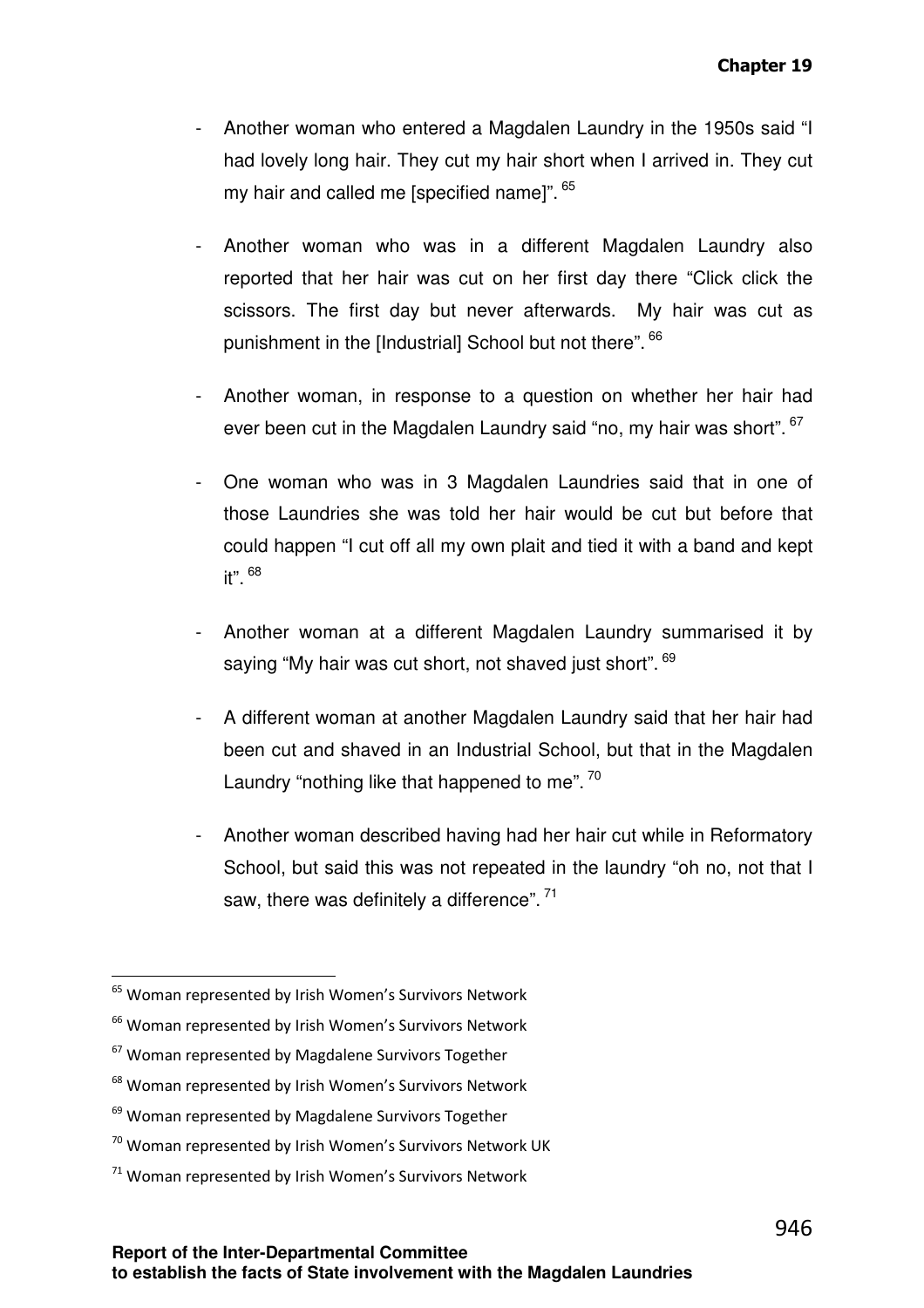- Another woman who entered a Magdalen Laundry in the 1950s said "I had lovely long hair. They cut my hair short when I arrived in. They cut my hair and called me [specified name]". [65]

- Another woman who was in a different Magdalen Laundry also reported that her hair was cut on her first day there "Click click the scissors. The first day but never afterwards. My hair was cut as punishment in the [Industrial] School but not there". [66]

- Another woman, in response to a question on whether her hair had ever been cut in the Magdalen Laundry said "no, my hair was short". [67]

- One woman who was in 3 Magdalen Laundries said that in one of those Laundries she was told her hair would be cut but before that could happen "I cut off all my own plait and tied it with a band and kept it". [68]

- Another woman at a different Magdalen Laundry summarised it by saying "My hair was cut short, not shaved just short". [69]

- A different woman at another Magdalen Laundry said that her hair had been cut and shaved in an Industrial School, but that in the Magdalen Laundry "nothing like that happened to me". [70]

- Another woman described having had her hair cut while in Reformatory School, but said this was not repeated in the laundry "oh no, not that I saw, there was definitely a difference". [71]

---

[65] Woman represented by Irish Women's Survivors Network

[66] Woman represented by Irish Women's Survivors Network

[67] Woman represented by Magdalene Survivors Together

[68] Woman represented by Irish Women's Survivors Network

[69] Woman represented by Magdalene Survivors Together

[70] Woman represented by Irish Women's Survivors Network UK

[71] Woman represented by Irish Women's Survivors Network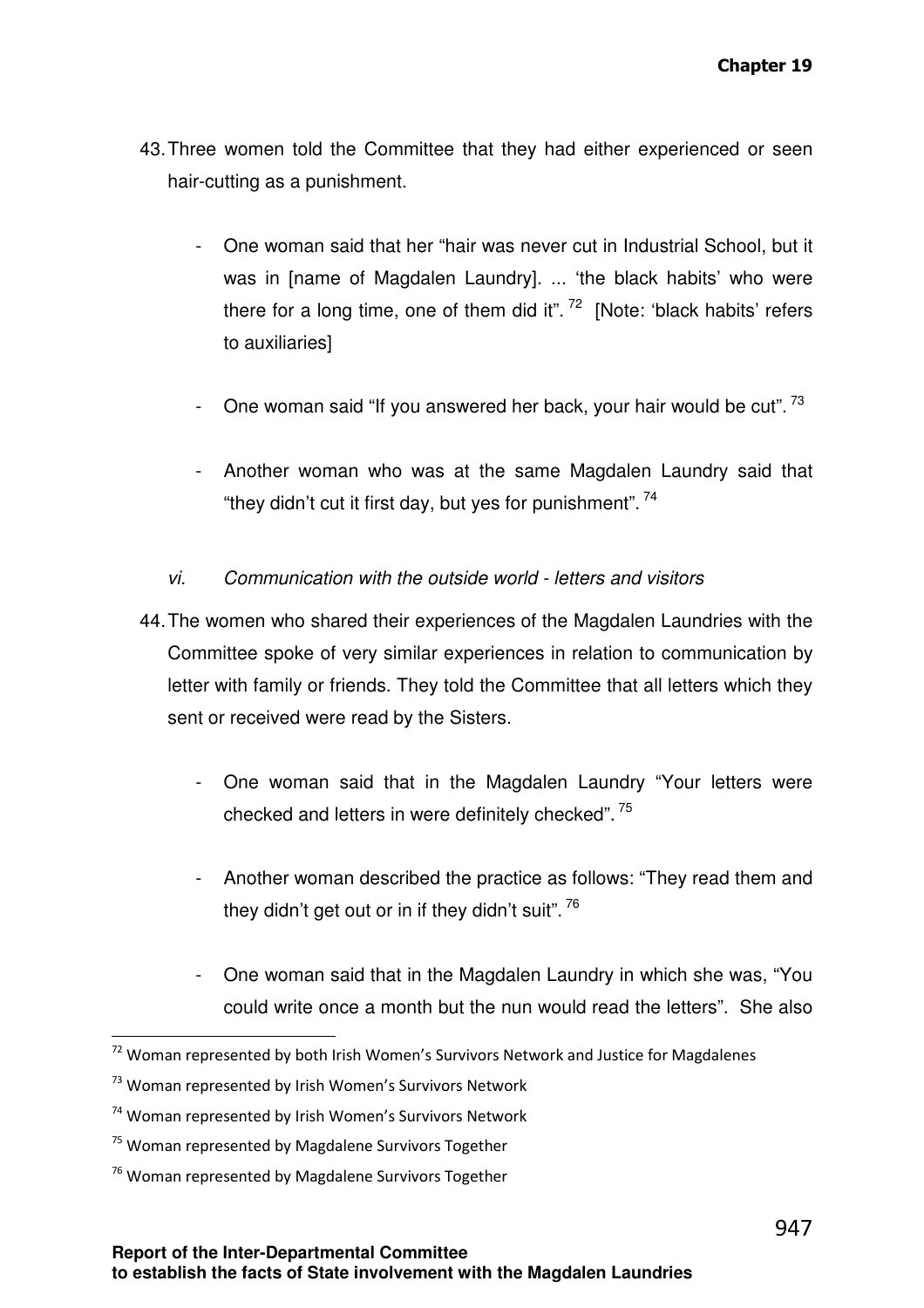43. Three women told the Committee that they had either experienced or seen hair-cutting as a punishment.

    - One woman said that her "hair was never cut in Industrial School, but it was in [name of Magdalen Laundry]. ... 'the black habits' who were there for a long time, one of them did it".[72] [Note: 'black habits' refers to auxiliaries]

    - One woman said "If you answered her back, your hair would be cut".[73]

    - Another woman who was at the same Magdalen Laundry said that "they didn't cut it first day, but yes for punishment".[74]

*vi. Communication with the outside world - letters and visitors*

44. The women who shared their experiences of the Magdalen Laundries with the Committee spoke of very similar experiences in relation to communication by letter with family or friends. They told the Committee that all letters which they sent or received were read by the Sisters.

    - One woman said that in the Magdalen Laundry "Your letters were checked and letters in were definitely checked".[75]

    - Another woman described the practice as follows: "They read them and they didn't get out or in if they didn't suit".[76]

    - One woman said that in the Magdalen Laundry in which she was, "You could write once a month but the nun would read the letters". She also

---

[72] Woman represented by both Irish Women's Survivors Network and Justice for Magdalenes

[73] Woman represented by Irish Women's Survivors Network

[74] Woman represented by Irish Women's Survivors Network

[75] Woman represented by Magdalene Survivors Together

[76] Woman represented by Magdalene Survivors Together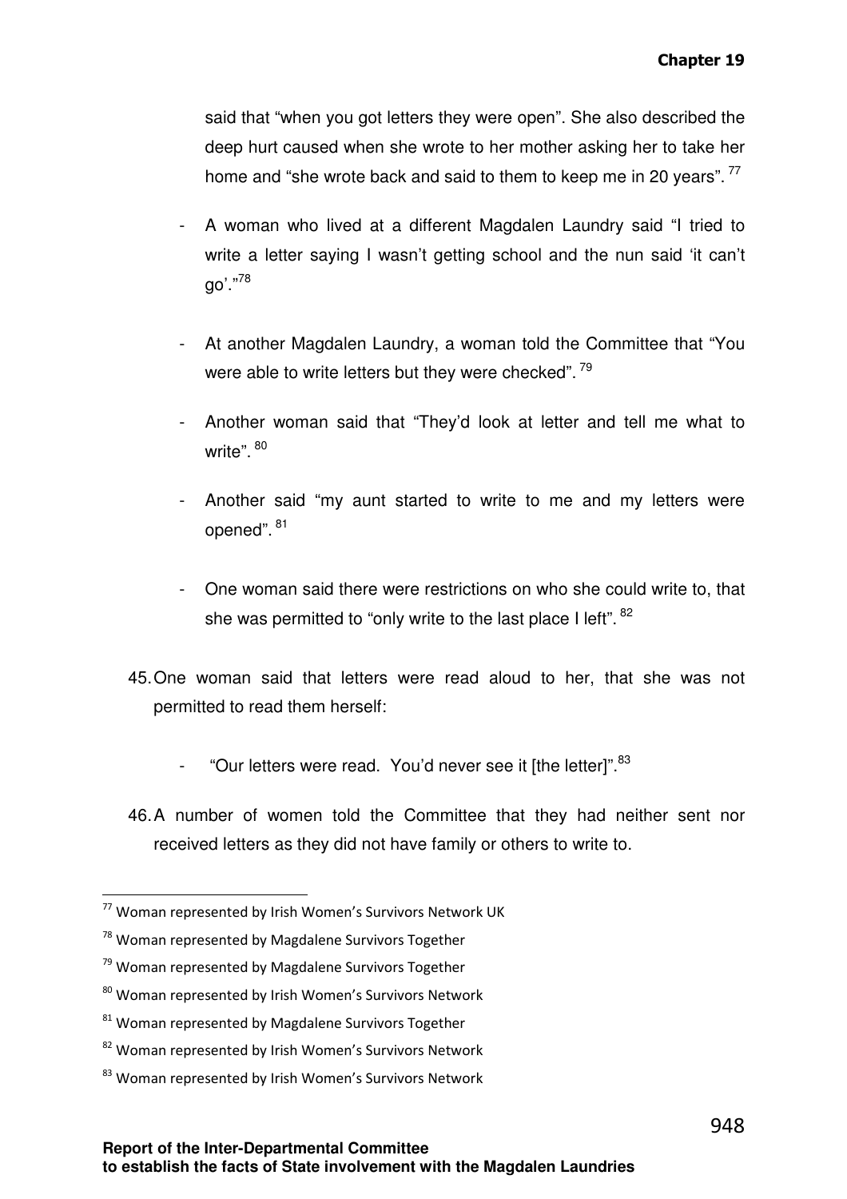said that "when you got letters they were open". She also described the deep hurt caused when she wrote to her mother asking her to take her home and "she wrote back and said to them to keep me in 20 years".[77]

- A woman who lived at a different Magdalen Laundry said "I tried to write a letter saying I wasn't getting school and the nun said 'it can't go'."[78]
- At another Magdalen Laundry, a woman told the Committee that "You were able to write letters but they were checked".[79]
- Another woman said that "They'd look at letter and tell me what to write".[80]
- Another said "my aunt started to write to me and my letters were opened".[81]
- One woman said there were restrictions on who she could write to, that she was permitted to "only write to the last place I left".[82]

45. One woman said that letters were read aloud to her, that she was not permitted to read them herself:

    - "Our letters were read. You'd never see it [the letter]".[83]

46. A number of women told the Committee that they had neither sent nor received letters as they did not have family or others to write to.

---

[77] Woman represented by Irish Women's Survivors Network UK

[78] Woman represented by Magdalene Survivors Together

[79] Woman represented by Magdalene Survivors Together

[80] Woman represented by Irish Women's Survivors Network

[81] Woman represented by Magdalene Survivors Together

[82] Woman represented by Irish Women's Survivors Network

[83] Woman represented by Irish Women's Survivors Network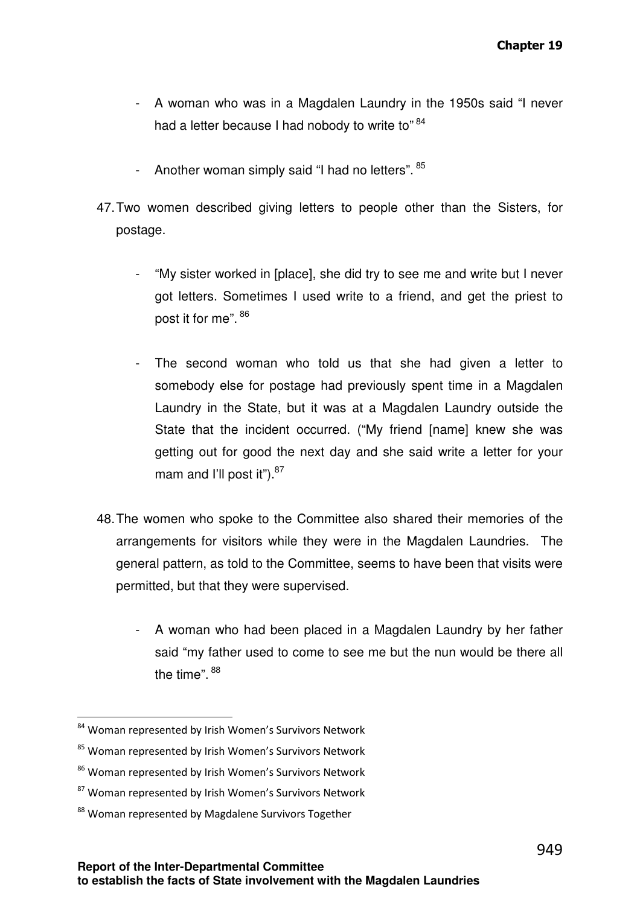- A woman who was in a Magdalen Laundry in the 1950s said "I never had a letter because I had nobody to write to" [84]

- Another woman simply said "I had no letters". [85]

47. Two women described giving letters to people other than the Sisters, for postage.

    - "My sister worked in [place], she did try to see me and write but I never got letters. Sometimes I used write to a friend, and get the priest to post it for me". [86]

    - The second woman who told us that she had given a letter to somebody else for postage had previously spent time in a Magdalen Laundry in the State, but it was at a Magdalen Laundry outside the State that the incident occurred. ("My friend [name] knew she was getting out for good the next day and she said write a letter for your mam and I'll post it"). [87]

48. The women who spoke to the Committee also shared their memories of the arrangements for visitors while they were in the Magdalen Laundries. The general pattern, as told to the Committee, seems to have been that visits were permitted, but that they were supervised.

    - A woman who had been placed in a Magdalen Laundry by her father said "my father used to come to see me but the nun would be there all the time". [88]

---

[84] Woman represented by Irish Women's Survivors Network

[85] Woman represented by Irish Women's Survivors Network

[86] Woman represented by Irish Women's Survivors Network

[87] Woman represented by Irish Women's Survivors Network

[88] Woman represented by Magdalene Survivors Together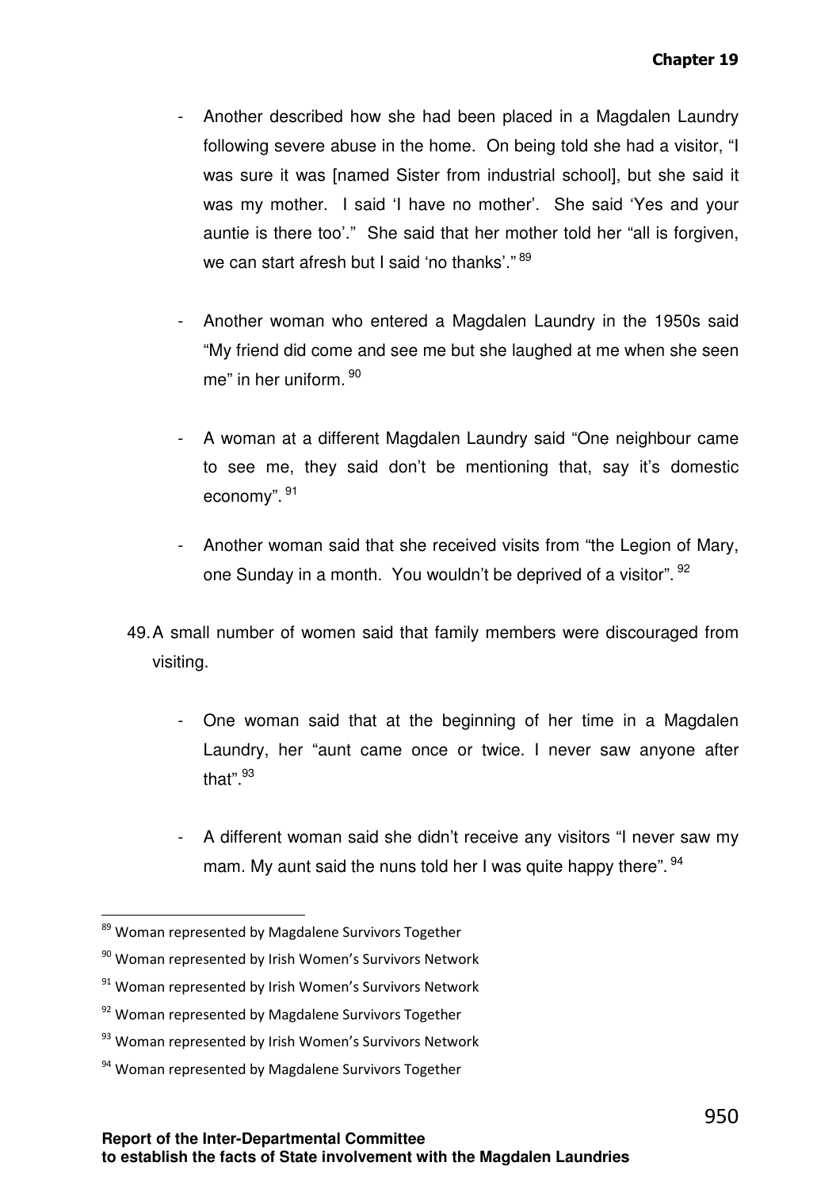- Another described how she had been placed in a Magdalen Laundry following severe abuse in the home. On being told she had a visitor, "I was sure it was [named Sister from industrial school], but she said it was my mother. I said 'I have no mother'. She said 'Yes and your auntie is there too'." She said that her mother told her "all is forgiven, we can start afresh but I said 'no thanks'." [89]

- Another woman who entered a Magdalen Laundry in the 1950s said "My friend did come and see me but she laughed at me when she seen me" in her uniform. [90]

- A woman at a different Magdalen Laundry said "One neighbour came to see me, they said don't be mentioning that, say it's domestic economy". [91]

- Another woman said that she received visits from "the Legion of Mary, one Sunday in a month. You wouldn't be deprived of a visitor". [92]

49. A small number of women said that family members were discouraged from visiting.

    - One woman said that at the beginning of her time in a Magdalen Laundry, her "aunt came once or twice. I never saw anyone after that".[93]

    - A different woman said she didn't receive any visitors "I never saw my mam. My aunt said the nuns told her I was quite happy there". [94]

---

[89] Woman represented by Magdalene Survivors Together

[90] Woman represented by Irish Women's Survivors Network

[91] Woman represented by Irish Women's Survivors Network

[92] Woman represented by Magdalene Survivors Together

[93] Woman represented by Irish Women's Survivors Network

[94] Woman represented by Magdalene Survivors Together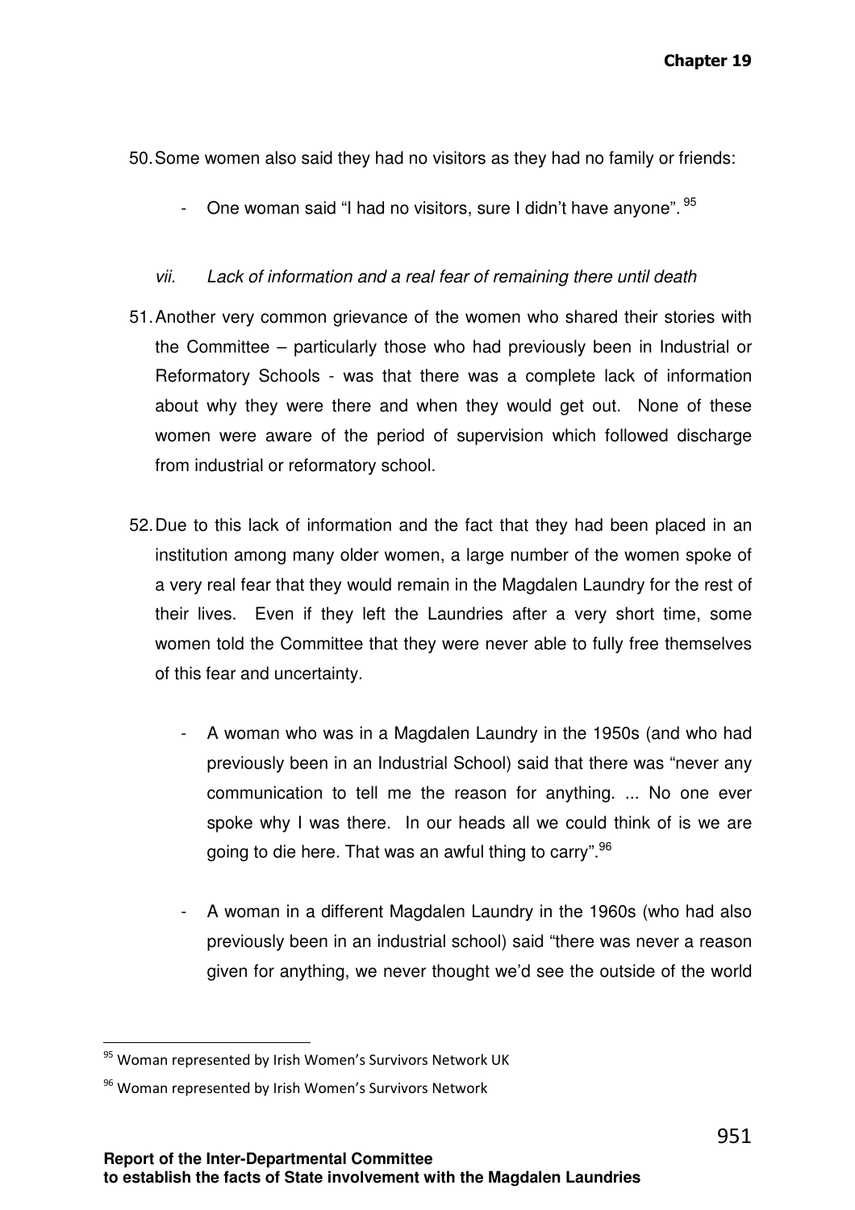50. Some women also said they had no visitors as they had no family or friends:

    - One woman said "I had no visitors, sure I didn't have anyone".[95]

*vii. Lack of information and a real fear of remaining there until death*

51. Another very common grievance of the women who shared their stories with the Committee – particularly those who had previously been in Industrial or Reformatory Schools - was that there was a complete lack of information about why they were there and when they would get out. None of these women were aware of the period of supervision which followed discharge from industrial or reformatory school.

52. Due to this lack of information and the fact that they had been placed in an institution among many older women, a large number of the women spoke of a very real fear that they would remain in the Magdalen Laundry for the rest of their lives. Even if they left the Laundries after a very short time, some women told the Committee that they were never able to fully free themselves of this fear and uncertainty.

    - A woman who was in a Magdalen Laundry in the 1950s (and who had previously been in an Industrial School) said that there was "never any communication to tell me the reason for anything. ... No one ever spoke why I was there. In our heads all we could think of is we are going to die here. That was an awful thing to carry".[96]

    - A woman in a different Magdalen Laundry in the 1960s (who had also previously been in an industrial school) said "there was never a reason given for anything, we never thought we'd see the outside of the world

---

[95] Woman represented by Irish Women's Survivors Network UK

[96] Woman represented by Irish Women's Survivors Network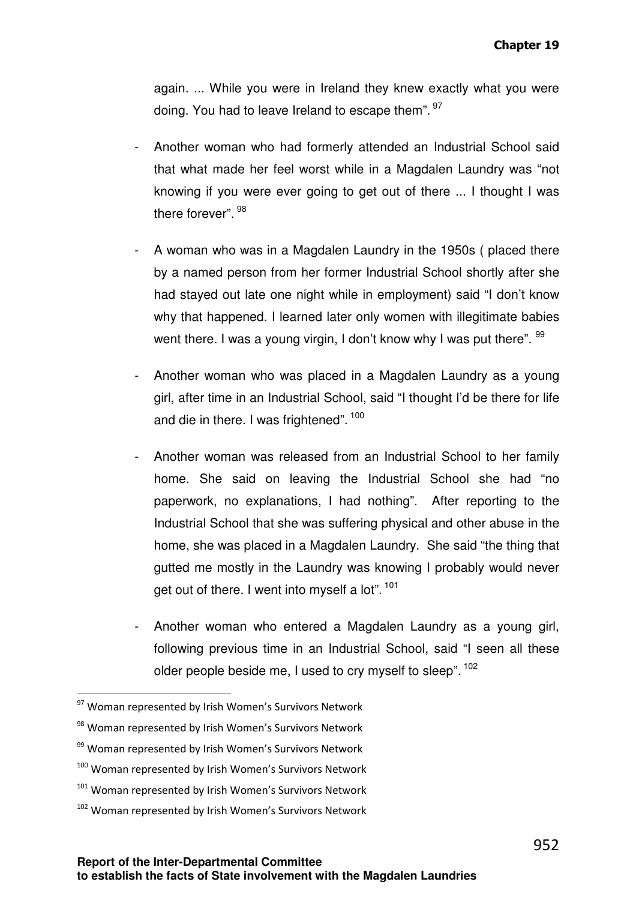again. ... While you were in Ireland they knew exactly what you were doing. You had to leave Ireland to escape them". [97]

- Another woman who had formerly attended an Industrial School said that what made her feel worst while in a Magdalen Laundry was "not knowing if you were ever going to get out of there ... I thought I was there forever". [98]

- A woman who was in a Magdalen Laundry in the 1950s ( placed there by a named person from her former Industrial School shortly after she had stayed out late one night while in employment) said "I don't know why that happened. I learned later only women with illegitimate babies went there. I was a young virgin, I don't know why I was put there". [99]

- Another woman who was placed in a Magdalen Laundry as a young girl, after time in an Industrial School, said "I thought I'd be there for life and die in there. I was frightened". [100]

- Another woman was released from an Industrial School to her family home. She said on leaving the Industrial School she had "no paperwork, no explanations, I had nothing". After reporting to the Industrial School that she was suffering physical and other abuse in the home, she was placed in a Magdalen Laundry. She said "the thing that gutted me mostly in the Laundry was knowing I probably would never get out of there. I went into myself a lot". [101]

- Another woman who entered a Magdalen Laundry as a young girl, following previous time in an Industrial School, said "I seen all these older people beside me, I used to cry myself to sleep". [102]

---

[97] Woman represented by Irish Women's Survivors Network

[98] Woman represented by Irish Women's Survivors Network

[99] Woman represented by Irish Women's Survivors Network

[100] Woman represented by Irish Women's Survivors Network

[101] Woman represented by Irish Women's Survivors Network

[102] Woman represented by Irish Women's Survivors Network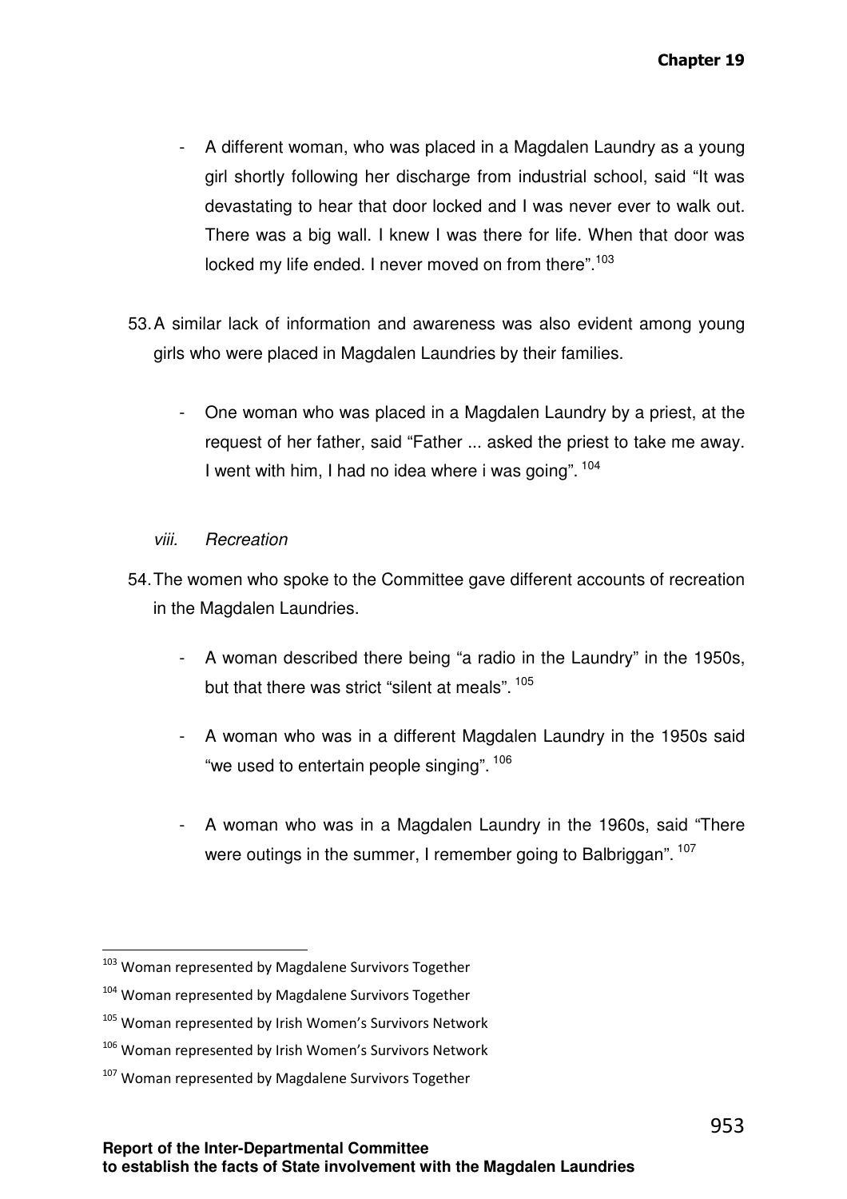- A different woman, who was placed in a Magdalen Laundry as a young girl shortly following her discharge from industrial school, said "It was devastating to hear that door locked and I was never ever to walk out. There was a big wall. I knew I was there for life. When that door was locked my life ended. I never moved on from there".[103]

53. A similar lack of information and awareness was also evident among young girls who were placed in Magdalen Laundries by their families.

    - One woman who was placed in a Magdalen Laundry by a priest, at the request of her father, said "Father ... asked the priest to take me away. I went with him, I had no idea where i was going". [104]

*viii. Recreation*

54. The women who spoke to the Committee gave different accounts of recreation in the Magdalen Laundries.

    - A woman described there being "a radio in the Laundry" in the 1950s, but that there was strict "silent at meals". [105]

    - A woman who was in a different Magdalen Laundry in the 1950s said "we used to entertain people singing". [106]

    - A woman who was in a Magdalen Laundry in the 1960s, said "There were outings in the summer, I remember going to Balbriggan". [107]

---

[103] Woman represented by Magdalene Survivors Together

[104] Woman represented by Magdalene Survivors Together

[105] Woman represented by Irish Women's Survivors Network

[106] Woman represented by Irish Women's Survivors Network

[107] Woman represented by Magdalene Survivors Together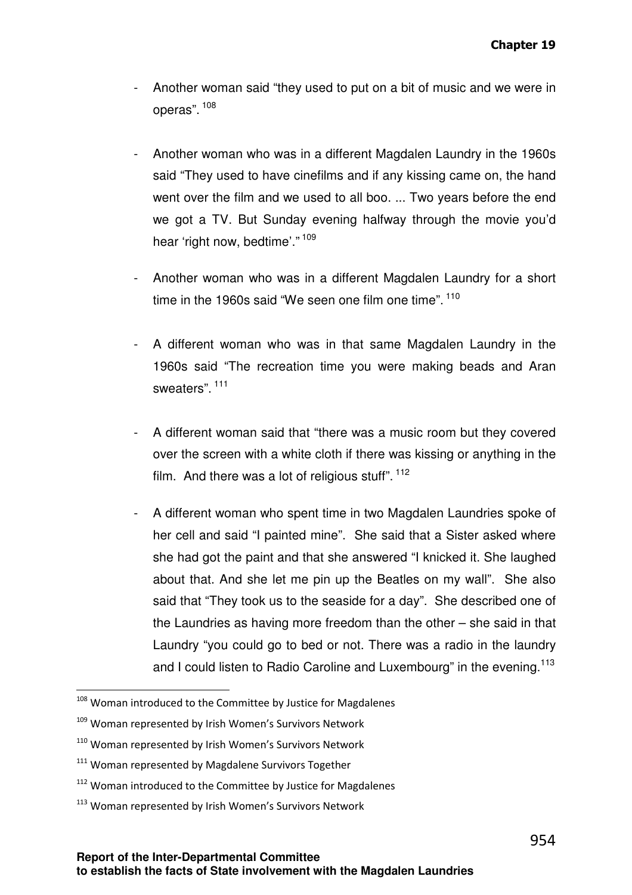- Another woman said "they used to put on a bit of music and we were in operas". [108]

- Another woman who was in a different Magdalen Laundry in the 1960s said "They used to have cinefilms and if any kissing came on, the hand went over the film and we used to all boo. ... Two years before the end we got a TV. But Sunday evening halfway through the movie you'd hear 'right now, bedtime'." [109]

- Another woman who was in a different Magdalen Laundry for a short time in the 1960s said "We seen one film one time". [110]

- A different woman who was in that same Magdalen Laundry in the 1960s said "The recreation time you were making beads and Aran sweaters". [111]

- A different woman said that "there was a music room but they covered over the screen with a white cloth if there was kissing or anything in the film. And there was a lot of religious stuff". [112]

- A different woman who spent time in two Magdalen Laundries spoke of her cell and said "I painted mine". She said that a Sister asked where she had got the paint and that she answered "I knicked it. She laughed about that. And she let me pin up the Beatles on my wall". She also said that "They took us to the seaside for a day". She described one of the Laundries as having more freedom than the other – she said in that Laundry "you could go to bed or not. There was a radio in the laundry and I could listen to Radio Caroline and Luxembourg" in the evening.[113]

---

[108] Woman introduced to the Committee by Justice for Magdalenes

[109] Woman represented by Irish Women's Survivors Network

[110] Woman represented by Irish Women's Survivors Network

[111] Woman represented by Magdalene Survivors Together

[112] Woman introduced to the Committee by Justice for Magdalenes

[113] Woman represented by Irish Women's Survivors Network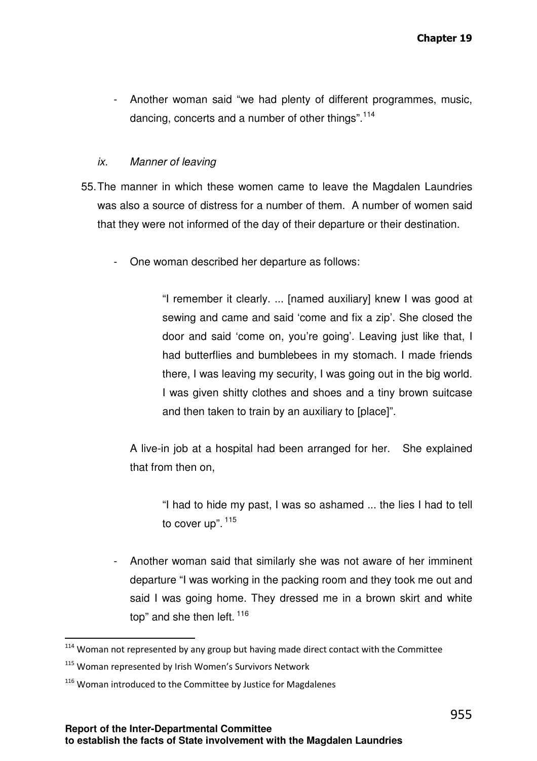- Another woman said "we had plenty of different programmes, music, dancing, concerts and a number of other things".[114]

*ix. Manner of leaving*

55. The manner in which these women came to leave the Magdalen Laundries was also a source of distress for a number of them. A number of women said that they were not informed of the day of their departure or their destination.

- One woman described her departure as follows:

> "I remember it clearly. ... [named auxiliary] knew I was good at sewing and came and said 'come and fix a zip'. She closed the door and said 'come on, you're going'. Leaving just like that, I had butterflies and bumblebees in my stomach. I made friends there, I was leaving my security, I was going out in the big world. I was given shitty clothes and shoes and a tiny brown suitcase and then taken to train by an auxiliary to [place]".

A live-in job at a hospital had been arranged for her. She explained that from then on,

> "I had to hide my past, I was so ashamed ... the lies I had to tell to cover up".[115]

- Another woman said that similarly she was not aware of her imminent departure "I was working in the packing room and they took me out and said I was going home. They dressed me in a brown skirt and white top" and she then left.[116]

---

[114] Woman not represented by any group but having made direct contact with the Committee

[115] Woman represented by Irish Women's Survivors Network

[116] Woman introduced to the Committee by Justice for Magdalenes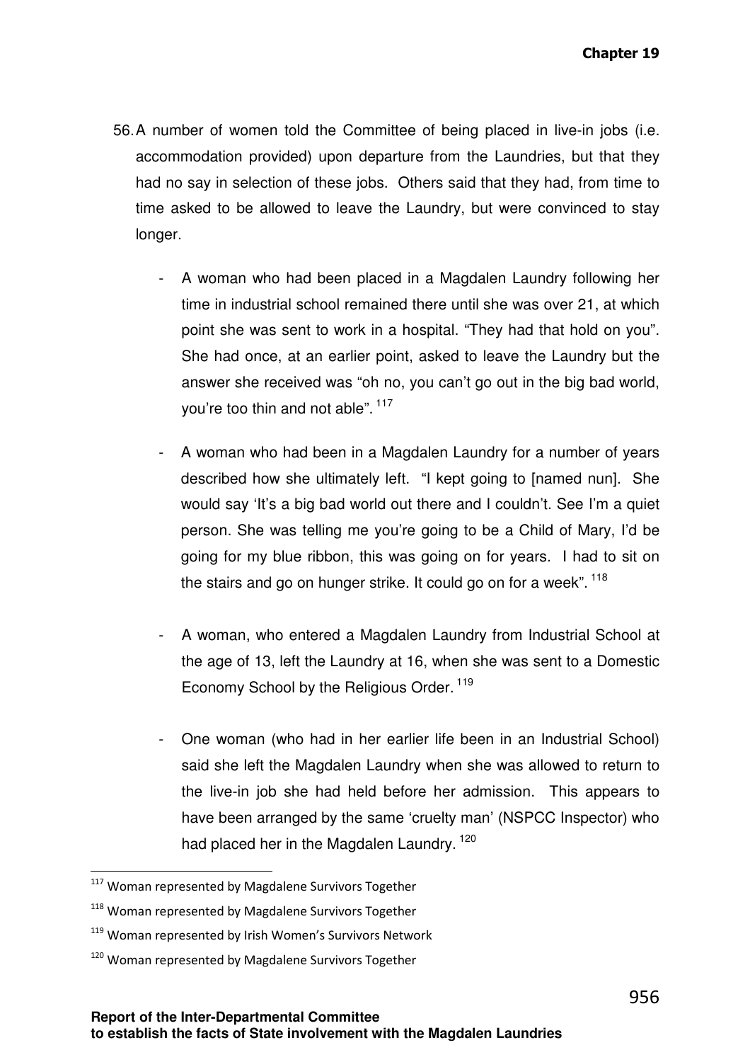56. A number of women told the Committee of being placed in live-in jobs (i.e. accommodation provided) upon departure from the Laundries, but that they had no say in selection of these jobs. Others said that they had, from time to time asked to be allowed to leave the Laundry, but were convinced to stay longer.

    - A woman who had been placed in a Magdalen Laundry following her time in industrial school remained there until she was over 21, at which point she was sent to work in a hospital. "They had that hold on you". She had once, at an earlier point, asked to leave the Laundry but the answer she received was "oh no, you can't go out in the big bad world, you're too thin and not able".[117]

    - A woman who had been in a Magdalen Laundry for a number of years described how she ultimately left. "I kept going to [named nun]. She would say 'It's a big bad world out there and I couldn't. See I'm a quiet person. She was telling me you're going to be a Child of Mary, I'd be going for my blue ribbon, this was going on for years. I had to sit on the stairs and go on hunger strike. It could go on for a week".[118]

    - A woman, who entered a Magdalen Laundry from Industrial School at the age of 13, left the Laundry at 16, when she was sent to a Domestic Economy School by the Religious Order.[119]

    - One woman (who had in her earlier life been in an Industrial School) said she left the Magdalen Laundry when she was allowed to return to the live-in job she had held before her admission. This appears to have been arranged by the same 'cruelty man' (NSPCC Inspector) who had placed her in the Magdalen Laundry.[120]

---

[117] Woman represented by Magdalene Survivors Together

[118] Woman represented by Magdalene Survivors Together

[119] Woman represented by Irish Women's Survivors Network

[120] Woman represented by Magdalene Survivors Together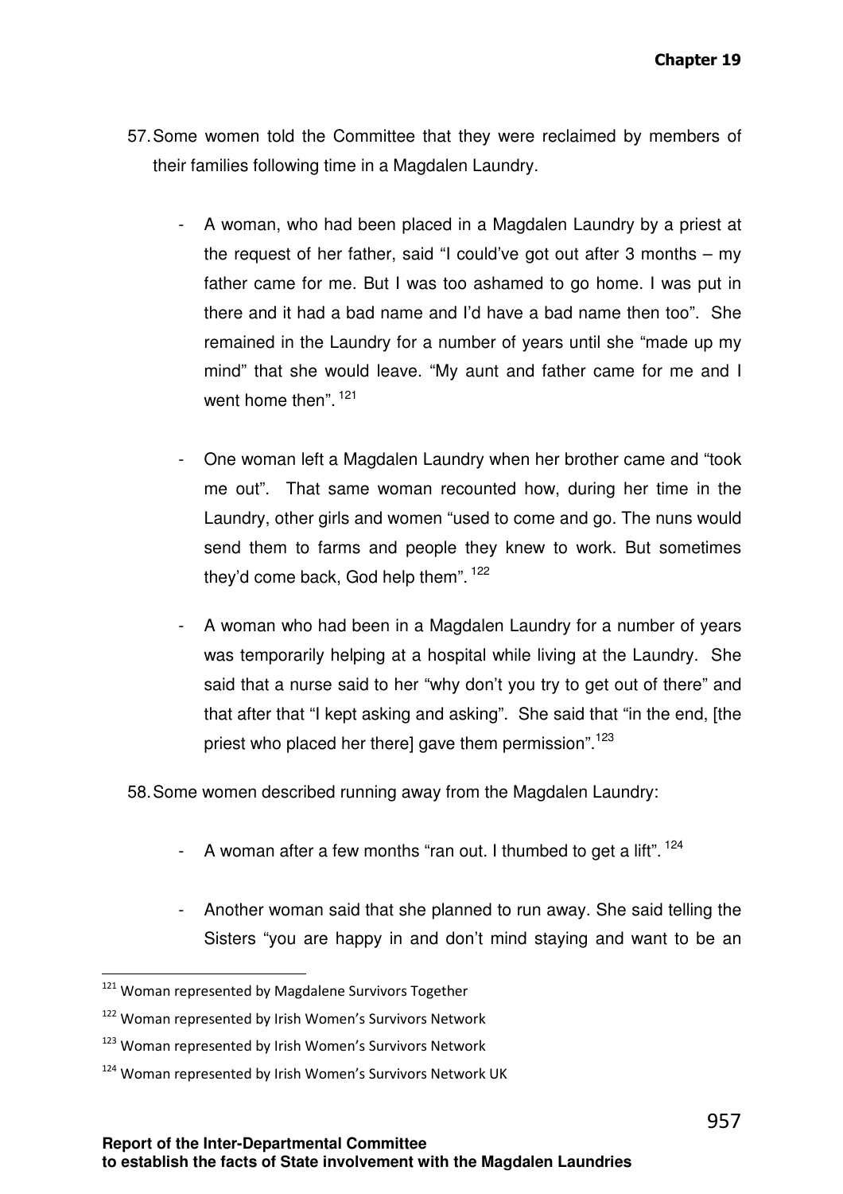57. Some women told the Committee that they were reclaimed by members of their families following time in a Magdalen Laundry.

    - A woman, who had been placed in a Magdalen Laundry by a priest at the request of her father, said "I could've got out after 3 months – my father came for me. But I was too ashamed to go home. I was put in there and it had a bad name and I'd have a bad name then too". She remained in the Laundry for a number of years until she "made up my mind" that she would leave. "My aunt and father came for me and I went home then".[121]

    - One woman left a Magdalen Laundry when her brother came and "took me out". That same woman recounted how, during her time in the Laundry, other girls and women "used to come and go. The nuns would send them to farms and people they knew to work. But sometimes they'd come back, God help them".[122]

    - A woman who had been in a Magdalen Laundry for a number of years was temporarily helping at a hospital while living at the Laundry. She said that a nurse said to her "why don't you try to get out of there" and that after that "I kept asking and asking". She said that "in the end, [the priest who placed her there] gave them permission".[123]

58. Some women described running away from the Magdalen Laundry:

    - A woman after a few months "ran out. I thumbed to get a lift".[124]

    - Another woman said that she planned to run away. She said telling the Sisters "you are happy in and don't mind staying and want to be an

---

[121] Woman represented by Magdalene Survivors Together

[122] Woman represented by Irish Women's Survivors Network

[123] Woman represented by Irish Women's Survivors Network

[124] Woman represented by Irish Women's Survivors Network UK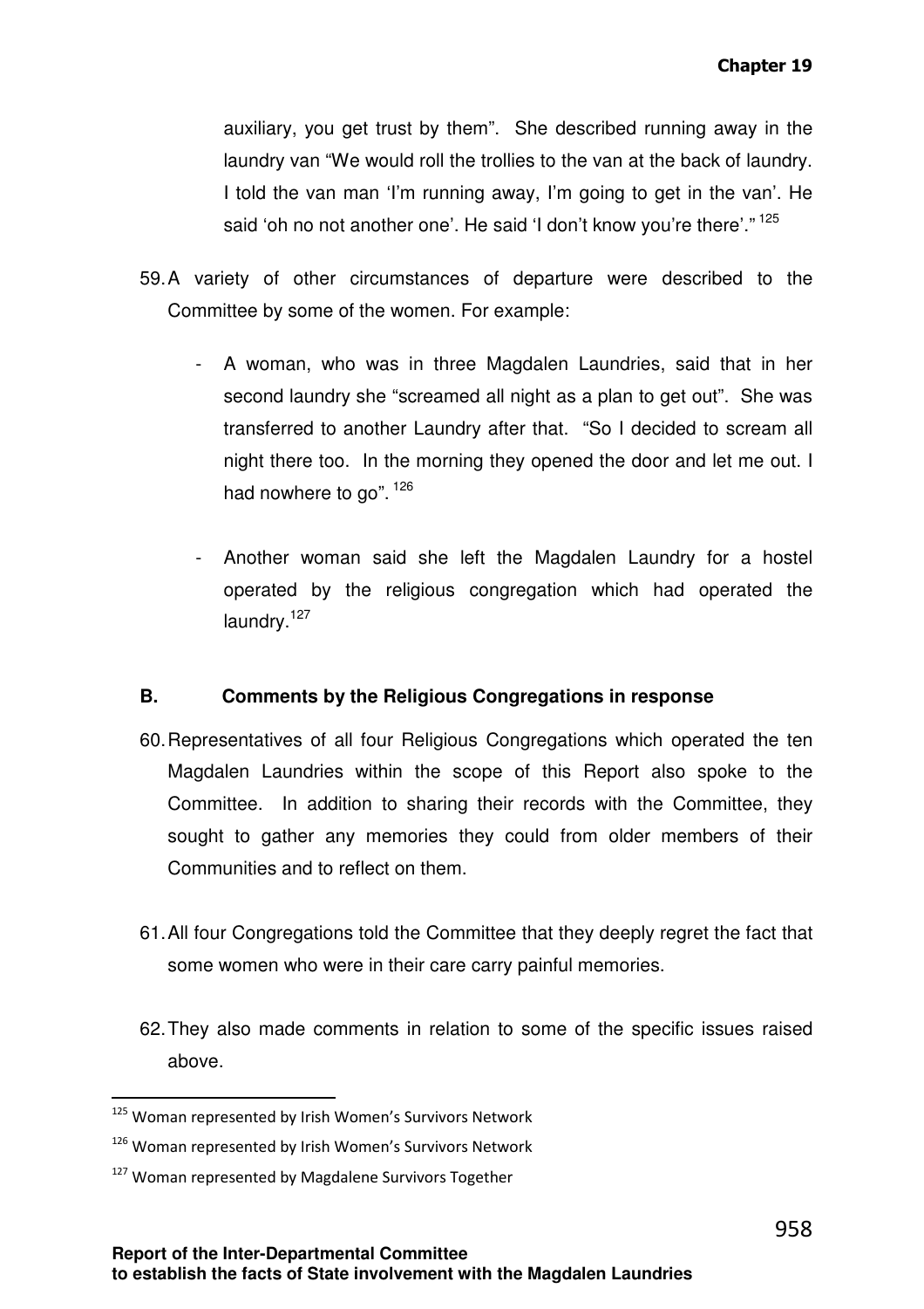auxiliary, you get trust by them". She described running away in the laundry van "We would roll the trollies to the van at the back of laundry. I told the van man 'I'm running away, I'm going to get in the van'. He said 'oh no not another one'. He said 'I don't know you're there'."[125]

59. A variety of other circumstances of departure were described to the Committee by some of the women. For example:

   - A woman, who was in three Magdalen Laundries, said that in her second laundry she "screamed all night as a plan to get out". She was transferred to another Laundry after that. "So I decided to scream all night there too. In the morning they opened the door and let me out. I had nowhere to go".[126]

   - Another woman said she left the Magdalen Laundry for a hostel operated by the religious congregation which had operated the laundry.[127]

### B. Comments by the Religious Congregations in response

60. Representatives of all four Religious Congregations which operated the ten Magdalen Laundries within the scope of this Report also spoke to the Committee. In addition to sharing their records with the Committee, they sought to gather any memories they could from older members of their Communities and to reflect on them.

61. All four Congregations told the Committee that they deeply regret the fact that some women who were in their care carry painful memories.

62. They also made comments in relation to some of the specific issues raised above.

---

[125] Woman represented by Irish Women's Survivors Network

[126] Woman represented by Irish Women's Survivors Network

[127] Woman represented by Magdalene Survivors Together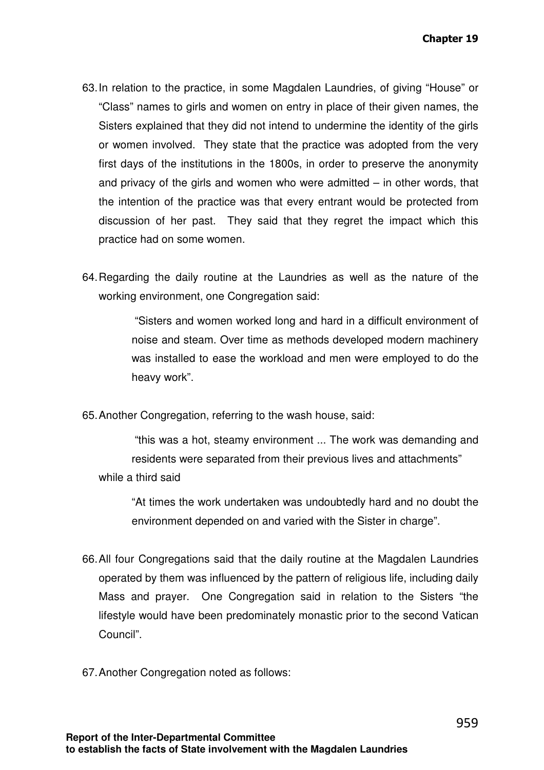63. In relation to the practice, in some Magdalen Laundries, of giving "House" or "Class" names to girls and women on entry in place of their given names, the Sisters explained that they did not intend to undermine the identity of the girls or women involved. They state that the practice was adopted from the very first days of the institutions in the 1800s, in order to preserve the anonymity and privacy of the girls and women who were admitted – in other words, that the intention of the practice was that every entrant would be protected from discussion of her past. They said that they regret the impact which this practice had on some women.

64. Regarding the daily routine at the Laundries as well as the nature of the working environment, one Congregation said:

> "Sisters and women worked long and hard in a difficult environment of noise and steam. Over time as methods developed modern machinery was installed to ease the workload and men were employed to do the heavy work".

65. Another Congregation, referring to the wash house, said:

> "this was a hot, steamy environment ... The work was demanding and residents were separated from their previous lives and attachments"

while a third said

> "At times the work undertaken was undoubtedly hard and no doubt the environment depended on and varied with the Sister in charge".

66. All four Congregations said that the daily routine at the Magdalen Laundries operated by them was influenced by the pattern of religious life, including daily Mass and prayer. One Congregation said in relation to the Sisters "the lifestyle would have been predominately monastic prior to the second Vatican Council".

67. Another Congregation noted as follows: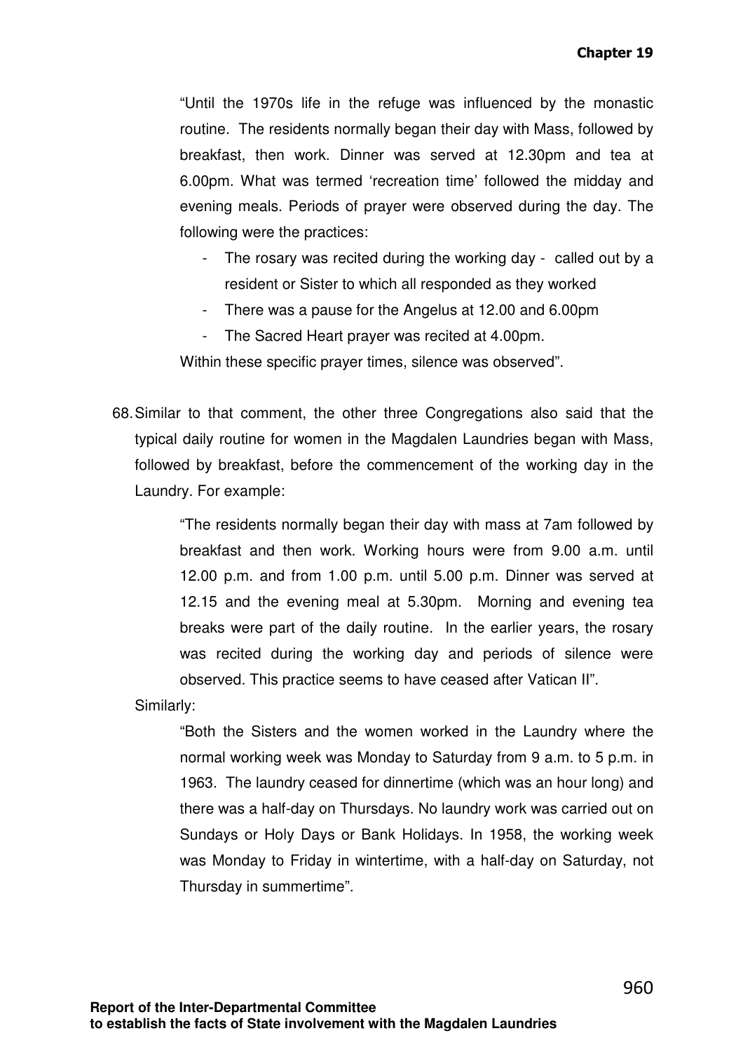"Until the 1970s life in the refuge was influenced by the monastic routine. The residents normally began their day with Mass, followed by breakfast, then work. Dinner was served at 12.30pm and tea at 6.00pm. What was termed 'recreation time' followed the midday and evening meals. Periods of prayer were observed during the day. The following were the practices:

- The rosary was recited during the working day - called out by a resident or Sister to which all responded as they worked
- There was a pause for the Angelus at 12.00 and 6.00pm
- The Sacred Heart prayer was recited at 4.00pm.

Within these specific prayer times, silence was observed".

68. Similar to that comment, the other three Congregations also said that the typical daily routine for women in the Magdalen Laundries began with Mass, followed by breakfast, before the commencement of the working day in the Laundry. For example:

"The residents normally began their day with mass at 7am followed by breakfast and then work. Working hours were from 9.00 a.m. until 12.00 p.m. and from 1.00 p.m. until 5.00 p.m. Dinner was served at 12.15 and the evening meal at 5.30pm. Morning and evening tea breaks were part of the daily routine. In the earlier years, the rosary was recited during the working day and periods of silence were observed. This practice seems to have ceased after Vatican II".

Similarly:

"Both the Sisters and the women worked in the Laundry where the normal working week was Monday to Saturday from 9 a.m. to 5 p.m. in 1963. The laundry ceased for dinnertime (which was an hour long) and there was a half-day on Thursdays. No laundry work was carried out on Sundays or Holy Days or Bank Holidays. In 1958, the working week was Monday to Friday in wintertime, with a half-day on Saturday, not Thursday in summertime".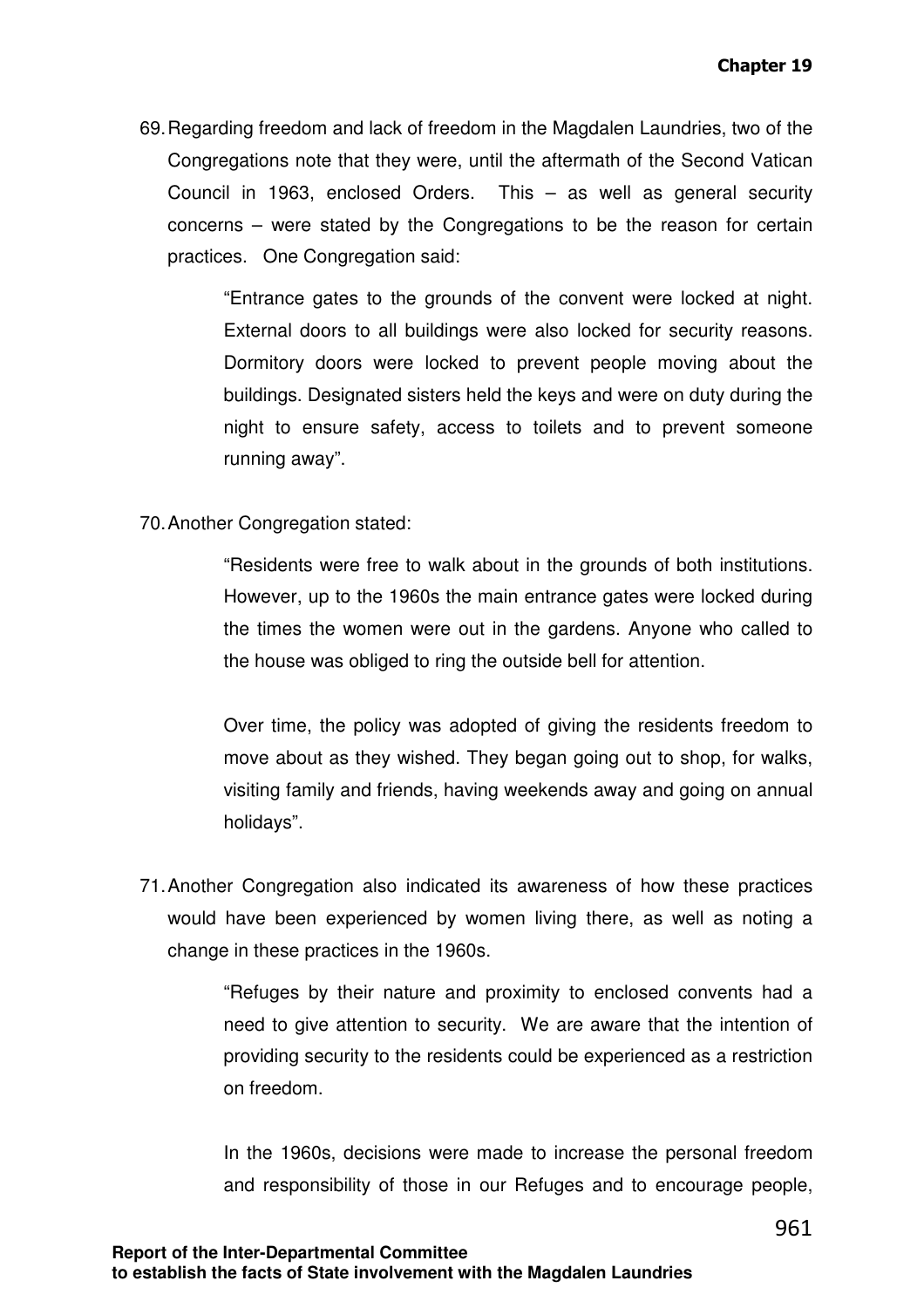69. Regarding freedom and lack of freedom in the Magdalen Laundries, two of the Congregations note that they were, until the aftermath of the Second Vatican Council in 1963, enclosed Orders. This – as well as general security concerns – were stated by the Congregations to be the reason for certain practices. One Congregation said:

> "Entrance gates to the grounds of the convent were locked at night. External doors to all buildings were also locked for security reasons. Dormitory doors were locked to prevent people moving about the buildings. Designated sisters held the keys and were on duty during the night to ensure safety, access to toilets and to prevent someone running away".

70. Another Congregation stated:

> "Residents were free to walk about in the grounds of both institutions. However, up to the 1960s the main entrance gates were locked during the times the women were out in the gardens. Anyone who called to the house was obliged to ring the outside bell for attention.
>
> Over time, the policy was adopted of giving the residents freedom to move about as they wished. They began going out to shop, for walks, visiting family and friends, having weekends away and going on annual holidays".

71. Another Congregation also indicated its awareness of how these practices would have been experienced by women living there, as well as noting a change in these practices in the 1960s.

> "Refuges by their nature and proximity to enclosed convents had a need to give attention to security. We are aware that the intention of providing security to the residents could be experienced as a restriction on freedom.
>
> In the 1960s, decisions were made to increase the personal freedom and responsibility of those in our Refuges and to encourage people,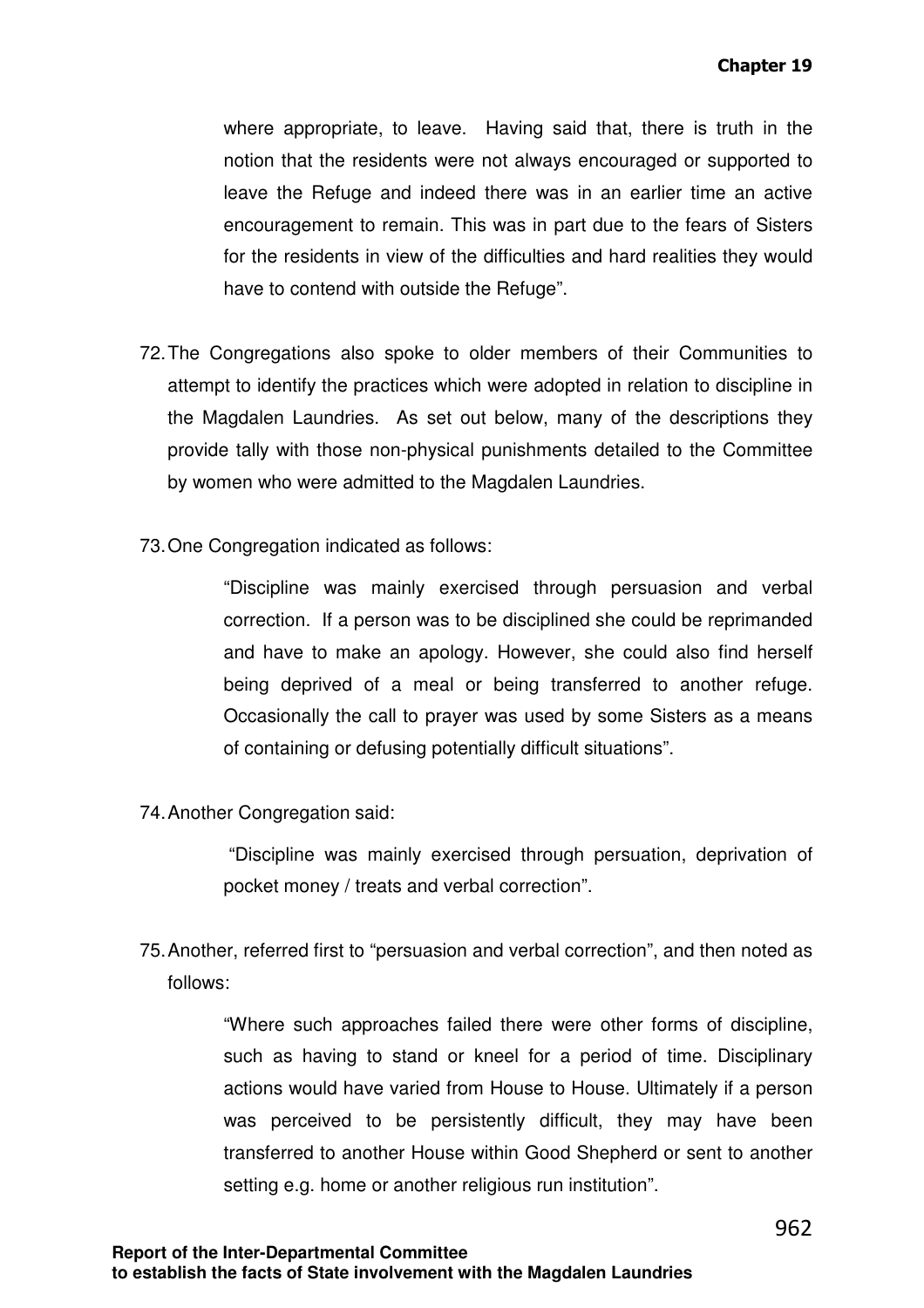where appropriate, to leave. Having said that, there is truth in the notion that the residents were not always encouraged or supported to leave the Refuge and indeed there was in an earlier time an active encouragement to remain. This was in part due to the fears of Sisters for the residents in view of the difficulties and hard realities they would have to contend with outside the Refuge".

72. The Congregations also spoke to older members of their Communities to attempt to identify the practices which were adopted in relation to discipline in the Magdalen Laundries. As set out below, many of the descriptions they provide tally with those non-physical punishments detailed to the Committee by women who were admitted to the Magdalen Laundries.

73. One Congregation indicated as follows:

> "Discipline was mainly exercised through persuasion and verbal correction. If a person was to be disciplined she could be reprimanded and have to make an apology. However, she could also find herself being deprived of a meal or being transferred to another refuge. Occasionally the call to prayer was used by some Sisters as a means of containing or defusing potentially difficult situations".

74. Another Congregation said:

> "Discipline was mainly exercised through persuation, deprivation of pocket money / treats and verbal correction".

75. Another, referred first to "persuasion and verbal correction", and then noted as follows:

> "Where such approaches failed there were other forms of discipline, such as having to stand or kneel for a period of time. Disciplinary actions would have varied from House to House. Ultimately if a person was perceived to be persistently difficult, they may have been transferred to another House within Good Shepherd or sent to another setting e.g. home or another religious run institution".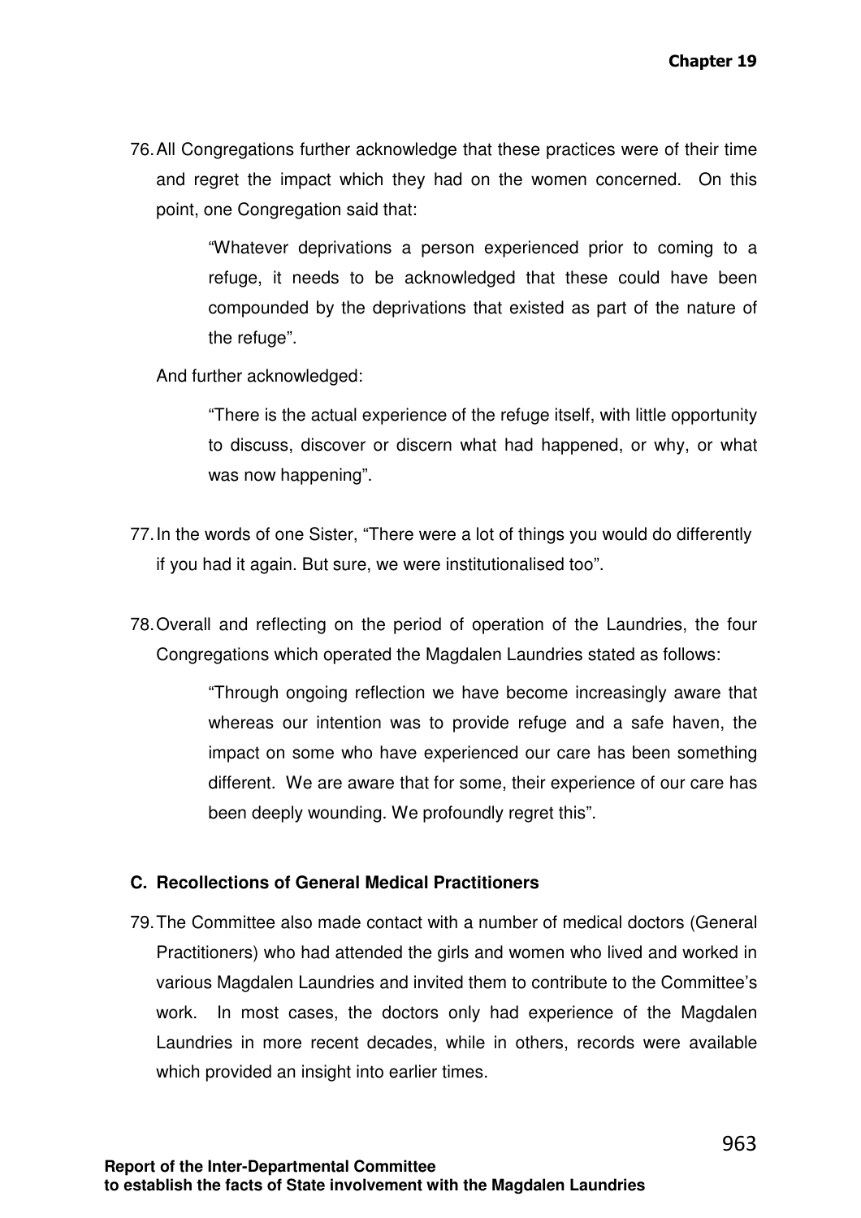76. All Congregations further acknowledge that these practices were of their time and regret the impact which they had on the women concerned. On this point, one Congregation said that:

> "Whatever deprivations a person experienced prior to coming to a refuge, it needs to be acknowledged that these could have been compounded by the deprivations that existed as part of the nature of the refuge".

And further acknowledged:

> "There is the actual experience of the refuge itself, with little opportunity to discuss, discover or discern what had happened, or why, or what was now happening".

77. In the words of one Sister, "There were a lot of things you would do differently if you had it again. But sure, we were institutionalised too".

78. Overall and reflecting on the period of operation of the Laundries, the four Congregations which operated the Magdalen Laundries stated as follows:

> "Through ongoing reflection we have become increasingly aware that whereas our intention was to provide refuge and a safe haven, the impact on some who have experienced our care has been something different. We are aware that for some, their experience of our care has been deeply wounding. We profoundly regret this".

### C. Recollections of General Medical Practitioners

79. The Committee also made contact with a number of medical doctors (General Practitioners) who had attended the girls and women who lived and worked in various Magdalen Laundries and invited them to contribute to the Committee's work. In most cases, the doctors only had experience of the Magdalen Laundries in more recent decades, while in others, records were available which provided an insight into earlier times.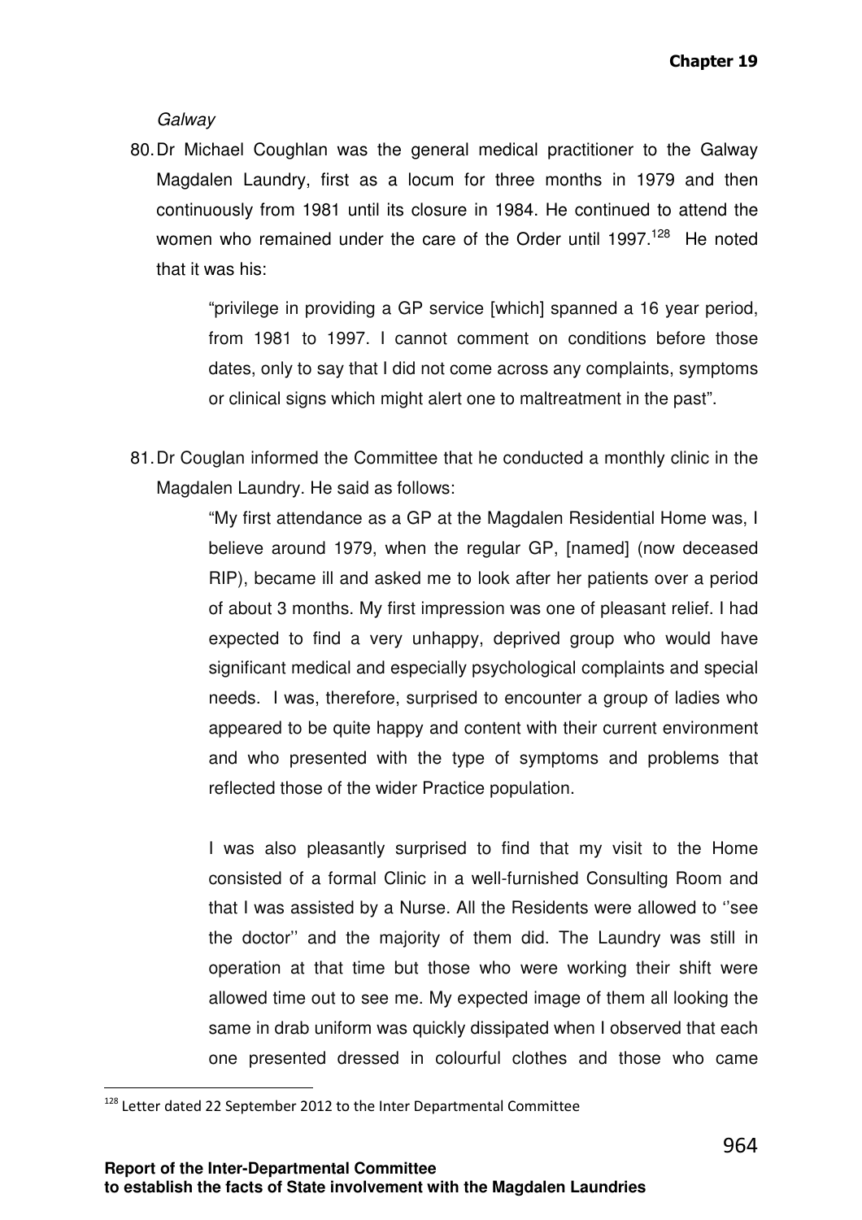*Galway*

80. Dr Michael Coughlan was the general medical practitioner to the Galway Magdalen Laundry, first as a locum for three months in 1979 and then continuously from 1981 until its closure in 1984. He continued to attend the women who remained under the care of the Order until 1997.[128] He noted that it was his:

> "privilege in providing a GP service [which] spanned a 16 year period, from 1981 to 1997. I cannot comment on conditions before those dates, only to say that I did not come across any complaints, symptoms or clinical signs which might alert one to maltreatment in the past".

81. Dr Couglan informed the Committee that he conducted a monthly clinic in the Magdalen Laundry. He said as follows:

> "My first attendance as a GP at the Magdalen Residential Home was, I believe around 1979, when the regular GP, [named] (now deceased RIP), became ill and asked me to look after her patients over a period of about 3 months. My first impression was one of pleasant relief. I had expected to find a very unhappy, deprived group who would have significant medical and especially psychological complaints and special needs. I was, therefore, surprised to encounter a group of ladies who appeared to be quite happy and content with their current environment and who presented with the type of symptoms and problems that reflected those of the wider Practice population.
>
> I was also pleasantly surprised to find that my visit to the Home consisted of a formal Clinic in a well-furnished Consulting Room and that I was assisted by a Nurse. All the Residents were allowed to ''see the doctor'' and the majority of them did. The Laundry was still in operation at that time but those who were working their shift were allowed time out to see me. My expected image of them all looking the same in drab uniform was quickly dissipated when I observed that each one presented dressed in colourful clothes and those who came

[128] Letter dated 22 September 2012 to the Inter Departmental Committee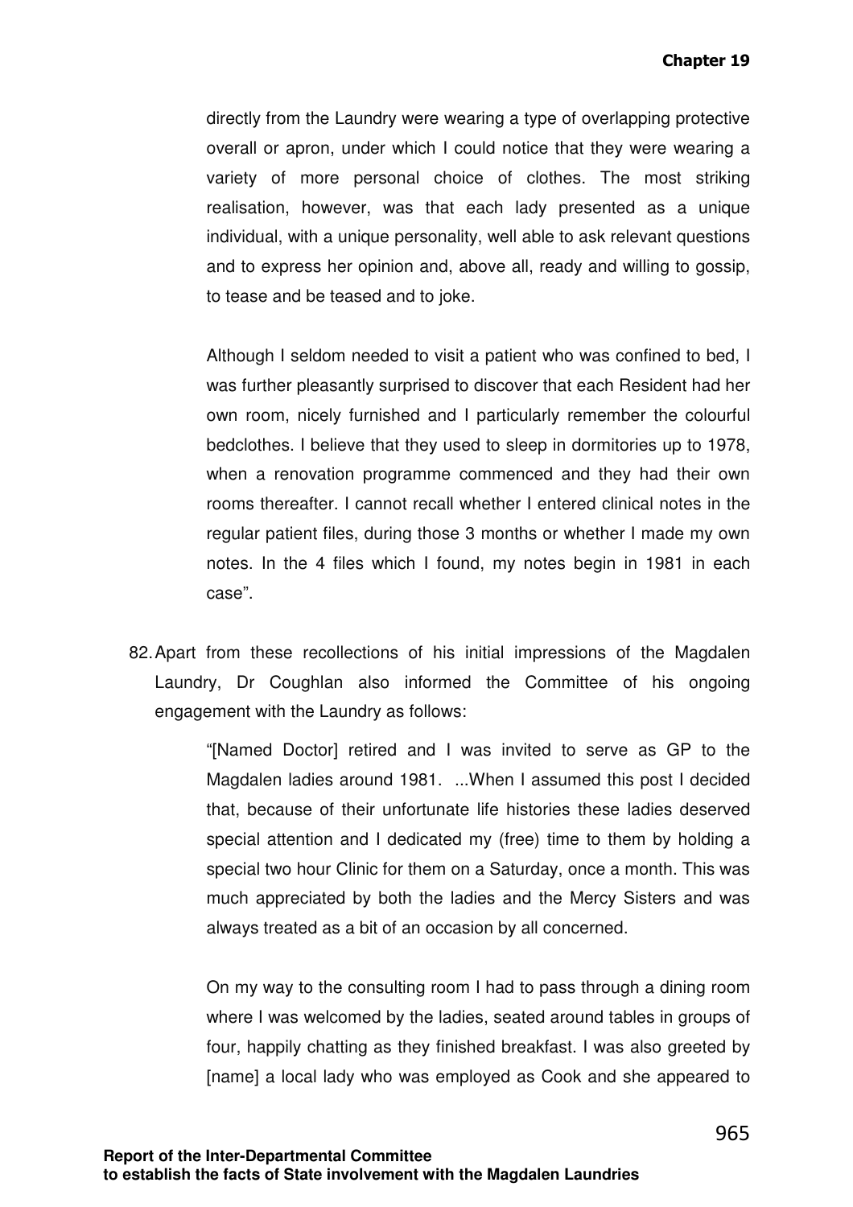directly from the Laundry were wearing a type of overlapping protective overall or apron, under which I could notice that they were wearing a variety of more personal choice of clothes. The most striking realisation, however, was that each lady presented as a unique individual, with a unique personality, well able to ask relevant questions and to express her opinion and, above all, ready and willing to gossip, to tease and be teased and to joke.

> Although I seldom needed to visit a patient who was confined to bed, I was further pleasantly surprised to discover that each Resident had her own room, nicely furnished and I particularly remember the colourful bedclothes. I believe that they used to sleep in dormitories up to 1978, when a renovation programme commenced and they had their own rooms thereafter. I cannot recall whether I entered clinical notes in the regular patient files, during those 3 months or whether I made my own notes. In the 4 files which I found, my notes begin in 1981 in each case".

82. Apart from these recollections of his initial impressions of the Magdalen Laundry, Dr Coughlan also informed the Committee of his ongoing engagement with the Laundry as follows:

> "[Named Doctor] retired and I was invited to serve as GP to the Magdalen ladies around 1981. ...When I assumed this post I decided that, because of their unfortunate life histories these ladies deserved special attention and I dedicated my (free) time to them by holding a special two hour Clinic for them on a Saturday, once a month. This was much appreciated by both the ladies and the Mercy Sisters and was always treated as a bit of an occasion by all concerned.
>
> On my way to the consulting room I had to pass through a dining room where I was welcomed by the ladies, seated around tables in groups of four, happily chatting as they finished breakfast. I was also greeted by [name] a local lady who was employed as Cook and she appeared to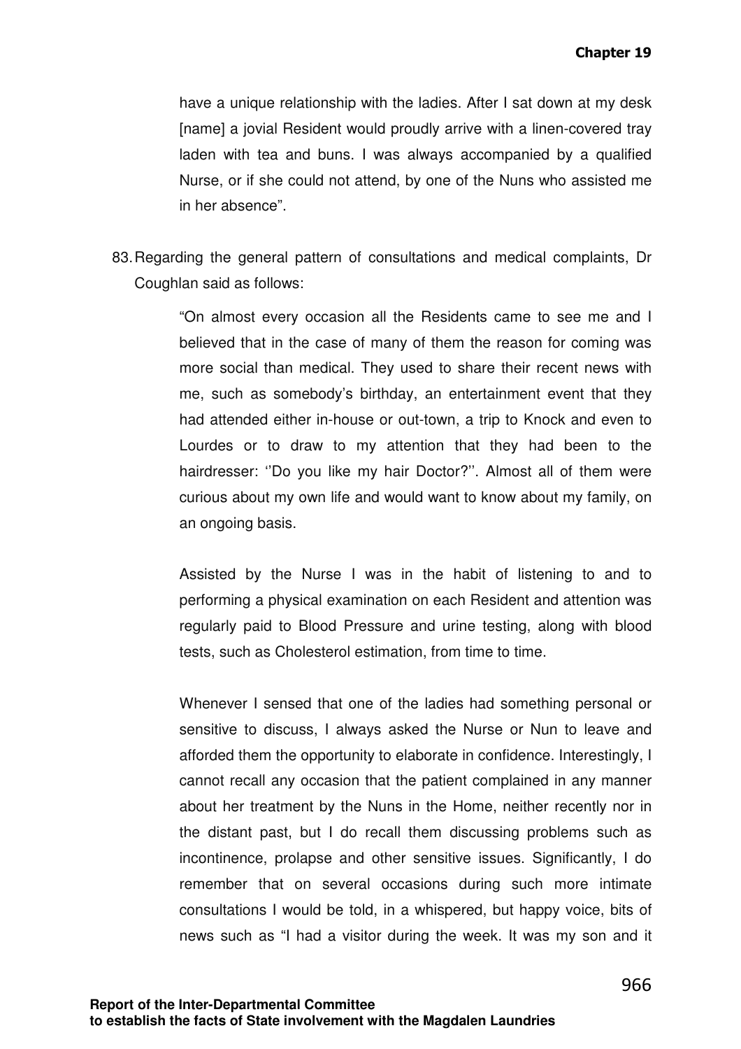have a unique relationship with the ladies. After I sat down at my desk [name] a jovial Resident would proudly arrive with a linen-covered tray laden with tea and buns. I was always accompanied by a qualified Nurse, or if she could not attend, by one of the Nuns who assisted me in her absence".

83. Regarding the general pattern of consultations and medical complaints, Dr Coughlan said as follows:

> "On almost every occasion all the Residents came to see me and I believed that in the case of many of them the reason for coming was more social than medical. They used to share their recent news with me, such as somebody's birthday, an entertainment event that they had attended either in-house or out-town, a trip to Knock and even to Lourdes or to draw to my attention that they had been to the hairdresser: ''Do you like my hair Doctor?''. Almost all of them were curious about my own life and would want to know about my family, on an ongoing basis.
>
> Assisted by the Nurse I was in the habit of listening to and to performing a physical examination on each Resident and attention was regularly paid to Blood Pressure and urine testing, along with blood tests, such as Cholesterol estimation, from time to time.
>
> Whenever I sensed that one of the ladies had something personal or sensitive to discuss, I always asked the Nurse or Nun to leave and afforded them the opportunity to elaborate in confidence. Interestingly, I cannot recall any occasion that the patient complained in any manner about her treatment by the Nuns in the Home, neither recently nor in the distant past, but I do recall them discussing problems such as incontinence, prolapse and other sensitive issues. Significantly, I do remember that on several occasions during such more intimate consultations I would be told, in a whispered, but happy voice, bits of news such as "I had a visitor during the week. It was my son and it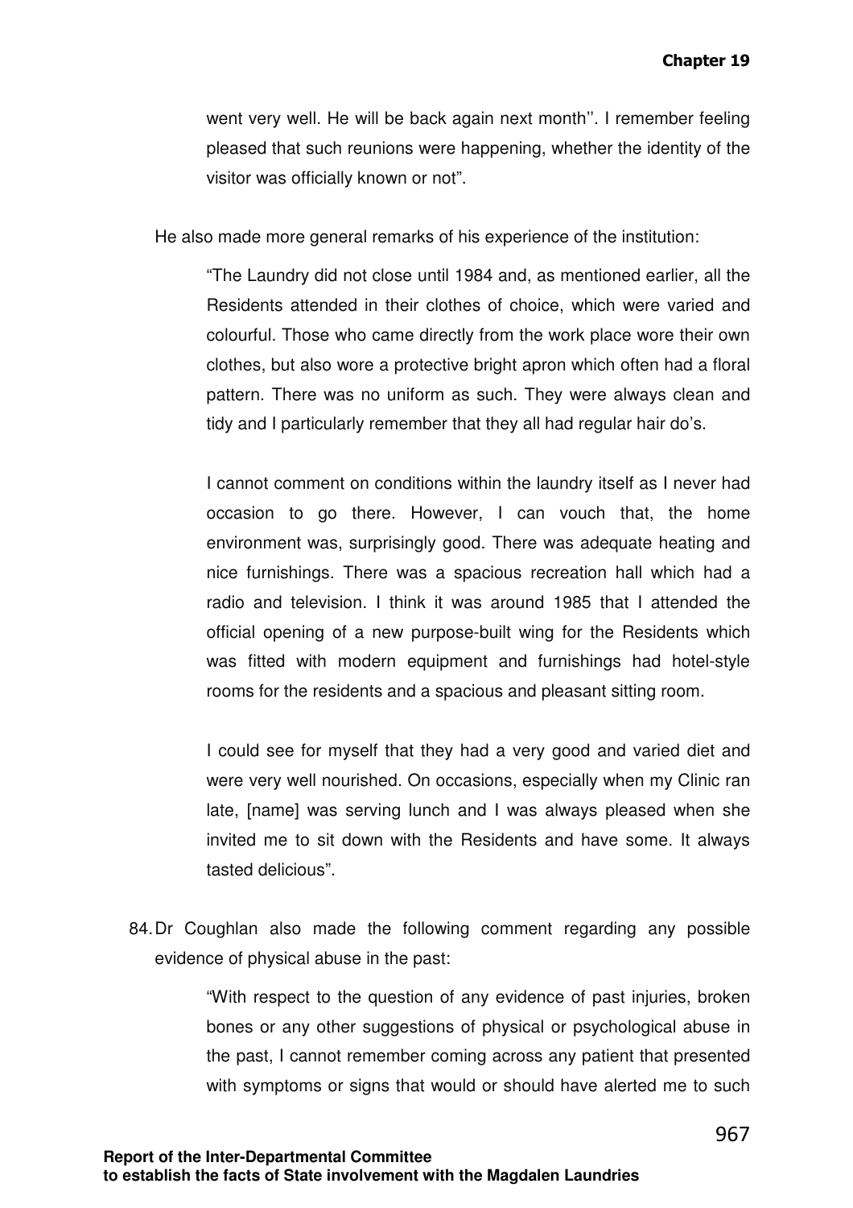went very well. He will be back again next month''. I remember feeling pleased that such reunions were happening, whether the identity of the visitor was officially known or not".

He also made more general remarks of his experience of the institution:

> "The Laundry did not close until 1984 and, as mentioned earlier, all the Residents attended in their clothes of choice, which were varied and colourful. Those who came directly from the work place wore their own clothes, but also wore a protective bright apron which often had a floral pattern. There was no uniform as such. They were always clean and tidy and I particularly remember that they all had regular hair do's.
>
> I cannot comment on conditions within the laundry itself as I never had occasion to go there. However, I can vouch that, the home environment was, surprisingly good. There was adequate heating and nice furnishings. There was a spacious recreation hall which had a radio and television. I think it was around 1985 that I attended the official opening of a new purpose-built wing for the Residents which was fitted with modern equipment and furnishings had hotel-style rooms for the residents and a spacious and pleasant sitting room.
>
> I could see for myself that they had a very good and varied diet and were very well nourished. On occasions, especially when my Clinic ran late, [name] was serving lunch and I was always pleased when she invited me to sit down with the Residents and have some. It always tasted delicious".

84. Dr Coughlan also made the following comment regarding any possible evidence of physical abuse in the past:

> "With respect to the question of any evidence of past injuries, broken bones or any other suggestions of physical or psychological abuse in the past, I cannot remember coming across any patient that presented with symptoms or signs that would or should have alerted me to such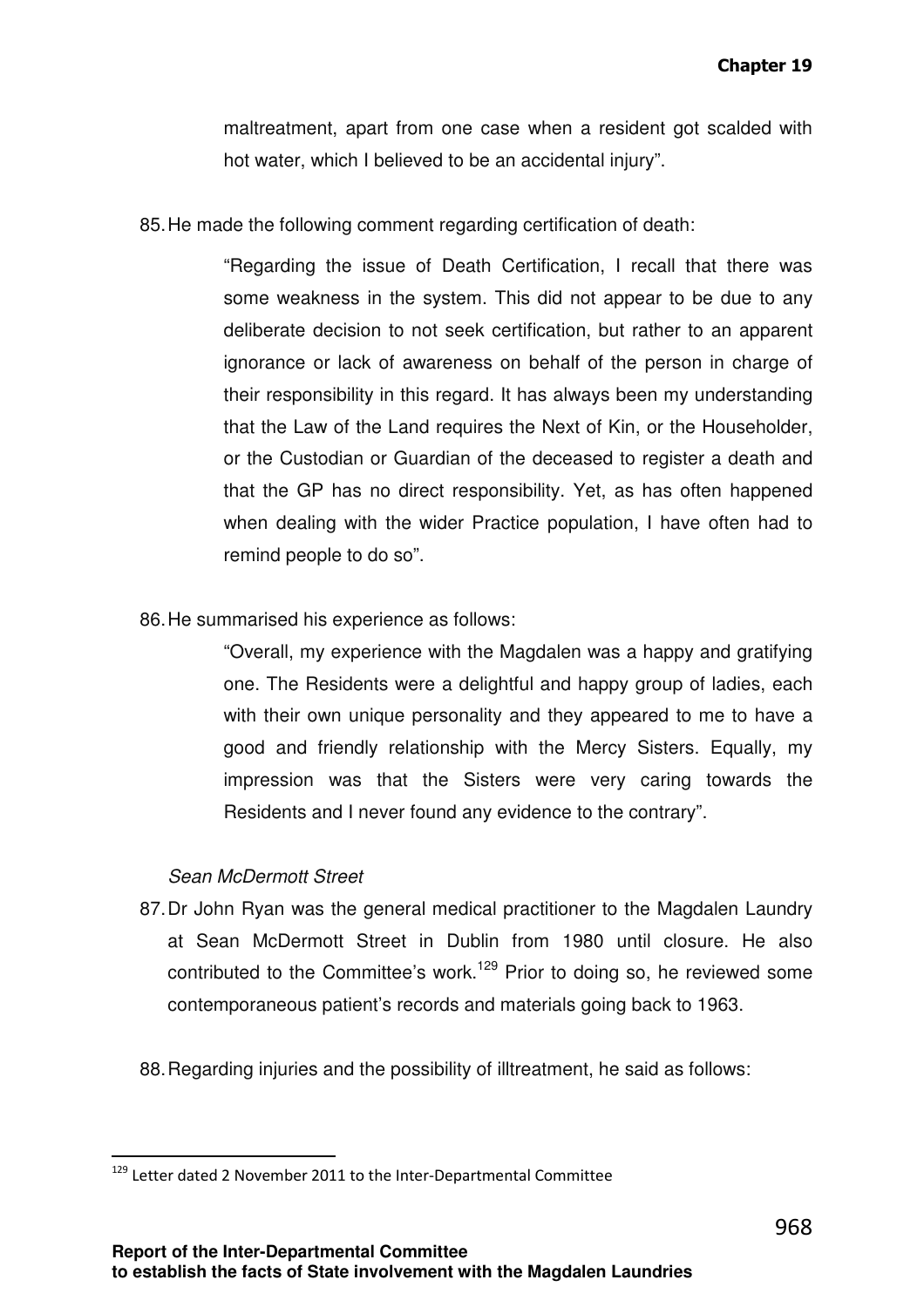maltreatment, apart from one case when a resident got scalded with hot water, which I believed to be an accidental injury".

85. He made the following comment regarding certification of death:

> "Regarding the issue of Death Certification, I recall that there was some weakness in the system. This did not appear to be due to any deliberate decision to not seek certification, but rather to an apparent ignorance or lack of awareness on behalf of the person in charge of their responsibility in this regard. It has always been my understanding that the Law of the Land requires the Next of Kin, or the Householder, or the Custodian or Guardian of the deceased to register a death and that the GP has no direct responsibility. Yet, as has often happened when dealing with the wider Practice population, I have often had to remind people to do so".

86. He summarised his experience as follows:

> "Overall, my experience with the Magdalen was a happy and gratifying one. The Residents were a delightful and happy group of ladies, each with their own unique personality and they appeared to me to have a good and friendly relationship with the Mercy Sisters. Equally, my impression was that the Sisters were very caring towards the Residents and I never found any evidence to the contrary".

*Sean McDermott Street*

87. Dr John Ryan was the general medical practitioner to the Magdalen Laundry at Sean McDermott Street in Dublin from 1980 until closure. He also contributed to the Committee's work.[129] Prior to doing so, he reviewed some contemporaneous patient's records and materials going back to 1963.

88. Regarding injuries and the possibility of illtreatment, he said as follows:

[129] Letter dated 2 November 2011 to the Inter-Departmental Committee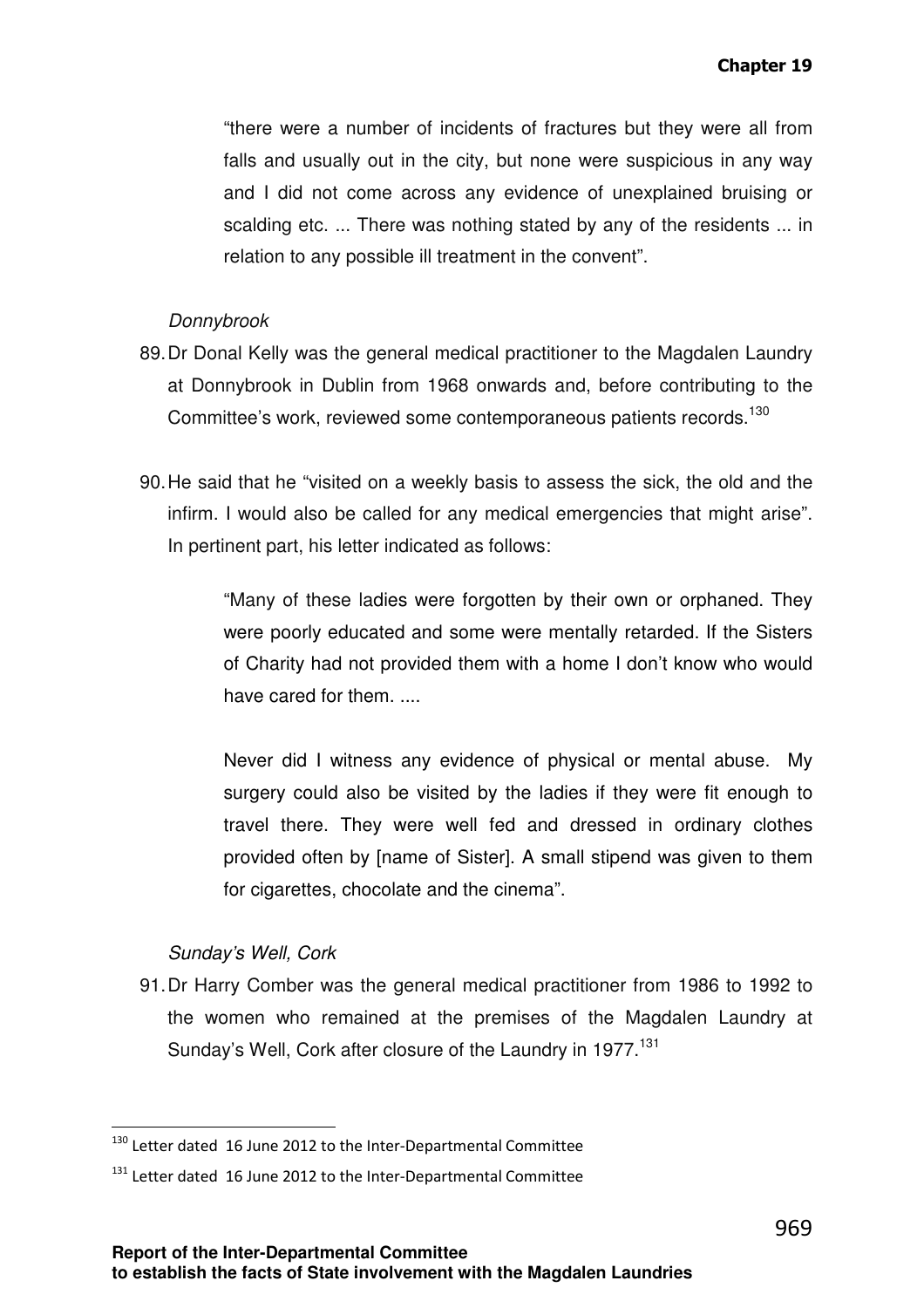> "there were a number of incidents of fractures but they were all from falls and usually out in the city, but none were suspicious in any way and I did not come across any evidence of unexplained bruising or scalding etc. ... There was nothing stated by any of the residents ... in relation to any possible ill treatment in the convent".

*Donnybrook*

89. Dr Donal Kelly was the general medical practitioner to the Magdalen Laundry at Donnybrook in Dublin from 1968 onwards and, before contributing to the Committee's work, reviewed some contemporaneous patients records.[130]

90. He said that he "visited on a weekly basis to assess the sick, the old and the infirm. I would also be called for any medical emergencies that might arise". In pertinent part, his letter indicated as follows:

> "Many of these ladies were forgotten by their own or orphaned. They were poorly educated and some were mentally retarded. If the Sisters of Charity had not provided them with a home I don't know who would have cared for them. ....
>
> Never did I witness any evidence of physical or mental abuse. My surgery could also be visited by the ladies if they were fit enough to travel there. They were well fed and dressed in ordinary clothes provided often by [name of Sister]. A small stipend was given to them for cigarettes, chocolate and the cinema".

*Sunday's Well, Cork*

91. Dr Harry Comber was the general medical practitioner from 1986 to 1992 to the women who remained at the premises of the Magdalen Laundry at Sunday's Well, Cork after closure of the Laundry in 1977.[131]

---

[130] Letter dated 16 June 2012 to the Inter-Departmental Committee

[131] Letter dated 16 June 2012 to the Inter-Departmental Committee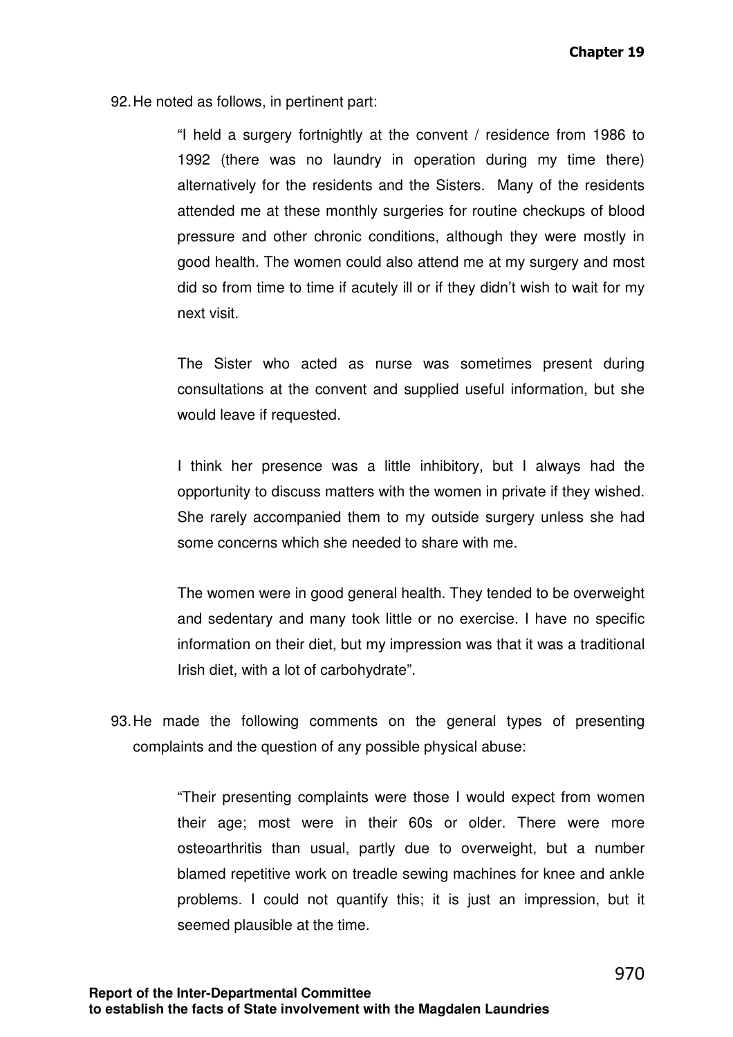92. He noted as follows, in pertinent part:

> "I held a surgery fortnightly at the convent / residence from 1986 to 1992 (there was no laundry in operation during my time there) alternatively for the residents and the Sisters. Many of the residents attended me at these monthly surgeries for routine checkups of blood pressure and other chronic conditions, although they were mostly in good health. The women could also attend me at my surgery and most did so from time to time if acutely ill or if they didn't wish to wait for my next visit.
>
> The Sister who acted as nurse was sometimes present during consultations at the convent and supplied useful information, but she would leave if requested.
>
> I think her presence was a little inhibitory, but I always had the opportunity to discuss matters with the women in private if they wished. She rarely accompanied them to my outside surgery unless she had some concerns which she needed to share with me.
>
> The women were in good general health. They tended to be overweight and sedentary and many took little or no exercise. I have no specific information on their diet, but my impression was that it was a traditional Irish diet, with a lot of carbohydrate".

93. He made the following comments on the general types of presenting complaints and the question of any possible physical abuse:

> "Their presenting complaints were those I would expect from women their age; most were in their 60s or older. There were more osteoarthritis than usual, partly due to overweight, but a number blamed repetitive work on treadle sewing machines for knee and ankle problems. I could not quantify this; it is just an impression, but it seemed plausible at the time.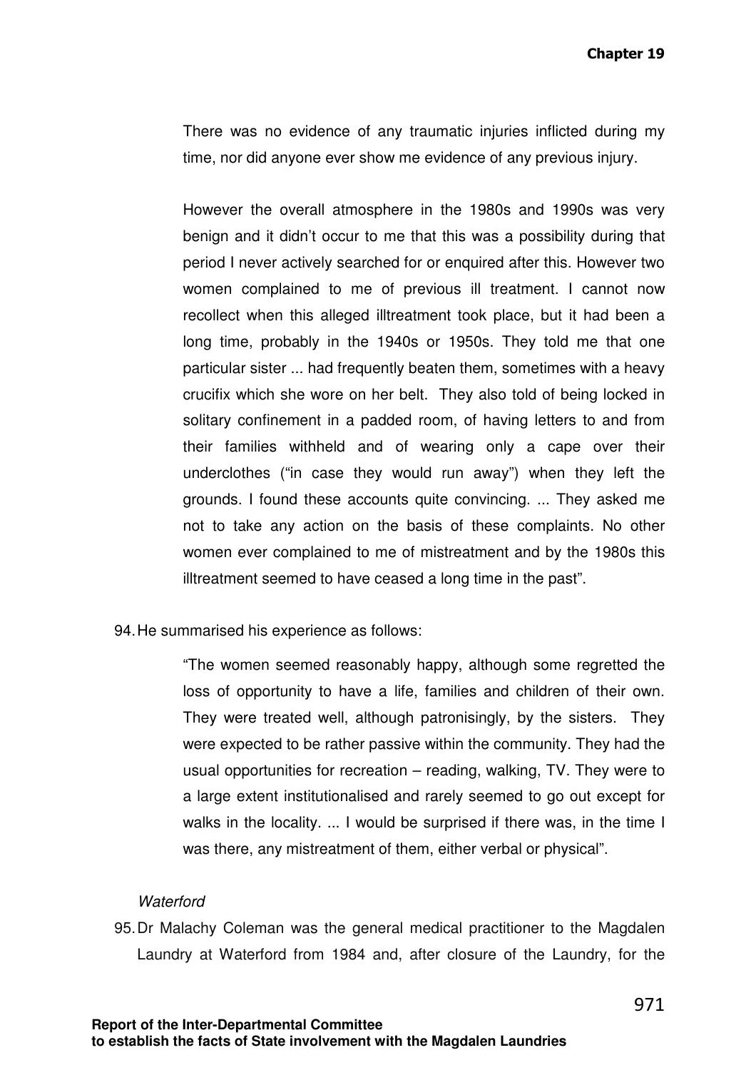> There was no evidence of any traumatic injuries inflicted during my time, nor did anyone ever show me evidence of any previous injury.
>
> However the overall atmosphere in the 1980s and 1990s was very benign and it didn't occur to me that this was a possibility during that period I never actively searched for or enquired after this. However two women complained to me of previous ill treatment. I cannot now recollect when this alleged illtreatment took place, but it had been a long time, probably in the 1940s or 1950s. They told me that one particular sister ... had frequently beaten them, sometimes with a heavy crucifix which she wore on her belt. They also told of being locked in solitary confinement in a padded room, of having letters to and from their families withheld and of wearing only a cape over their underclothes ("in case they would run away") when they left the grounds. I found these accounts quite convincing. ... They asked me not to take any action on the basis of these complaints. No other women ever complained to me of mistreatment and by the 1980s this illtreatment seemed to have ceased a long time in the past".

94. He summarised his experience as follows:

> "The women seemed reasonably happy, although some regretted the loss of opportunity to have a life, families and children of their own. They were treated well, although patronisingly, by the sisters. They were expected to be rather passive within the community. They had the usual opportunities for recreation – reading, walking, TV. They were to a large extent institutionalised and rarely seemed to go out except for walks in the locality. ... I would be surprised if there was, in the time I was there, any mistreatment of them, either verbal or physical".

*Waterford*

95. Dr Malachy Coleman was the general medical practitioner to the Magdalen Laundry at Waterford from 1984 and, after closure of the Laundry, for the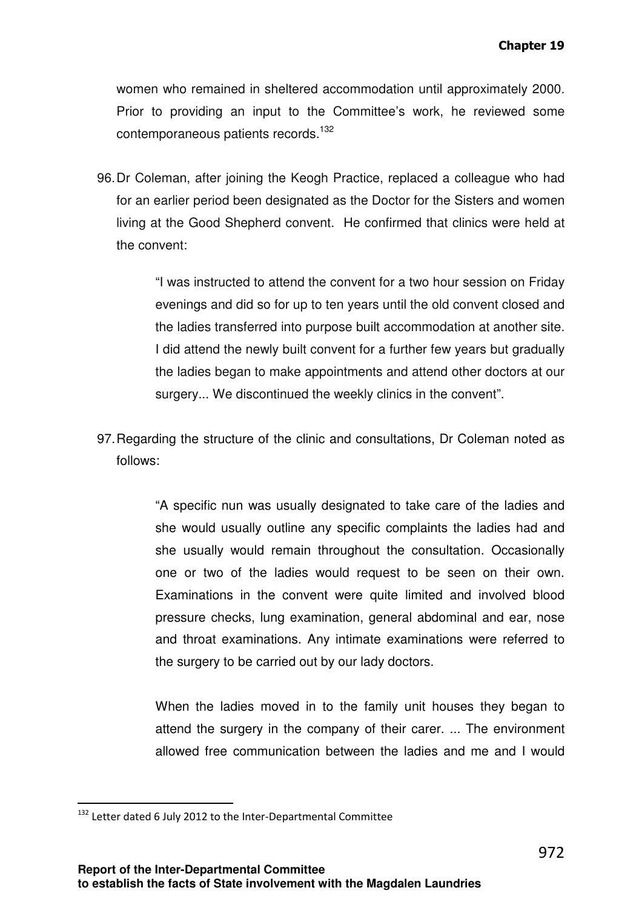women who remained in sheltered accommodation until approximately 2000. Prior to providing an input to the Committee's work, he reviewed some contemporaneous patients records.[132]

96. Dr Coleman, after joining the Keogh Practice, replaced a colleague who had for an earlier period been designated as the Doctor for the Sisters and women living at the Good Shepherd convent. He confirmed that clinics were held at the convent:

> "I was instructed to attend the convent for a two hour session on Friday evenings and did so for up to ten years until the old convent closed and the ladies transferred into purpose built accommodation at another site. I did attend the newly built convent for a further few years but gradually the ladies began to make appointments and attend other doctors at our surgery... We discontinued the weekly clinics in the convent".

97. Regarding the structure of the clinic and consultations, Dr Coleman noted as follows:

> "A specific nun was usually designated to take care of the ladies and she would usually outline any specific complaints the ladies had and she usually would remain throughout the consultation. Occasionally one or two of the ladies would request to be seen on their own. Examinations in the convent were quite limited and involved blood pressure checks, lung examination, general abdominal and ear, nose and throat examinations. Any intimate examinations were referred to the surgery to be carried out by our lady doctors.
>
> When the ladies moved in to the family unit houses they began to attend the surgery in the company of their carer. ... The environment allowed free communication between the ladies and me and I would

[132] Letter dated 6 July 2012 to the Inter-Departmental Committee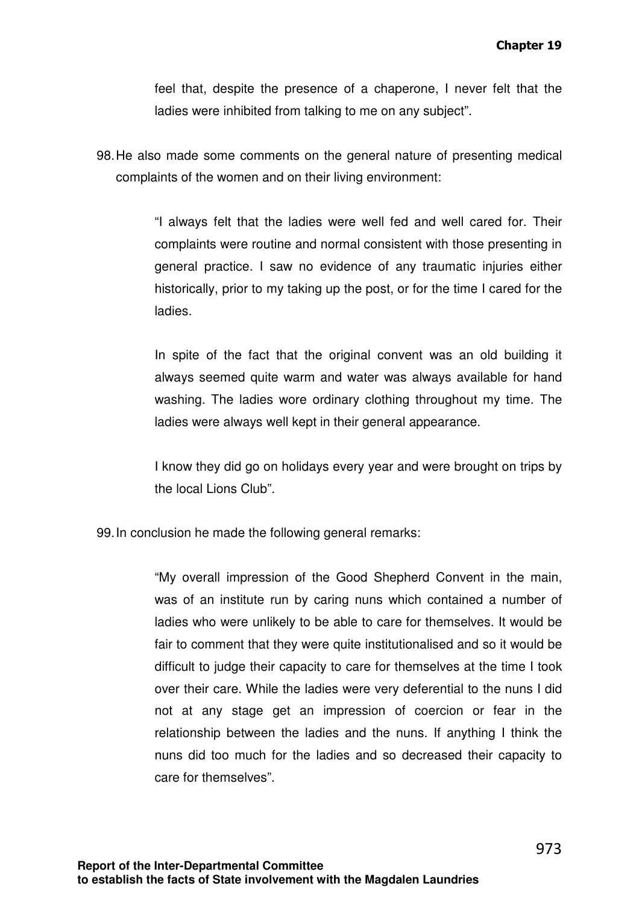feel that, despite the presence of a chaperone, I never felt that the ladies were inhibited from talking to me on any subject".

98. He also made some comments on the general nature of presenting medical complaints of the women and on their living environment:

> "I always felt that the ladies were well fed and well cared for. Their complaints were routine and normal consistent with those presenting in general practice. I saw no evidence of any traumatic injuries either historically, prior to my taking up the post, or for the time I cared for the ladies.
>
> In spite of the fact that the original convent was an old building it always seemed quite warm and water was always available for hand washing. The ladies wore ordinary clothing throughout my time. The ladies were always well kept in their general appearance.
>
> I know they did go on holidays every year and were brought on trips by the local Lions Club".

99. In conclusion he made the following general remarks:

> "My overall impression of the Good Shepherd Convent in the main, was of an institute run by caring nuns which contained a number of ladies who were unlikely to be able to care for themselves. It would be fair to comment that they were quite institutionalised and so it would be difficult to judge their capacity to care for themselves at the time I took over their care. While the ladies were very deferential to the nuns I did not at any stage get an impression of coercion or fear in the relationship between the ladies and the nuns. If anything I think the nuns did too much for the ladies and so decreased their capacity to care for themselves".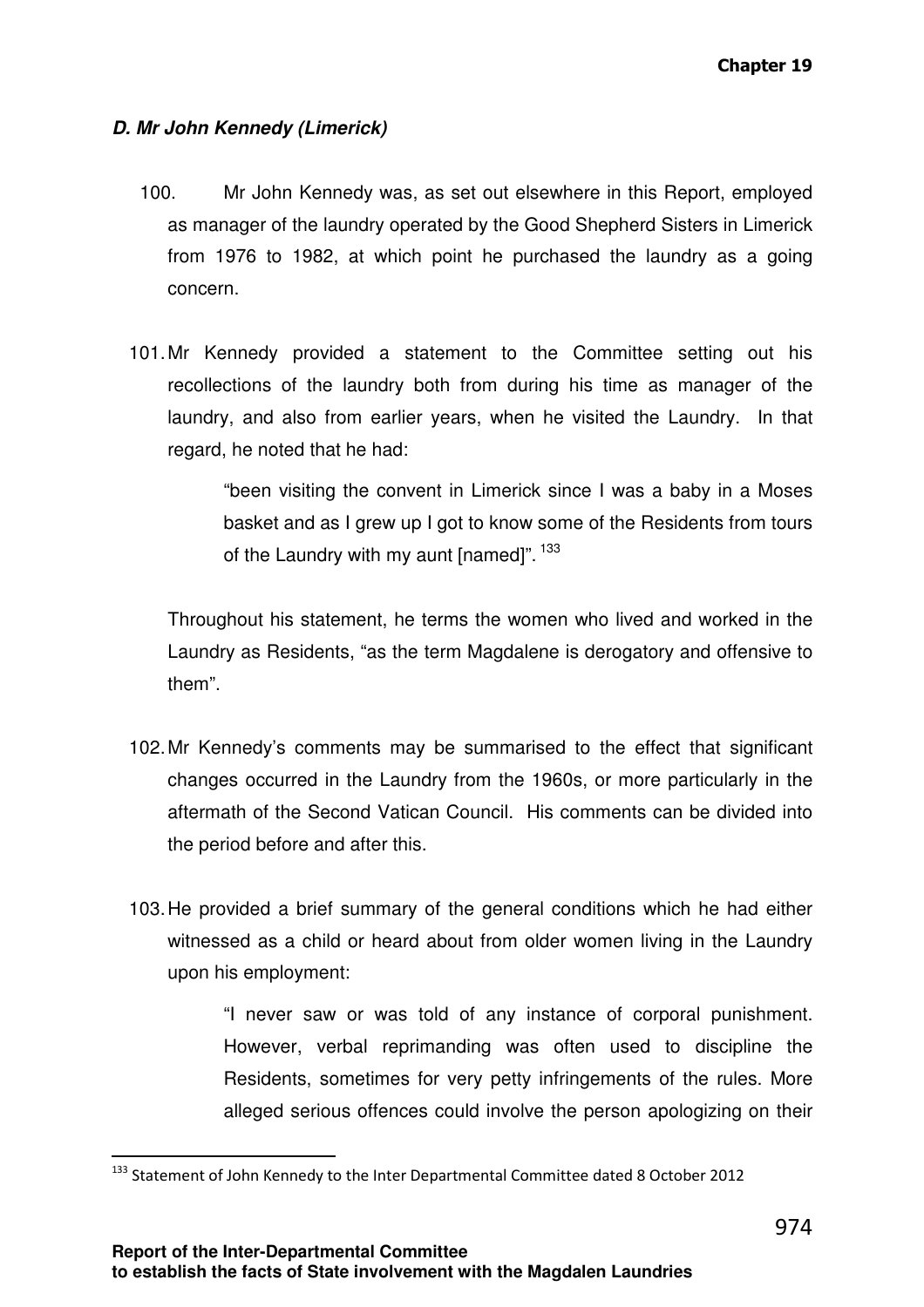### *D. Mr John Kennedy (Limerick)*

100. Mr John Kennedy was, as set out elsewhere in this Report, employed as manager of the laundry operated by the Good Shepherd Sisters in Limerick from 1976 to 1982, at which point he purchased the laundry as a going concern.

101. Mr Kennedy provided a statement to the Committee setting out his recollections of the laundry both from during his time as manager of the laundry, and also from earlier years, when he visited the Laundry. In that regard, he noted that he had:

> "been visiting the convent in Limerick since I was a baby in a Moses basket and as I grew up I got to know some of the Residents from tours of the Laundry with my aunt [named]". [133]

Throughout his statement, he terms the women who lived and worked in the Laundry as Residents, "as the term Magdalene is derogatory and offensive to them".

102. Mr Kennedy's comments may be summarised to the effect that significant changes occurred in the Laundry from the 1960s, or more particularly in the aftermath of the Second Vatican Council. His comments can be divided into the period before and after this.

103. He provided a brief summary of the general conditions which he had either witnessed as a child or heard about from older women living in the Laundry upon his employment:

> "I never saw or was told of any instance of corporal punishment. However, verbal reprimanding was often used to discipline the Residents, sometimes for very petty infringements of the rules. More alleged serious offences could involve the person apologizing on their

---

[133] Statement of John Kennedy to the Inter Departmental Committee dated 8 October 2012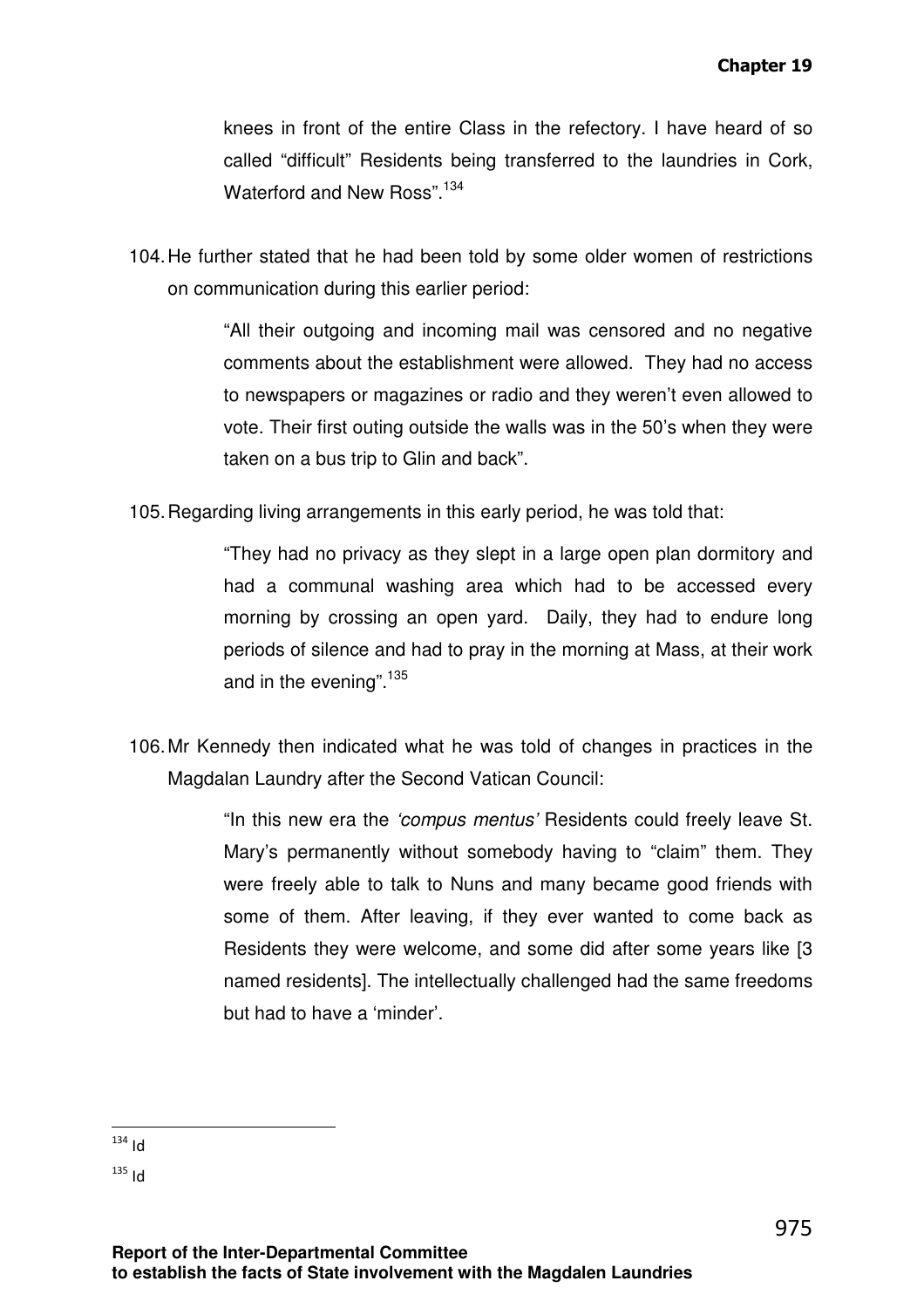knees in front of the entire Class in the refectory. I have heard of so called "difficult" Residents being transferred to the laundries in Cork, Waterford and New Ross".[134]

104. He further stated that he had been told by some older women of restrictions on communication during this earlier period:

> "All their outgoing and incoming mail was censored and no negative comments about the establishment were allowed. They had no access to newspapers or magazines or radio and they weren't even allowed to vote. Their first outing outside the walls was in the 50's when they were taken on a bus trip to Glin and back".

105. Regarding living arrangements in this early period, he was told that:

> "They had no privacy as they slept in a large open plan dormitory and had a communal washing area which had to be accessed every morning by crossing an open yard. Daily, they had to endure long periods of silence and had to pray in the morning at Mass, at their work and in the evening".[135]

106. Mr Kennedy then indicated what he was told of changes in practices in the Magdalan Laundry after the Second Vatican Council:

> "In this new era the *'compus mentus'* Residents could freely leave St. Mary's permanently without somebody having to "claim" them. They were freely able to talk to Nuns and many became good friends with some of them. After leaving, if they ever wanted to come back as Residents they were welcome, and some did after some years like [3 named residents]. The intellectually challenged had the same freedoms but had to have a 'minder'.

---

[134] Id

[135] Id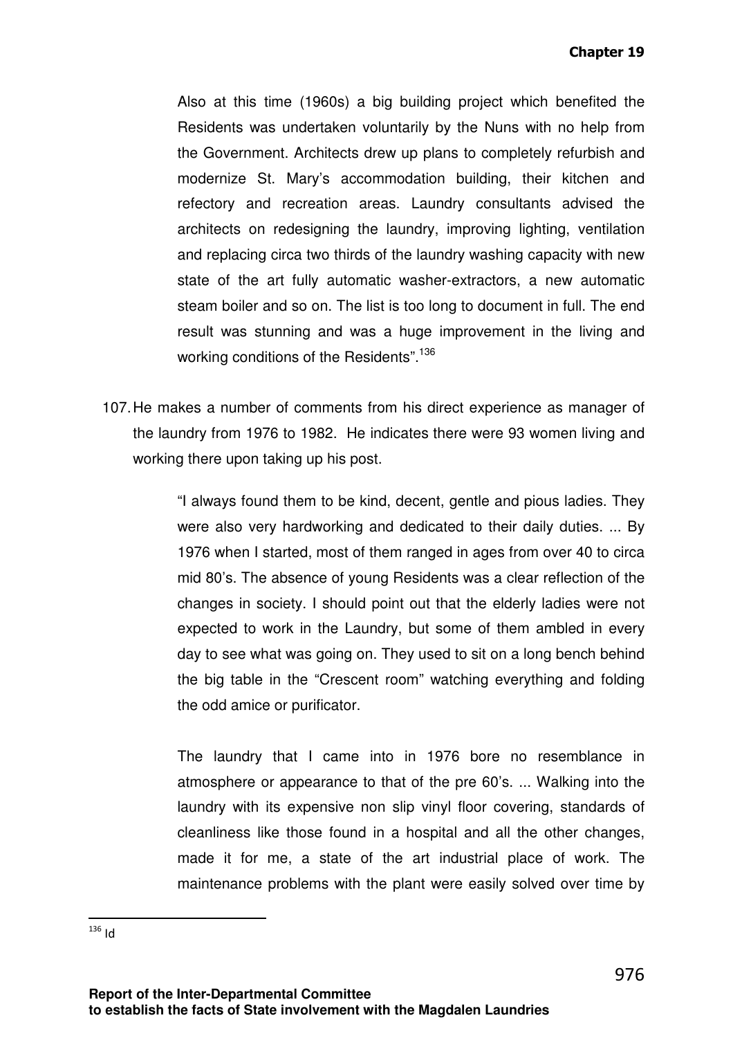> Also at this time (1960s) a big building project which benefited the Residents was undertaken voluntarily by the Nuns with no help from the Government. Architects drew up plans to completely refurbish and modernize St. Mary's accommodation building, their kitchen and refectory and recreation areas. Laundry consultants advised the architects on redesigning the laundry, improving lighting, ventilation and replacing circa two thirds of the laundry washing capacity with new state of the art fully automatic washer-extractors, a new automatic steam boiler and so on. The list is too long to document in full. The end result was stunning and was a huge improvement in the living and working conditions of the Residents".[136]

107. He makes a number of comments from his direct experience as manager of the laundry from 1976 to 1982. He indicates there were 93 women living and working there upon taking up his post.

> "I always found them to be kind, decent, gentle and pious ladies. They were also very hardworking and dedicated to their daily duties. ... By 1976 when I started, most of them ranged in ages from over 40 to circa mid 80's. The absence of young Residents was a clear reflection of the changes in society. I should point out that the elderly ladies were not expected to work in the Laundry, but some of them ambled in every day to see what was going on. They used to sit on a long bench behind the big table in the "Crescent room" watching everything and folding the odd amice or purificator.
>
> The laundry that I came into in 1976 bore no resemblance in atmosphere or appearance to that of the pre 60's. ... Walking into the laundry with its expensive non slip vinyl floor covering, standards of cleanliness like those found in a hospital and all the other changes, made it for me, a state of the art industrial place of work. The maintenance problems with the plant were easily solved over time by

---

[136] Id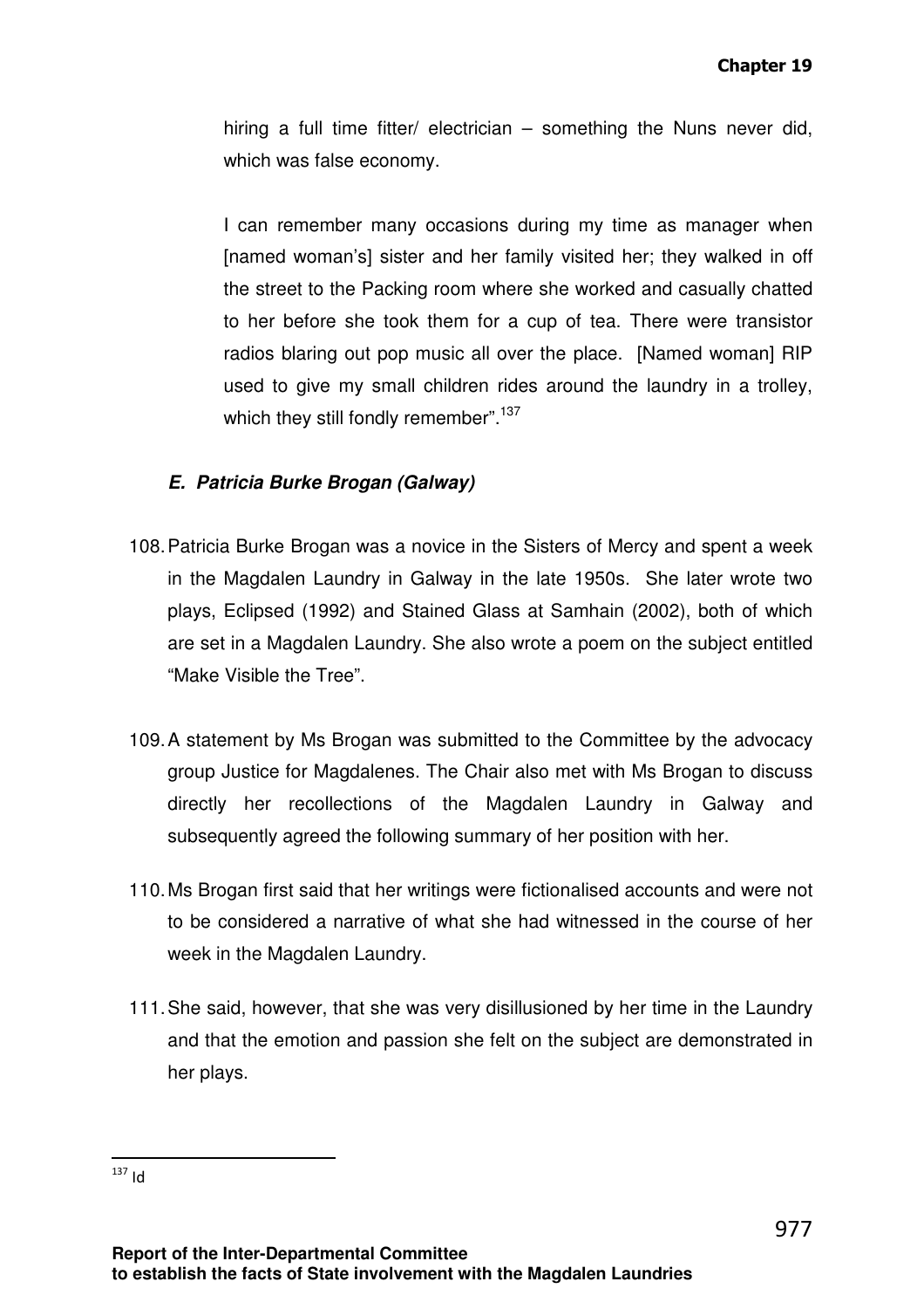hiring a full time fitter/ electrician – something the Nuns never did, which was false economy.

I can remember many occasions during my time as manager when [named woman's] sister and her family visited her; they walked in off the street to the Packing room where she worked and casually chatted to her before she took them for a cup of tea. There were transistor radios blaring out pop music all over the place. [Named woman] RIP used to give my small children rides around the laundry in a trolley, which they still fondly remember".[137]

### *E. Patricia Burke Brogan (Galway)*

108. Patricia Burke Brogan was a novice in the Sisters of Mercy and spent a week in the Magdalen Laundry in Galway in the late 1950s. She later wrote two plays, Eclipsed (1992) and Stained Glass at Samhain (2002), both of which are set in a Magdalen Laundry. She also wrote a poem on the subject entitled "Make Visible the Tree".

109. A statement by Ms Brogan was submitted to the Committee by the advocacy group Justice for Magdalenes. The Chair also met with Ms Brogan to discuss directly her recollections of the Magdalen Laundry in Galway and subsequently agreed the following summary of her position with her.

110. Ms Brogan first said that her writings were fictionalised accounts and were not to be considered a narrative of what she had witnessed in the course of her week in the Magdalen Laundry.

111. She said, however, that she was very disillusioned by her time in the Laundry and that the emotion and passion she felt on the subject are demonstrated in her plays.

---

[137] Id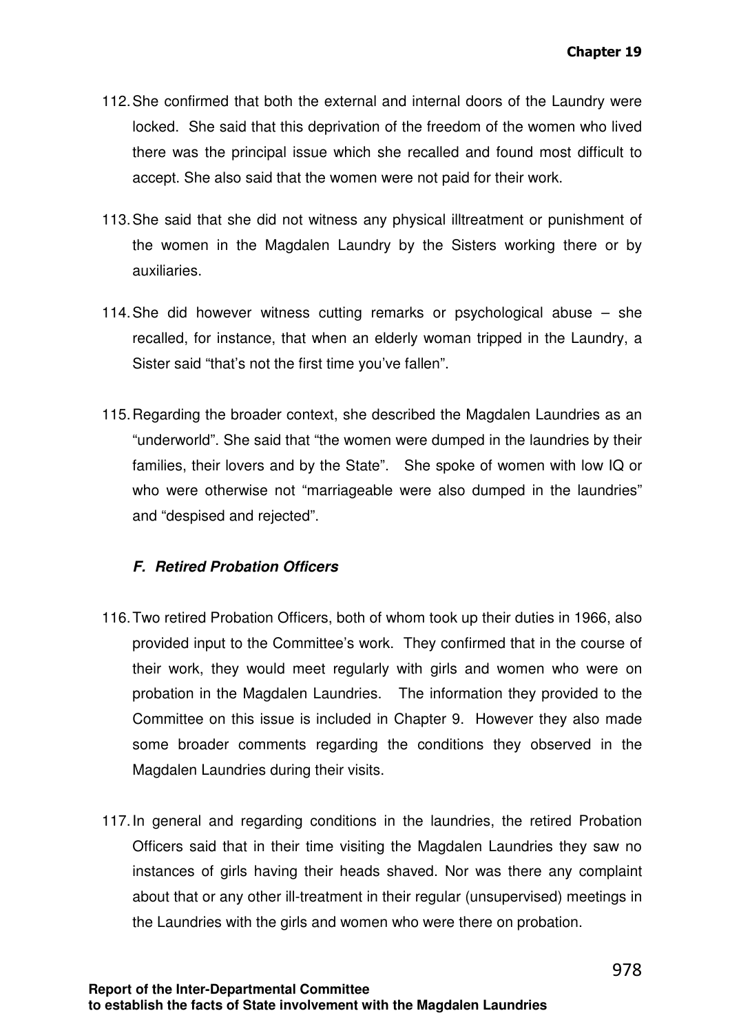112. She confirmed that both the external and internal doors of the Laundry were locked. She said that this deprivation of the freedom of the women who lived there was the principal issue which she recalled and found most difficult to accept. She also said that the women were not paid for their work.

113. She said that she did not witness any physical illtreatment or punishment of the women in the Magdalen Laundry by the Sisters working there or by auxiliaries.

114. She did however witness cutting remarks or psychological abuse – she recalled, for instance, that when an elderly woman tripped in the Laundry, a Sister said "that's not the first time you've fallen".

115. Regarding the broader context, she described the Magdalen Laundries as an "underworld". She said that "the women were dumped in the laundries by their families, their lovers and by the State". She spoke of women with low IQ or who were otherwise not "marriageable were also dumped in the laundries" and "despised and rejected".

### *F. Retired Probation Officers*

116. Two retired Probation Officers, both of whom took up their duties in 1966, also provided input to the Committee's work. They confirmed that in the course of their work, they would meet regularly with girls and women who were on probation in the Magdalen Laundries. The information they provided to the Committee on this issue is included in Chapter 9. However they also made some broader comments regarding the conditions they observed in the Magdalen Laundries during their visits.

117. In general and regarding conditions in the laundries, the retired Probation Officers said that in their time visiting the Magdalen Laundries they saw no instances of girls having their heads shaved. Nor was there any complaint about that or any other ill-treatment in their regular (unsupervised) meetings in the Laundries with the girls and women who were there on probation.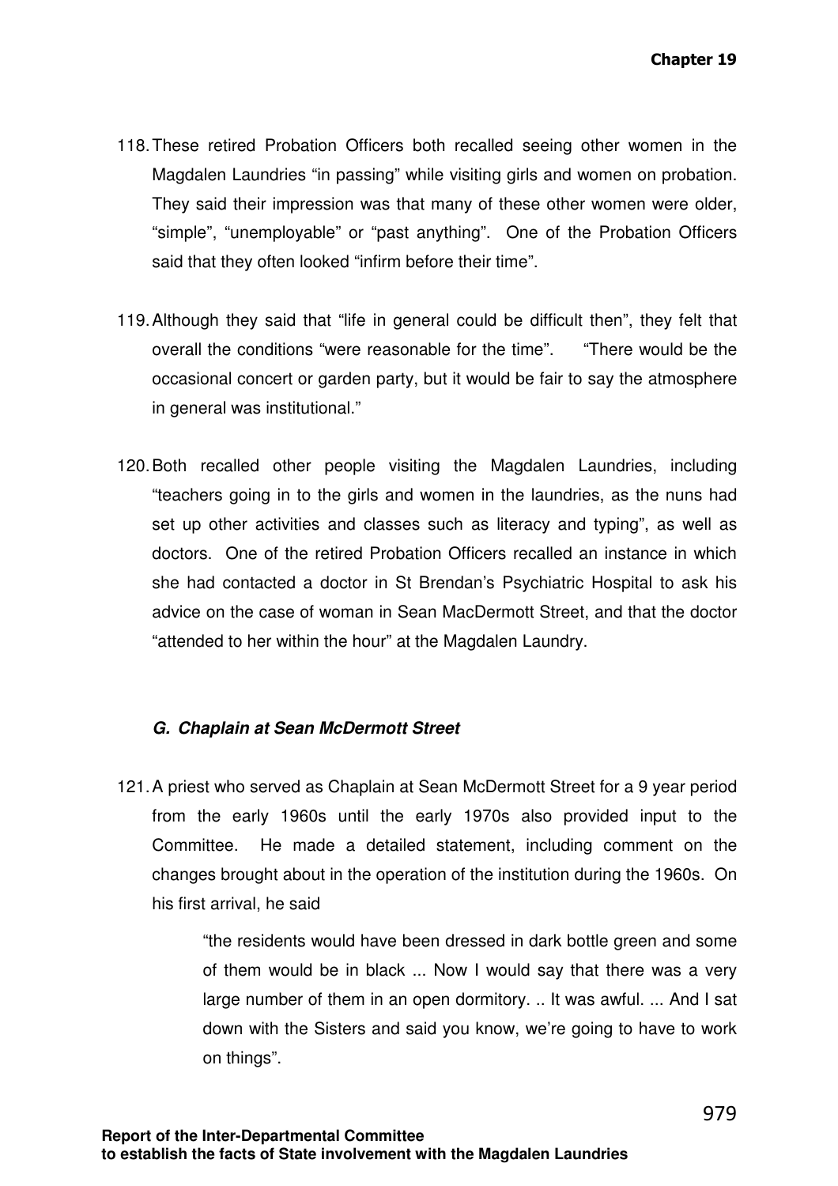118. These retired Probation Officers both recalled seeing other women in the Magdalen Laundries "in passing" while visiting girls and women on probation. They said their impression was that many of these other women were older, "simple", "unemployable" or "past anything". One of the Probation Officers said that they often looked "infirm before their time".

119. Although they said that "life in general could be difficult then", they felt that overall the conditions "were reasonable for the time". "There would be the occasional concert or garden party, but it would be fair to say the atmosphere in general was institutional."

120. Both recalled other people visiting the Magdalen Laundries, including "teachers going in to the girls and women in the laundries, as the nuns had set up other activities and classes such as literacy and typing", as well as doctors. One of the retired Probation Officers recalled an instance in which she had contacted a doctor in St Brendan's Psychiatric Hospital to ask his advice on the case of woman in Sean MacDermott Street, and that the doctor "attended to her within the hour" at the Magdalen Laundry.

### *G. Chaplain at Sean McDermott Street*

121. A priest who served as Chaplain at Sean McDermott Street for a 9 year period from the early 1960s until the early 1970s also provided input to the Committee. He made a detailed statement, including comment on the changes brought about in the operation of the institution during the 1960s. On his first arrival, he said

> "the residents would have been dressed in dark bottle green and some of them would be in black ... Now I would say that there was a very large number of them in an open dormitory. .. It was awful. ... And I sat down with the Sisters and said you know, we're going to have to work on things".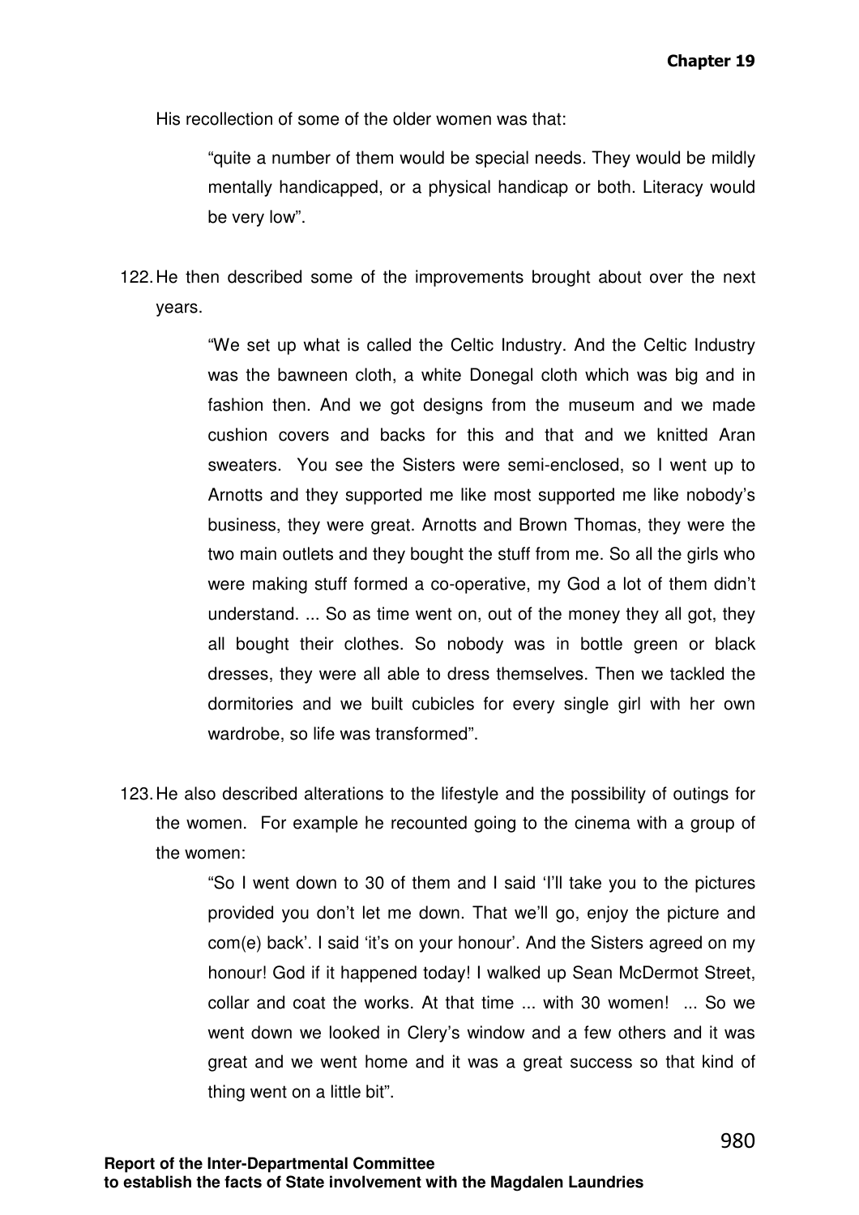His recollection of some of the older women was that:

> "quite a number of them would be special needs. They would be mildly mentally handicapped, or a physical handicap or both. Literacy would be very low".

122. He then described some of the improvements brought about over the next years.

> "We set up what is called the Celtic Industry. And the Celtic Industry was the bawneen cloth, a white Donegal cloth which was big and in fashion then. And we got designs from the museum and we made cushion covers and backs for this and that and we knitted Aran sweaters. You see the Sisters were semi-enclosed, so I went up to Arnotts and they supported me like most supported me like nobody's business, they were great. Arnotts and Brown Thomas, they were the two main outlets and they bought the stuff from me. So all the girls who were making stuff formed a co-operative, my God a lot of them didn't understand. ... So as time went on, out of the money they all got, they all bought their clothes. So nobody was in bottle green or black dresses, they were all able to dress themselves. Then we tackled the dormitories and we built cubicles for every single girl with her own wardrobe, so life was transformed".

123. He also described alterations to the lifestyle and the possibility of outings for the women. For example he recounted going to the cinema with a group of the women:

> "So I went down to 30 of them and I said 'I'll take you to the pictures provided you don't let me down. That we'll go, enjoy the picture and com(e) back'. I said 'it's on your honour'. And the Sisters agreed on my honour! God if it happened today! I walked up Sean McDermot Street, collar and coat the works. At that time ... with 30 women! ... So we went down we looked in Clery's window and a few others and it was great and we went home and it was a great success so that kind of thing went on a little bit".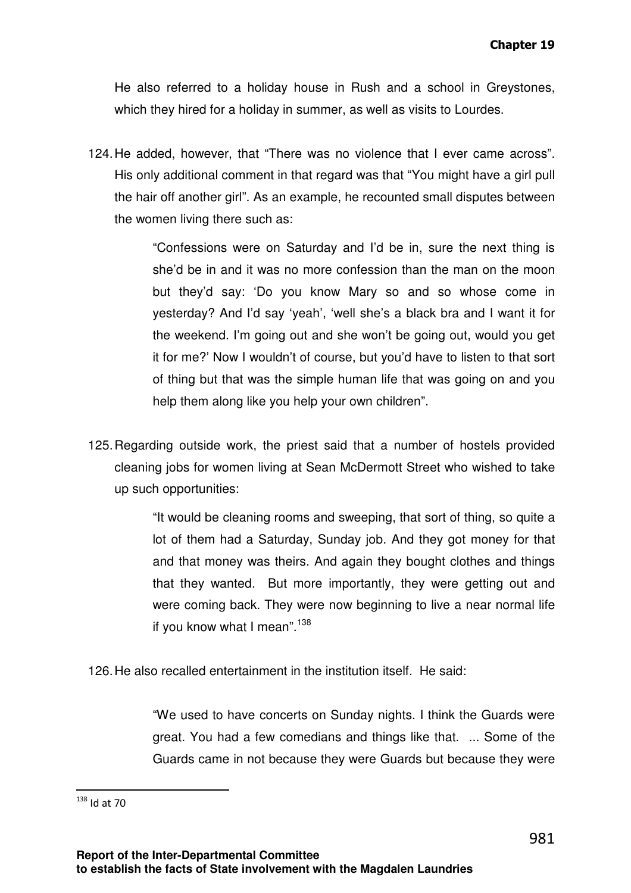He also referred to a holiday house in Rush and a school in Greystones, which they hired for a holiday in summer, as well as visits to Lourdes.

124. He added, however, that "There was no violence that I ever came across". His only additional comment in that regard was that "You might have a girl pull the hair off another girl". As an example, he recounted small disputes between the women living there such as:

> "Confessions were on Saturday and I'd be in, sure the next thing is she'd be in and it was no more confession than the man on the moon but they'd say: 'Do you know Mary so and so whose come in yesterday? And I'd say 'yeah', 'well she's a black bra and I want it for the weekend. I'm going out and she won't be going out, would you get it for me?' Now I wouldn't of course, but you'd have to listen to that sort of thing but that was the simple human life that was going on and you help them along like you help your own children".

125. Regarding outside work, the priest said that a number of hostels provided cleaning jobs for women living at Sean McDermott Street who wished to take up such opportunities:

> "It would be cleaning rooms and sweeping, that sort of thing, so quite a lot of them had a Saturday, Sunday job. And they got money for that and that money was theirs. And again they bought clothes and things that they wanted. But more importantly, they were getting out and were coming back. They were now beginning to live a near normal life if you know what I mean".[138]

126. He also recalled entertainment in the institution itself. He said:

> "We used to have concerts on Sunday nights. I think the Guards were great. You had a few comedians and things like that. ... Some of the Guards came in not because they were Guards but because they were

[138] Id at 70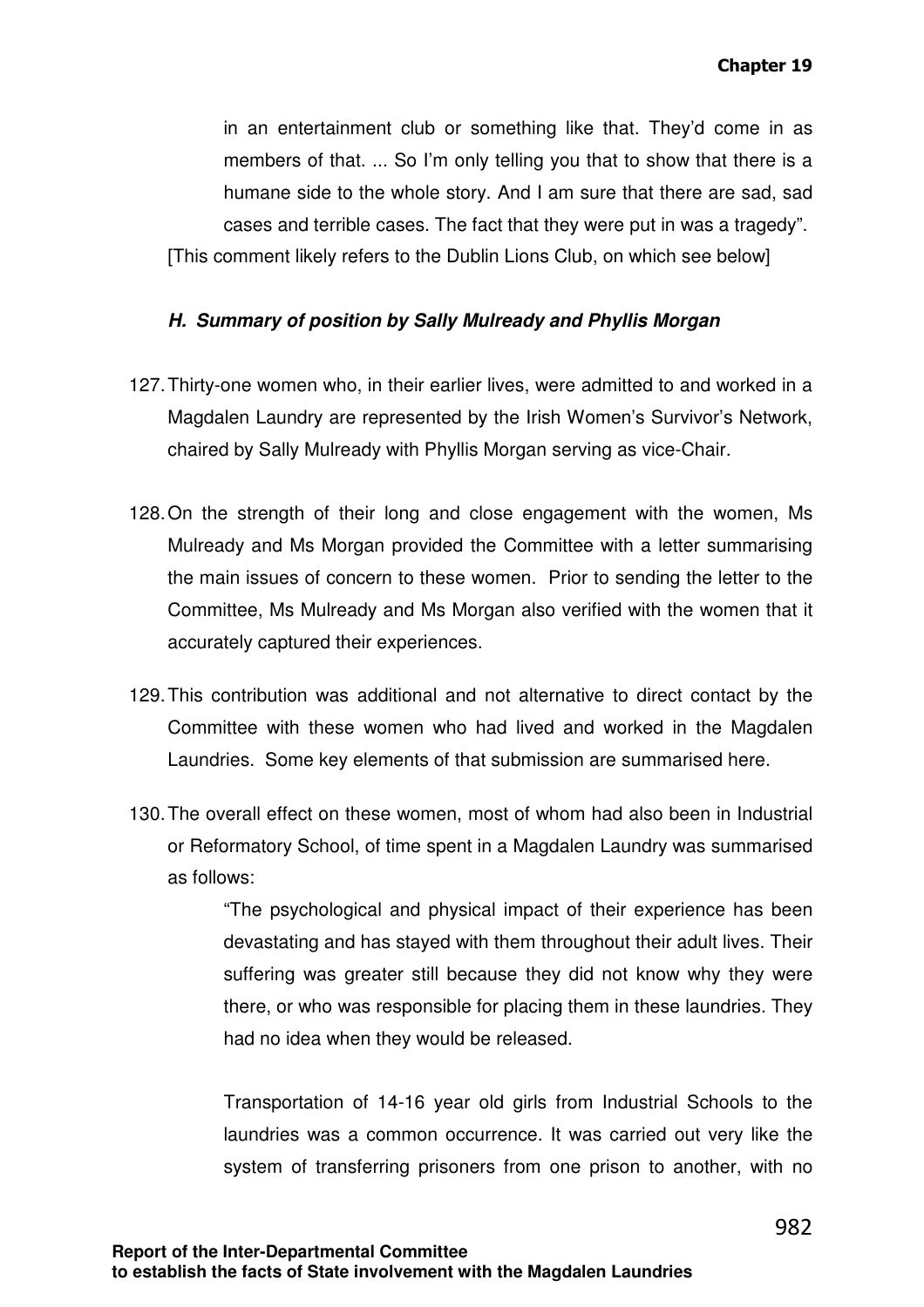> in an entertainment club or something like that. They'd come in as members of that. ... So I'm only telling you that to show that there is a humane side to the whole story. And I am sure that there are sad, sad cases and terrible cases. The fact that they were put in was a tragedy".

[This comment likely refers to the Dublin Lions Club, on which see below]

### *H. Summary of position by Sally Mulready and Phyllis Morgan*

127. Thirty-one women who, in their earlier lives, were admitted to and worked in a Magdalen Laundry are represented by the Irish Women's Survivor's Network, chaired by Sally Mulready with Phyllis Morgan serving as vice-Chair.

128. On the strength of their long and close engagement with the women, Ms Mulready and Ms Morgan provided the Committee with a letter summarising the main issues of concern to these women. Prior to sending the letter to the Committee, Ms Mulready and Ms Morgan also verified with the women that it accurately captured their experiences.

129. This contribution was additional and not alternative to direct contact by the Committee with these women who had lived and worked in the Magdalen Laundries. Some key elements of that submission are summarised here.

130. The overall effect on these women, most of whom had also been in Industrial or Reformatory School, of time spent in a Magdalen Laundry was summarised as follows:

> "The psychological and physical impact of their experience has been devastating and has stayed with them throughout their adult lives. Their suffering was greater still because they did not know why they were there, or who was responsible for placing them in these laundries. They had no idea when they would be released.
>
> Transportation of 14-16 year old girls from Industrial Schools to the laundries was a common occurrence. It was carried out very like the system of transferring prisoners from one prison to another, with no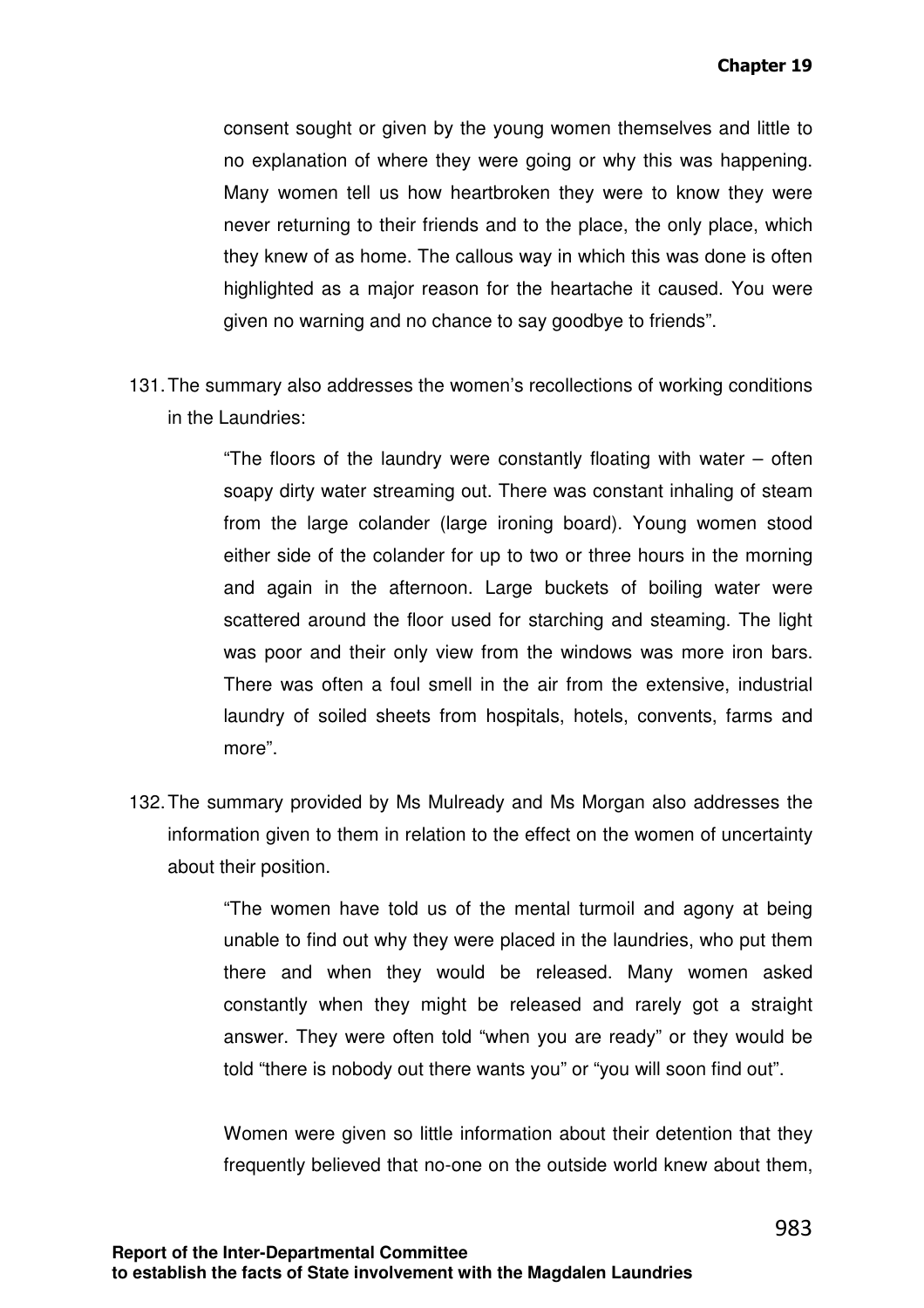consent sought or given by the young women themselves and little to no explanation of where they were going or why this was happening. Many women tell us how heartbroken they were to know they were never returning to their friends and to the place, the only place, which they knew of as home. The callous way in which this was done is often highlighted as a major reason for the heartache it caused. You were given no warning and no chance to say goodbye to friends".

131. The summary also addresses the women's recollections of working conditions in the Laundries:

> "The floors of the laundry were constantly floating with water – often soapy dirty water streaming out. There was constant inhaling of steam from the large colander (large ironing board). Young women stood either side of the colander for up to two or three hours in the morning and again in the afternoon. Large buckets of boiling water were scattered around the floor used for starching and steaming. The light was poor and their only view from the windows was more iron bars. There was often a foul smell in the air from the extensive, industrial laundry of soiled sheets from hospitals, hotels, convents, farms and more".

132. The summary provided by Ms Mulready and Ms Morgan also addresses the information given to them in relation to the effect on the women of uncertainty about their position.

> "The women have told us of the mental turmoil and agony at being unable to find out why they were placed in the laundries, who put them there and when they would be released. Many women asked constantly when they might be released and rarely got a straight answer. They were often told "when you are ready" or they would be told "there is nobody out there wants you" or "you will soon find out".
>
> Women were given so little information about their detention that they frequently believed that no-one on the outside world knew about them,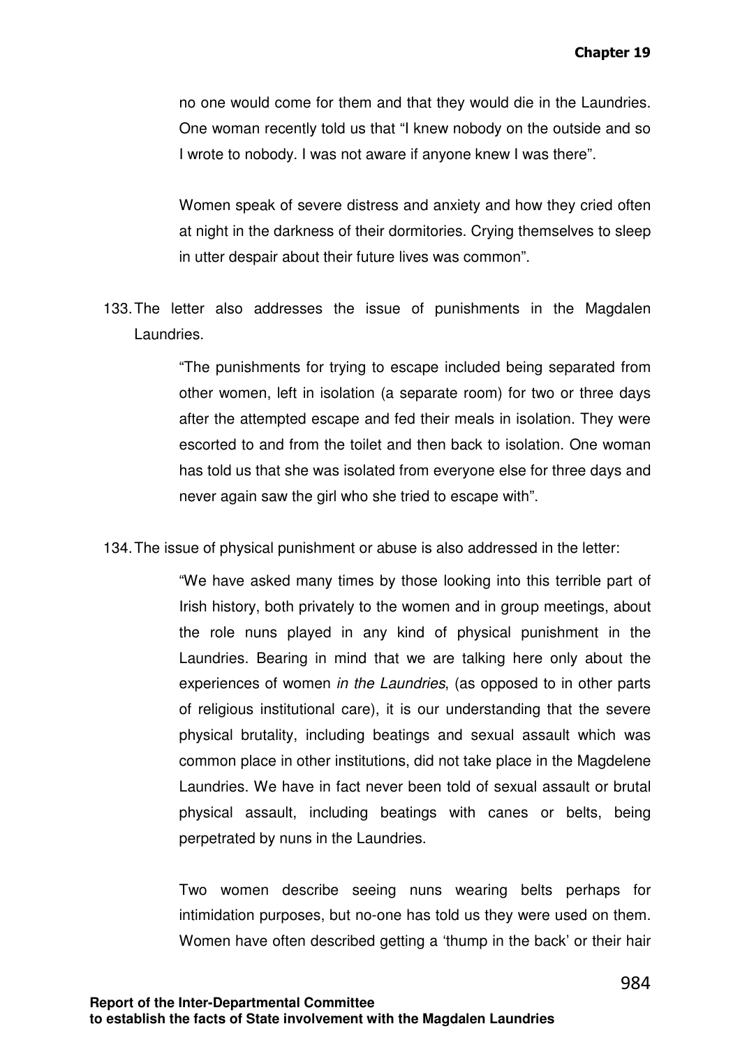no one would come for them and that they would die in the Laundries. One woman recently told us that "I knew nobody on the outside and so I wrote to nobody. I was not aware if anyone knew I was there".

Women speak of severe distress and anxiety and how they cried often at night in the darkness of their dormitories. Crying themselves to sleep in utter despair about their future lives was common".

133. The letter also addresses the issue of punishments in the Magdalen Laundries.

> "The punishments for trying to escape included being separated from other women, left in isolation (a separate room) for two or three days after the attempted escape and fed their meals in isolation. They were escorted to and from the toilet and then back to isolation. One woman has told us that she was isolated from everyone else for three days and never again saw the girl who she tried to escape with".

134. The issue of physical punishment or abuse is also addressed in the letter:

> "We have asked many times by those looking into this terrible part of Irish history, both privately to the women and in group meetings, about the role nuns played in any kind of physical punishment in the Laundries. Bearing in mind that we are talking here only about the experiences of women *in the Laundries*, (as opposed to in other parts of religious institutional care), it is our understanding that the severe physical brutality, including beatings and sexual assault which was common place in other institutions, did not take place in the Magdelene Laundries. We have in fact never been told of sexual assault or brutal physical assault, including beatings with canes or belts, being perpetrated by nuns in the Laundries.
>
> Two women describe seeing nuns wearing belts perhaps for intimidation purposes, but no-one has told us they were used on them. Women have often described getting a 'thump in the back' or their hair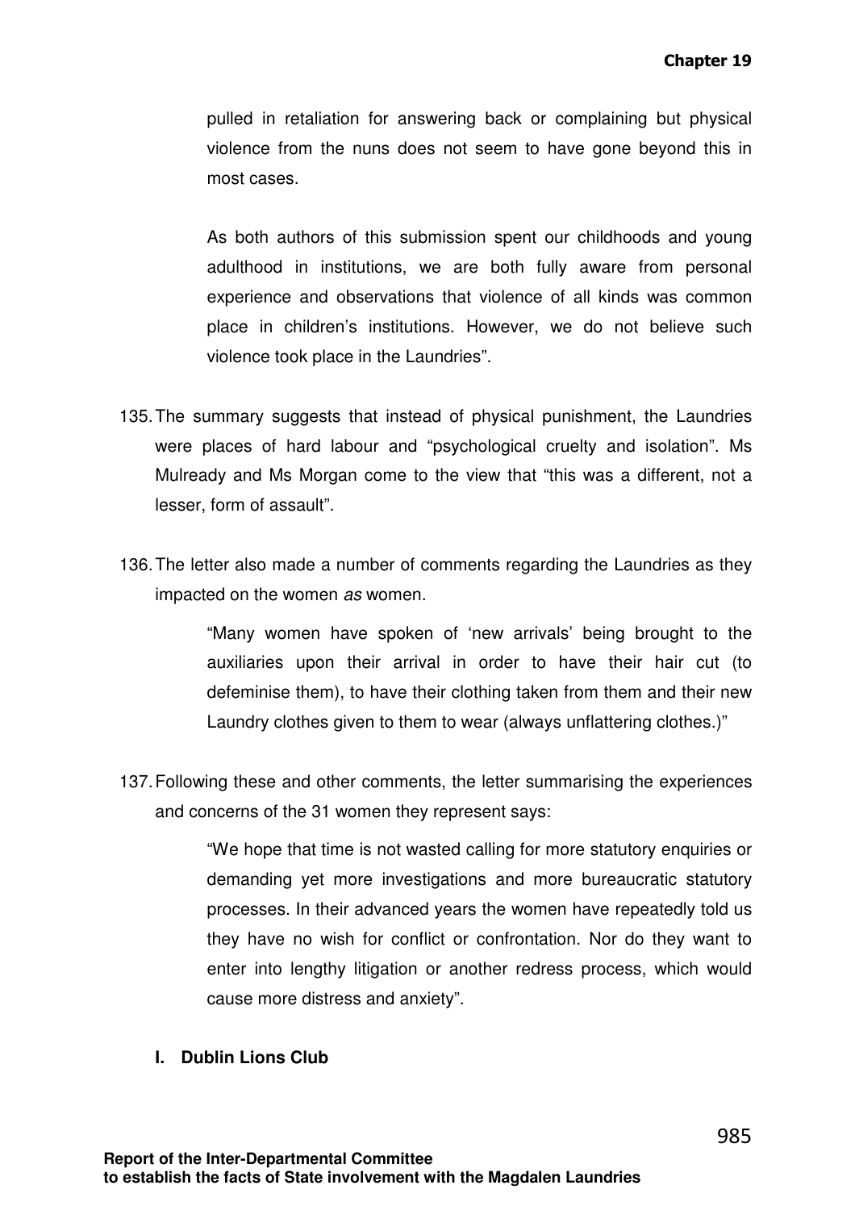pulled in retaliation for answering back or complaining but physical violence from the nuns does not seem to have gone beyond this in most cases.

> As both authors of this submission spent our childhoods and young adulthood in institutions, we are both fully aware from personal experience and observations that violence of all kinds was common place in children's institutions. However, we do not believe such violence took place in the Laundries".

135. The summary suggests that instead of physical punishment, the Laundries were places of hard labour and "psychological cruelty and isolation". Ms Mulready and Ms Morgan come to the view that "this was a different, not a lesser, form of assault".

136. The letter also made a number of comments regarding the Laundries as they impacted on the women *as* women.

> "Many women have spoken of 'new arrivals' being brought to the auxiliaries upon their arrival in order to have their hair cut (to defeminise them), to have their clothing taken from them and their new Laundry clothes given to them to wear (always unflattering clothes.)"

137. Following these and other comments, the letter summarising the experiences and concerns of the 31 women they represent says:

> "We hope that time is not wasted calling for more statutory enquiries or demanding yet more investigations and more bureaucratic statutory processes. In their advanced years the women have repeatedly told us they have no wish for conflict or confrontation. Nor do they want to enter into lengthy litigation or another redress process, which would cause more distress and anxiety".

**I. Dublin Lions Club**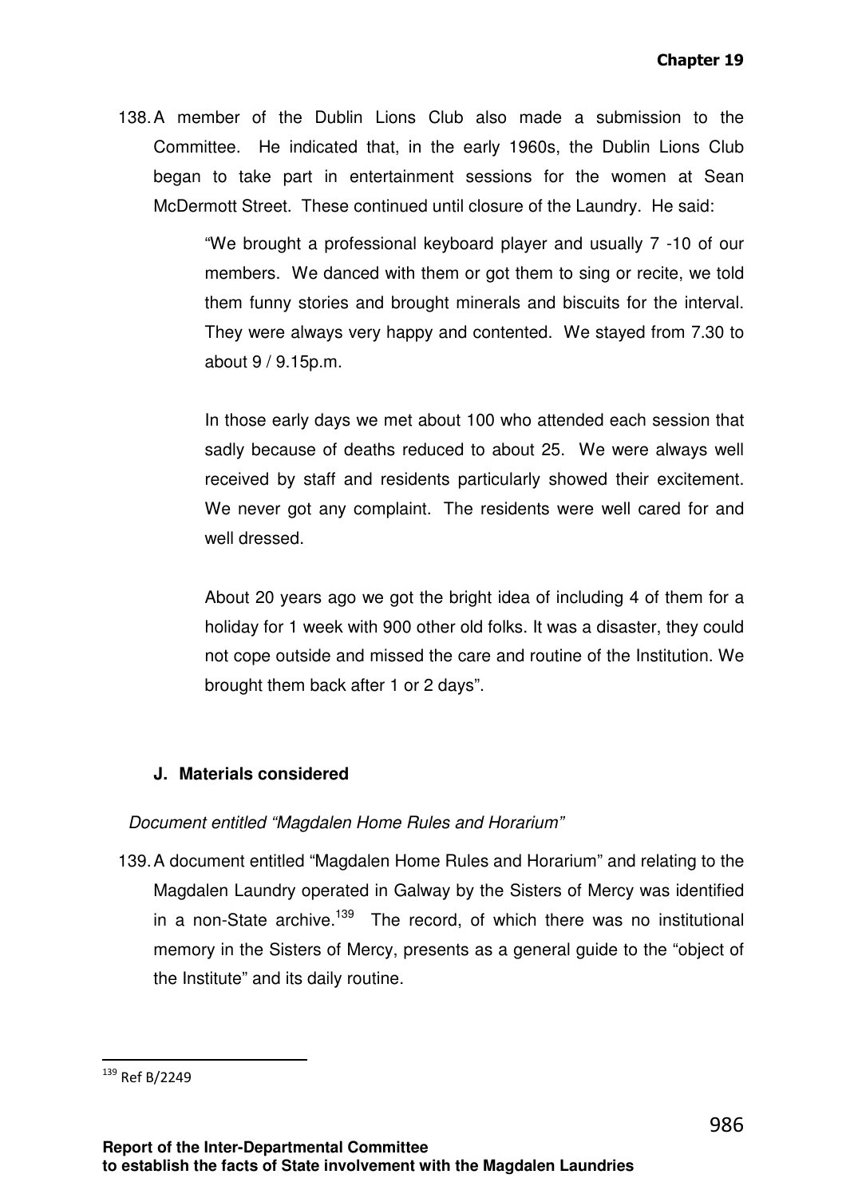138. A member of the Dublin Lions Club also made a submission to the Committee. He indicated that, in the early 1960s, the Dublin Lions Club began to take part in entertainment sessions for the women at Sean McDermott Street. These continued until closure of the Laundry. He said:

> "We brought a professional keyboard player and usually 7 -10 of our members. We danced with them or got them to sing or recite, we told them funny stories and brought minerals and biscuits for the interval. They were always very happy and contented. We stayed from 7.30 to about 9 / 9.15p.m.
>
> In those early days we met about 100 who attended each session that sadly because of deaths reduced to about 25. We were always well received by staff and residents particularly showed their excitement. We never got any complaint. The residents were well cared for and well dressed.
>
> About 20 years ago we got the bright idea of including 4 of them for a holiday for 1 week with 900 other old folks. It was a disaster, they could not cope outside and missed the care and routine of the Institution. We brought them back after 1 or 2 days".

### J. Materials considered

*Document entitled "Magdalen Home Rules and Horarium"*

139. A document entitled "Magdalen Home Rules and Horarium" and relating to the Magdalen Laundry operated in Galway by the Sisters of Mercy was identified in a non-State archive.[139] The record, of which there was no institutional memory in the Sisters of Mercy, presents as a general guide to the "object of the Institute" and its daily routine.

[139] Ref B/2249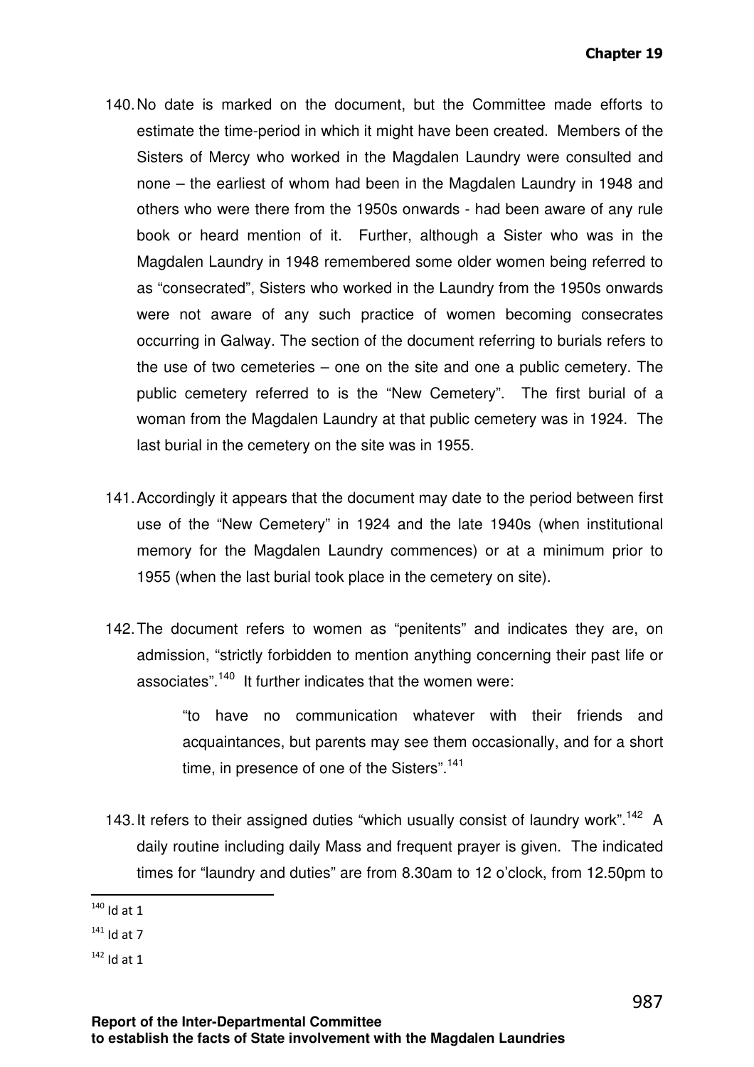140. No date is marked on the document, but the Committee made efforts to estimate the time-period in which it might have been created. Members of the Sisters of Mercy who worked in the Magdalen Laundry were consulted and none – the earliest of whom had been in the Magdalen Laundry in 1948 and others who were there from the 1950s onwards - had been aware of any rule book or heard mention of it. Further, although a Sister who was in the Magdalen Laundry in 1948 remembered some older women being referred to as "consecrated", Sisters who worked in the Laundry from the 1950s onwards were not aware of any such practice of women becoming consecrates occurring in Galway. The section of the document referring to burials refers to the use of two cemeteries – one on the site and one a public cemetery. The public cemetery referred to is the "New Cemetery". The first burial of a woman from the Magdalen Laundry at that public cemetery was in 1924. The last burial in the cemetery on the site was in 1955.

141. Accordingly it appears that the document may date to the period between first use of the "New Cemetery" in 1924 and the late 1940s (when institutional memory for the Magdalen Laundry commences) or at a minimum prior to 1955 (when the last burial took place in the cemetery on site).

142. The document refers to women as "penitents" and indicates they are, on admission, "strictly forbidden to mention anything concerning their past life or associates".[140] It further indicates that the women were:

> "to have no communication whatever with their friends and acquaintances, but parents may see them occasionally, and for a short time, in presence of one of the Sisters".[141]

143. It refers to their assigned duties "which usually consist of laundry work".[142] A daily routine including daily Mass and frequent prayer is given. The indicated times for "laundry and duties" are from 8.30am to 12 o'clock, from 12.50pm to

---

[140] Id at 1

[141] Id at 7

[142] Id at 1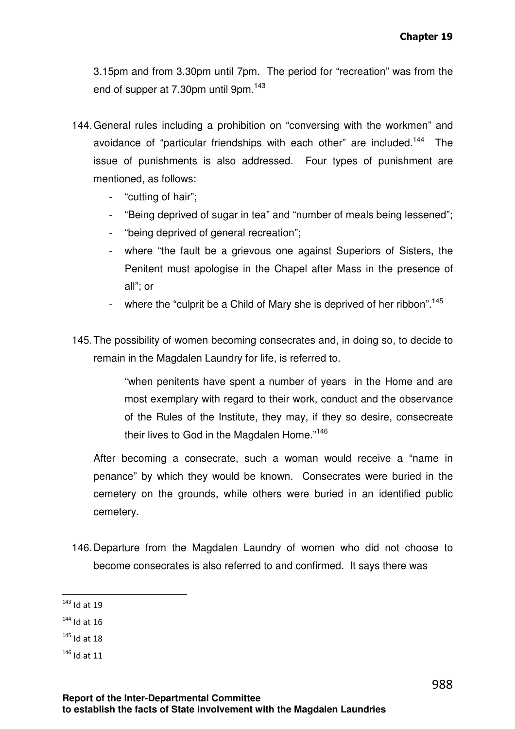3.15pm and from 3.30pm until 7pm. The period for "recreation" was from the end of supper at 7.30pm until 9pm.[143]

144. General rules including a prohibition on "conversing with the workmen" and avoidance of "particular friendships with each other" are included.[144] The issue of punishments is also addressed. Four types of punishment are mentioned, as follows:

   - "cutting of hair";
   - "Being deprived of sugar in tea" and "number of meals being lessened";
   - "being deprived of general recreation";
   - where "the fault be a grievous one against Superiors of Sisters, the Penitent must apologise in the Chapel after Mass in the presence of all"; or
   - where the "culprit be a Child of Mary she is deprived of her ribbon".[145]

145. The possibility of women becoming consecrates and, in doing so, to decide to remain in the Magdalen Laundry for life, is referred to.

   > "when penitents have spent a number of years in the Home and are most exemplary with regard to their work, conduct and the observance of the Rules of the Institute, they may, if they so desire, consecreate their lives to God in the Magdalen Home."[146]

   After becoming a consecrate, such a woman would receive a "name in penance" by which they would be known. Consecrates were buried in the cemetery on the grounds, while others were buried in an identified public cemetery.

146. Departure from the Magdalen Laundry of women who did not choose to become consecrates is also referred to and confirmed. It says there was

---

[143] Id at 19

[144] Id at 16

[145] Id at 18

[146] Id at 11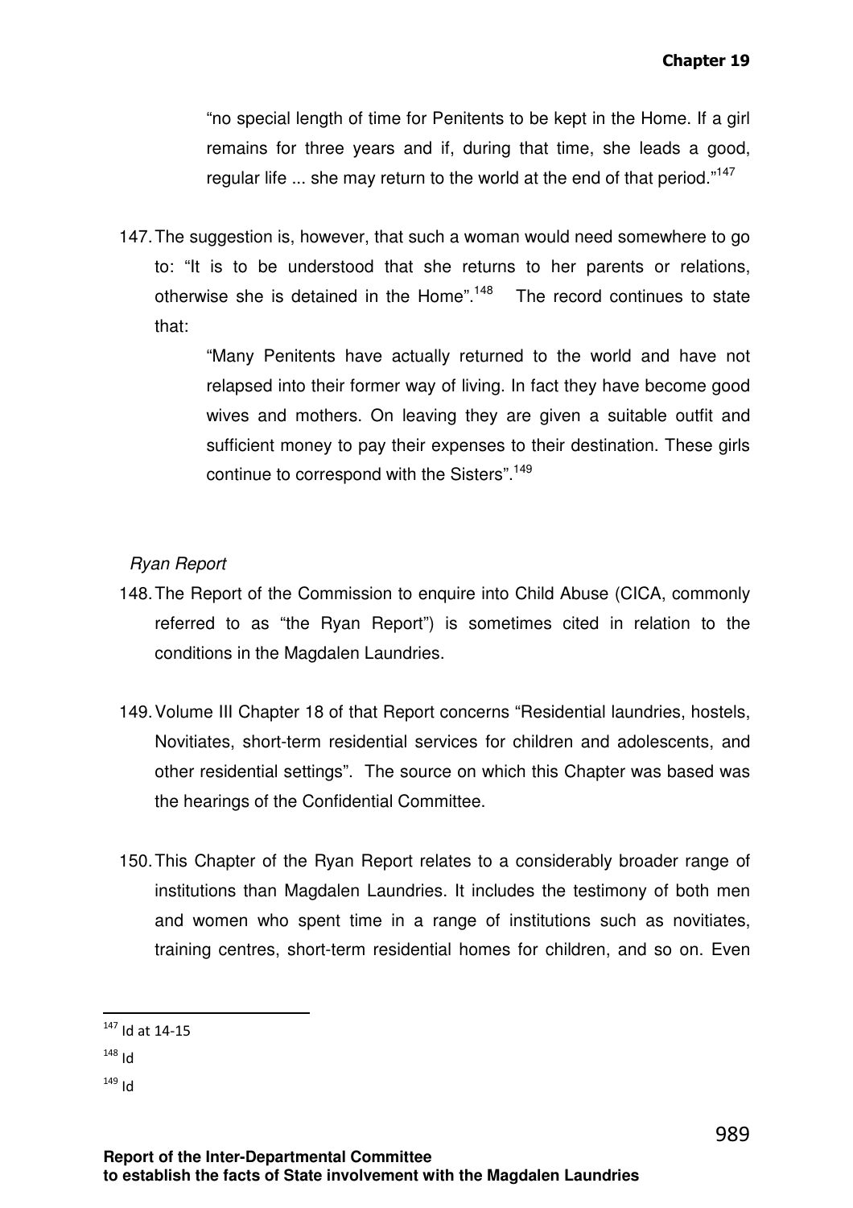> "no special length of time for Penitents to be kept in the Home. If a girl remains for three years and if, during that time, she leads a good, regular life ... she may return to the world at the end of that period."[147]

147. The suggestion is, however, that such a woman would need somewhere to go to: "It is to be understood that she returns to her parents or relations, otherwise she is detained in the Home".[148] The record continues to state that:

> "Many Penitents have actually returned to the world and have not relapsed into their former way of living. In fact they have become good wives and mothers. On leaving they are given a suitable outfit and sufficient money to pay their expenses to their destination. These girls continue to correspond with the Sisters".[149]

*Ryan Report*

148. The Report of the Commission to enquire into Child Abuse (CICA, commonly referred to as "the Ryan Report") is sometimes cited in relation to the conditions in the Magdalen Laundries.

149. Volume III Chapter 18 of that Report concerns "Residential laundries, hostels, Novitiates, short-term residential services for children and adolescents, and other residential settings". The source on which this Chapter was based was the hearings of the Confidential Committee.

150. This Chapter of the Ryan Report relates to a considerably broader range of institutions than Magdalen Laundries. It includes the testimony of both men and women who spent time in a range of institutions such as novitiates, training centres, short-term residential homes for children, and so on. Even

---

[147] Id at 14-15

[148] Id

[149] Id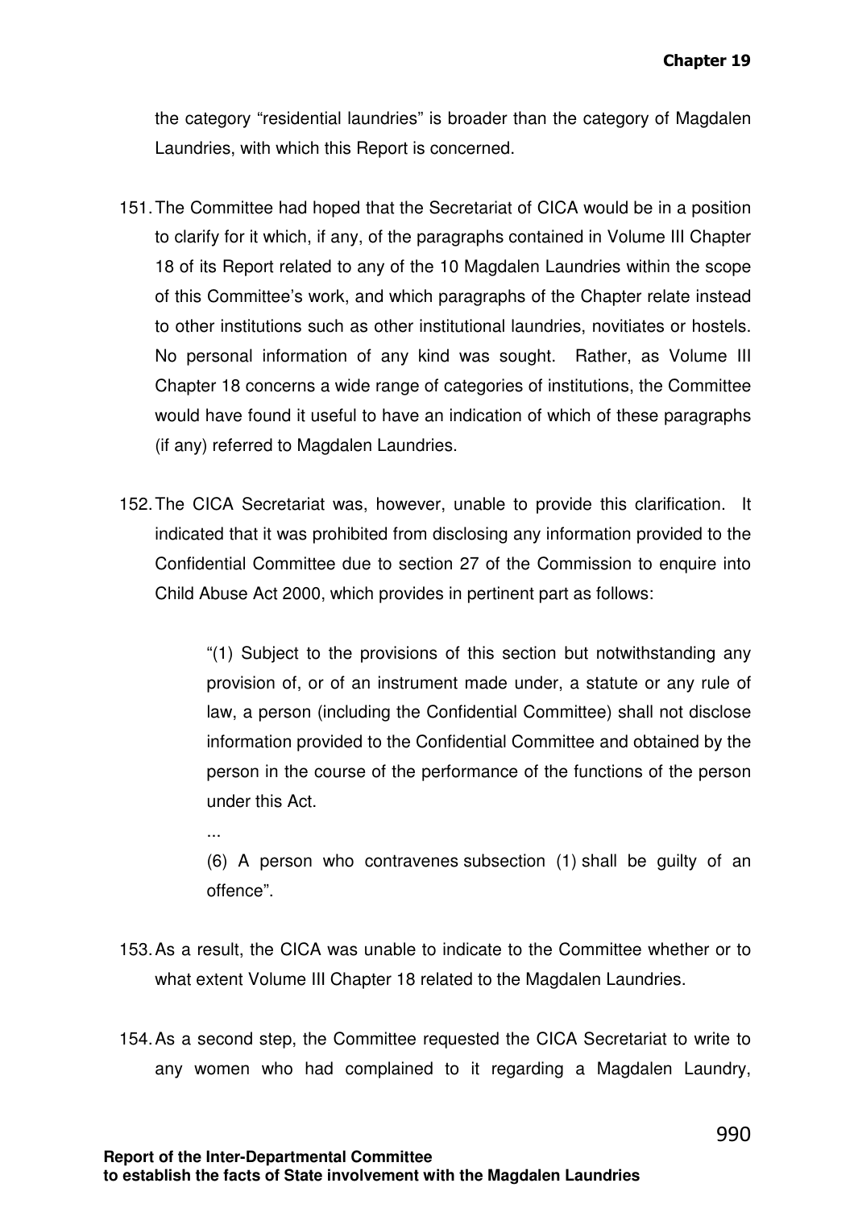the category "residential laundries" is broader than the category of Magdalen Laundries, with which this Report is concerned.

151. The Committee had hoped that the Secretariat of CICA would be in a position to clarify for it which, if any, of the paragraphs contained in Volume III Chapter 18 of its Report related to any of the 10 Magdalen Laundries within the scope of this Committee's work, and which paragraphs of the Chapter relate instead to other institutions such as other institutional laundries, novitiates or hostels. No personal information of any kind was sought. Rather, as Volume III Chapter 18 concerns a wide range of categories of institutions, the Committee would have found it useful to have an indication of which of these paragraphs (if any) referred to Magdalen Laundries.

152. The CICA Secretariat was, however, unable to provide this clarification. It indicated that it was prohibited from disclosing any information provided to the Confidential Committee due to section 27 of the Commission to enquire into Child Abuse Act 2000, which provides in pertinent part as follows:

> "(1) Subject to the provisions of this section but notwithstanding any provision of, or of an instrument made under, a statute or any rule of law, a person (including the Confidential Committee) shall not disclose information provided to the Confidential Committee and obtained by the person in the course of the performance of the functions of the person under this Act.
>
> ...
>
> (6) A person who contravenes subsection (1) shall be guilty of an offence".

153. As a result, the CICA was unable to indicate to the Committee whether or to what extent Volume III Chapter 18 related to the Magdalen Laundries.

154. As a second step, the Committee requested the CICA Secretariat to write to any women who had complained to it regarding a Magdalen Laundry,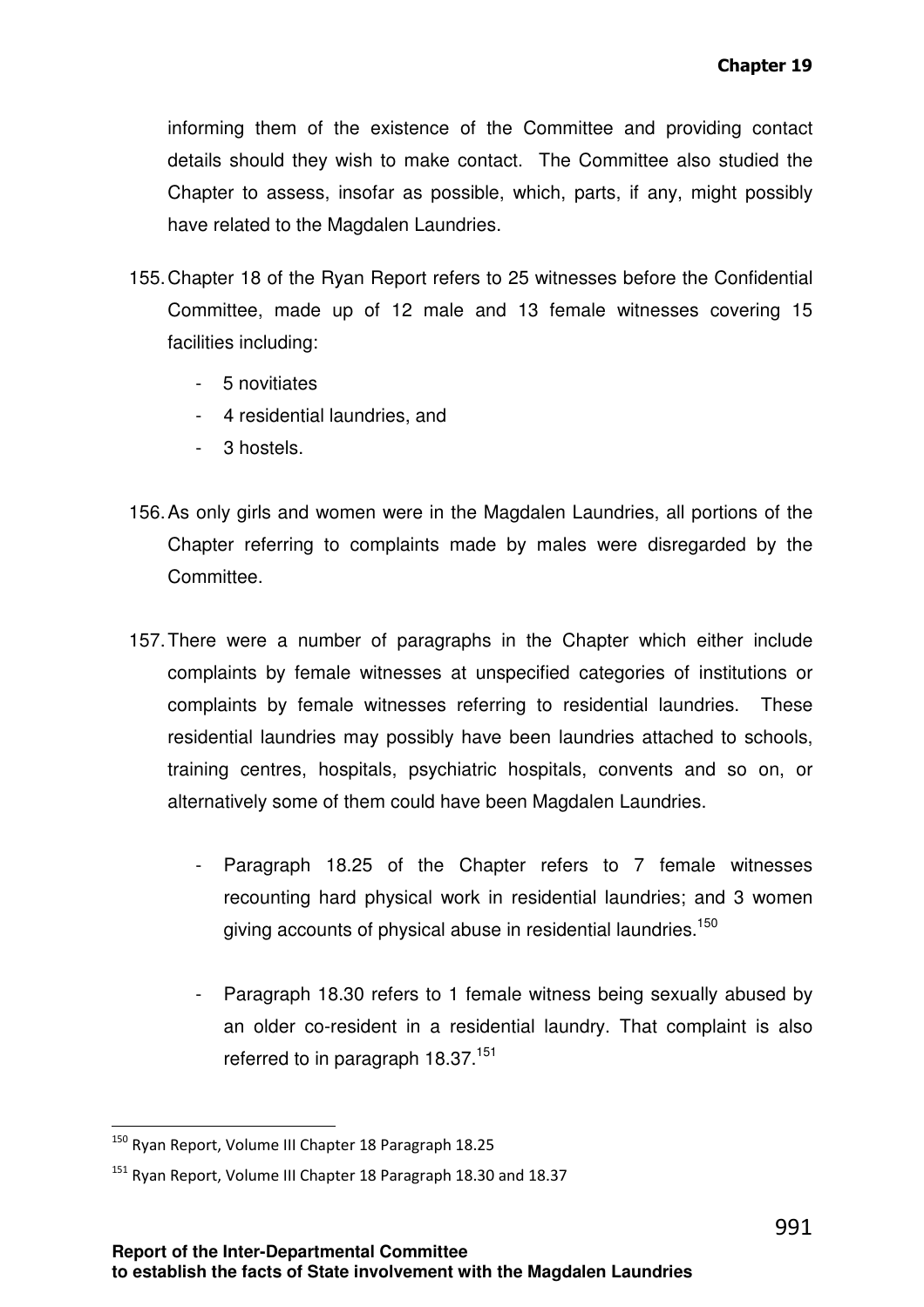informing them of the existence of the Committee and providing contact details should they wish to make contact. The Committee also studied the Chapter to assess, insofar as possible, which, parts, if any, might possibly have related to the Magdalen Laundries.

155. Chapter 18 of the Ryan Report refers to 25 witnesses before the Confidential Committee, made up of 12 male and 13 female witnesses covering 15 facilities including:

    - 5 novitiates
    - 4 residential laundries, and
    - 3 hostels.

156. As only girls and women were in the Magdalen Laundries, all portions of the Chapter referring to complaints made by males were disregarded by the Committee.

157. There were a number of paragraphs in the Chapter which either include complaints by female witnesses at unspecified categories of institutions or complaints by female witnesses referring to residential laundries. These residential laundries may possibly have been laundries attached to schools, training centres, hospitals, psychiatric hospitals, convents and so on, or alternatively some of them could have been Magdalen Laundries.

    - Paragraph 18.25 of the Chapter refers to 7 female witnesses recounting hard physical work in residential laundries; and 3 women giving accounts of physical abuse in residential laundries.[150]

    - Paragraph 18.30 refers to 1 female witness being sexually abused by an older co-resident in a residential laundry. That complaint is also referred to in paragraph 18.37.[151]

---

[150] Ryan Report, Volume III Chapter 18 Paragraph 18.25

[151] Ryan Report, Volume III Chapter 18 Paragraph 18.30 and 18.37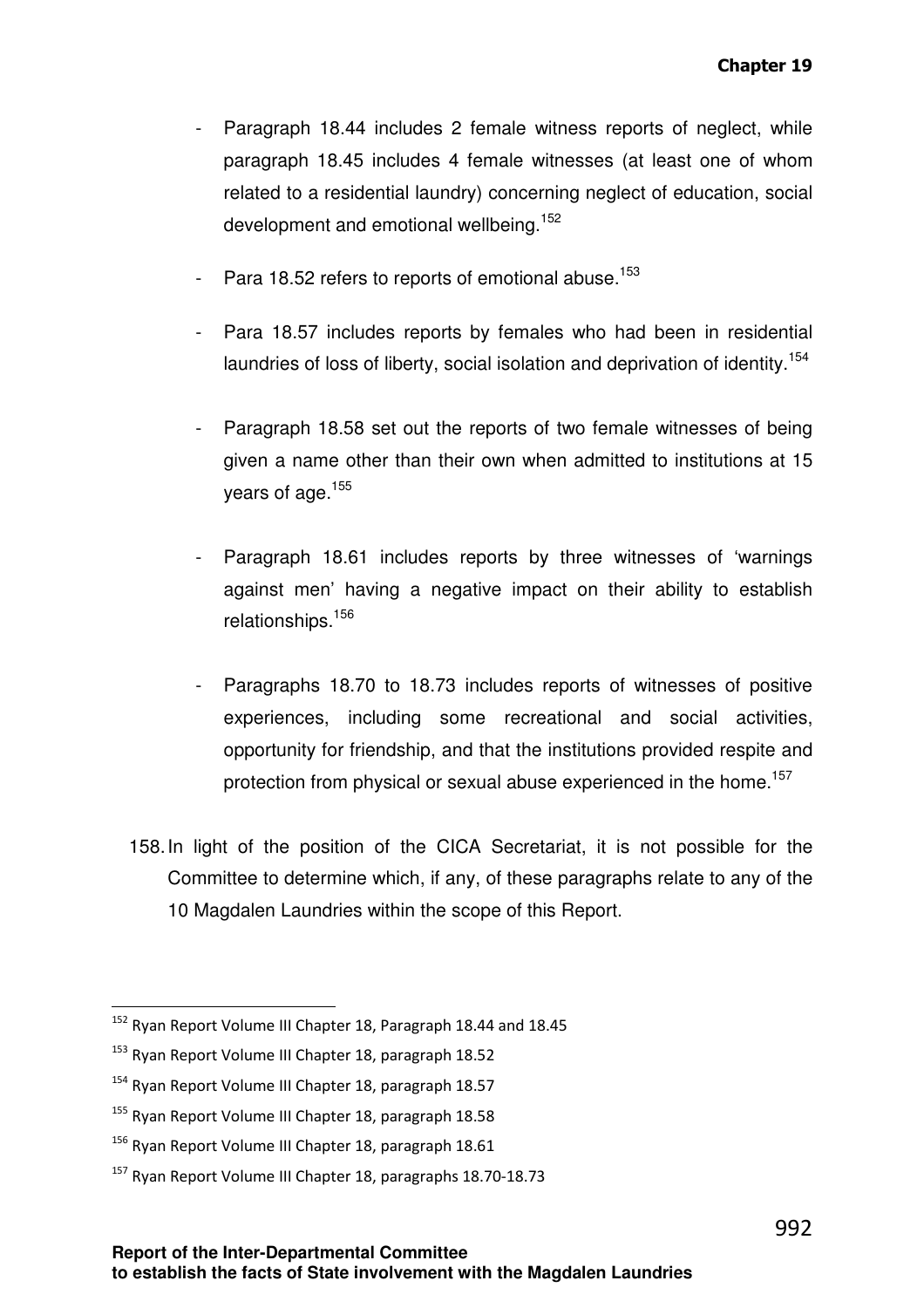- Paragraph 18.44 includes 2 female witness reports of neglect, while paragraph 18.45 includes 4 female witnesses (at least one of whom related to a residential laundry) concerning neglect of education, social development and emotional wellbeing.[152]

- Para 18.52 refers to reports of emotional abuse.[153]

- Para 18.57 includes reports by females who had been in residential laundries of loss of liberty, social isolation and deprivation of identity.[154]

- Paragraph 18.58 set out the reports of two female witnesses of being given a name other than their own when admitted to institutions at 15 years of age.[155]

- Paragraph 18.61 includes reports by three witnesses of 'warnings against men' having a negative impact on their ability to establish relationships.[156]

- Paragraphs 18.70 to 18.73 includes reports of witnesses of positive experiences, including some recreational and social activities, opportunity for friendship, and that the institutions provided respite and protection from physical or sexual abuse experienced in the home.[157]

158. In light of the position of the CICA Secretariat, it is not possible for the Committee to determine which, if any, of these paragraphs relate to any of the 10 Magdalen Laundries within the scope of this Report.

---

[152] Ryan Report Volume III Chapter 18, Paragraph 18.44 and 18.45

[153] Ryan Report Volume III Chapter 18, paragraph 18.52

[154] Ryan Report Volume III Chapter 18, paragraph 18.57

[155] Ryan Report Volume III Chapter 18, paragraph 18.58

[156] Ryan Report Volume III Chapter 18, paragraph 18.61

[157] Ryan Report Volume III Chapter 18, paragraphs 18.70-18.73